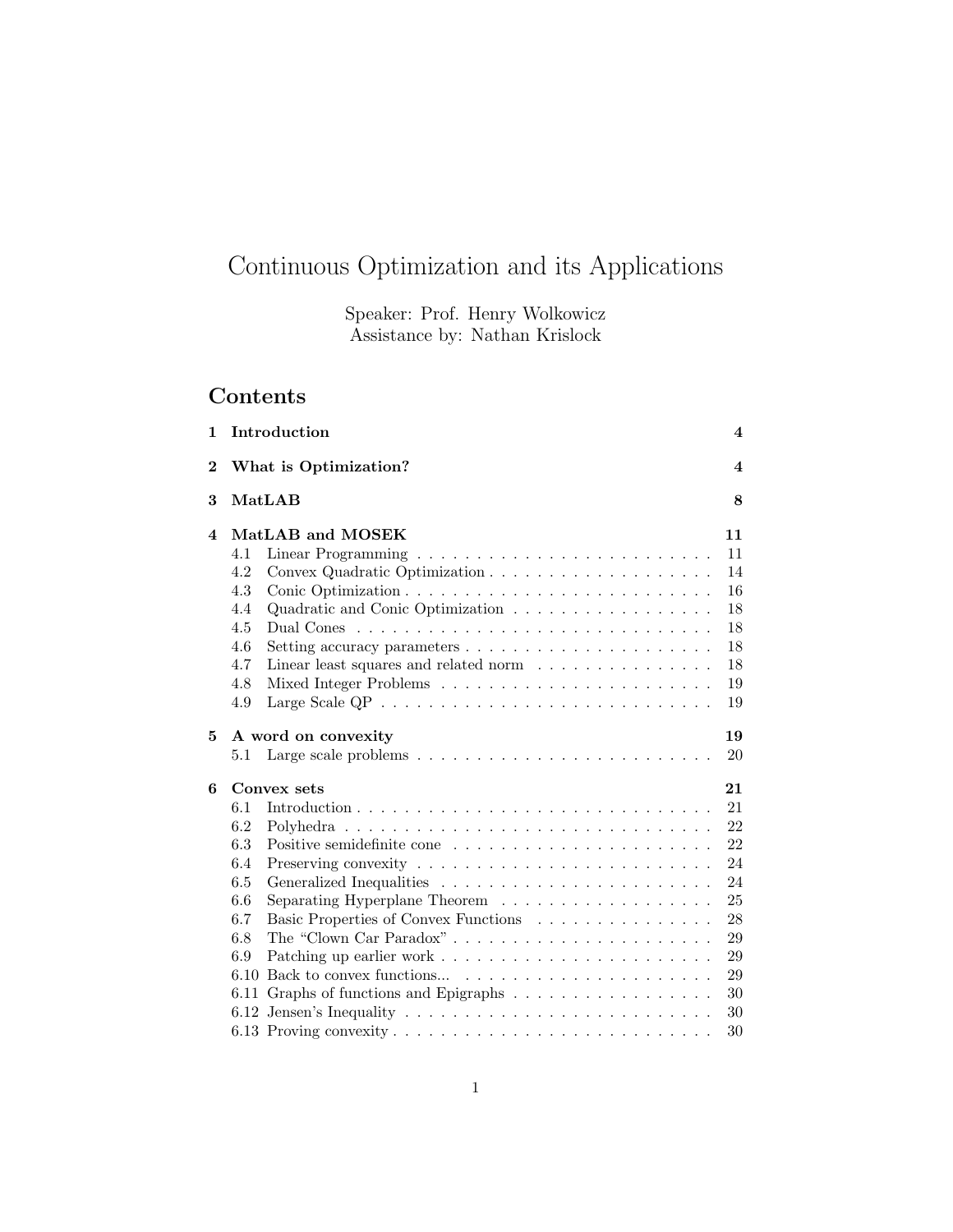# Continuous Optimization and its Applications

Speaker: Prof. Henry Wolkowicz
Assistance by: Nathan Krislock

## Contents

| | | |
|---|---|---|
| **1** | **Introduction** | **4** |
| **2** | **What is Optimization?** | **4** |
| **3** | **MatLAB** | **8** |
| **4** | **MatLAB and MOSEK** | **11** |
| 4.1 | Linear Programming | 11 |
| 4.2 | Convex Quadratic Optimization | 14 |
| 4.3 | Conic Optimization | 16 |
| 4.4 | Quadratic and Conic Optimization | 18 |
| 4.5 | Dual Cones | 18 |
| 4.6 | Setting accuracy parameters | 18 |
| 4.7 | Linear least squares and related norm | 18 |
| 4.8 | Mixed Integer Problems | 19 |
| 4.9 | Large Scale QP | 19 |
| **5** | **A word on convexity** | **19** |
| 5.1 | Large scale problems | 20 |
| **6** | **Convex sets** | **21** |
| 6.1 | Introduction | 21 |
| 6.2 | Polyhedra | 22 |
| 6.3 | Positive semidefinite cone | 22 |
| 6.4 | Preserving convexity | 24 |
| 6.5 | Generalized Inequalities | 24 |
| 6.6 | Separating Hyperplane Theorem | 25 |
| 6.7 | Basic Properties of Convex Functions | 28 |
| 6.8 | The "Clown Car Paradox" | 29 |
| 6.9 | Patching up earlier work | 29 |
| 6.10 | Back to convex functions... | 29 |
| 6.11 | Graphs of functions and Epigraphs | 30 |
| 6.12 | Jensen's Inequality | 30 |
| 6.13 | Proving convexity | 30 |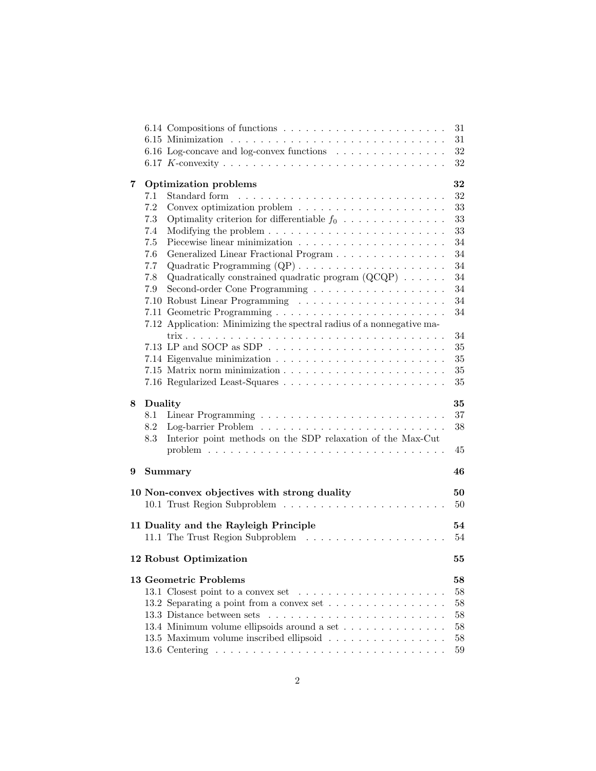6.14 Compositions of functions . . . . . . . . . . . . . . . . . . . . . . 31
6.15 Minimization . . . . . . . . . . . . . . . . . . . . . . . . . . . . 31
6.16 Log-concave and log-convex functions . . . . . . . . . . . . . . . 32
6.17 $K$-convexity . . . . . . . . . . . . . . . . . . . . . . . . . . . . 32

**7 Optimization problems 32**

7.1 Standard form . . . . . . . . . . . . . . . . . . . . . . . . . . . 32
7.2 Convex optimization problem . . . . . . . . . . . . . . . . . . . . 33
7.3 Optimality criterion for differentiable $f_0$ . . . . . . . . . . . . . 33
7.4 Modifying the problem . . . . . . . . . . . . . . . . . . . . . . . 33
7.5 Piecewise linear minimization . . . . . . . . . . . . . . . . . . . . 34
7.6 Generalized Linear Fractional Program . . . . . . . . . . . . . . . 34
7.7 Quadratic Programming (QP) . . . . . . . . . . . . . . . . . . . . 34
7.8 Quadratically constrained quadratic program (QCQP) . . . . . . 34
7.9 Second-order Cone Programming . . . . . . . . . . . . . . . . . . 34
7.10 Robust Linear Programming . . . . . . . . . . . . . . . . . . . . 34
7.11 Geometric Programming . . . . . . . . . . . . . . . . . . . . . . . 34
7.12 Application: Minimizing the spectral radius of a nonnegative matrix . . . . . . . . . . . . . . . . . . . . . . . . . . . . . . . . . . 34
7.13 LP and SOCP as SDP . . . . . . . . . . . . . . . . . . . . . . . . 35
7.14 Eigenvalue minimization . . . . . . . . . . . . . . . . . . . . . . . 35
7.15 Matrix norm minimization . . . . . . . . . . . . . . . . . . . . . . 35
7.16 Regularized Least-Squares . . . . . . . . . . . . . . . . . . . . . . 35

**8 Duality 35**

8.1 Linear Programming . . . . . . . . . . . . . . . . . . . . . . . . . 37
8.2 Log-barrier Problem . . . . . . . . . . . . . . . . . . . . . . . . . 38
8.3 Interior point methods on the SDP relaxation of the Max-Cut problem . . . . . . . . . . . . . . . . . . . . . . . . . . . . . . . . 45

**9 Summary 46**

**10 Non-convex objectives with strong duality 50**

10.1 Trust Region Subproblem . . . . . . . . . . . . . . . . . . . . . . 50

**11 Duality and the Rayleigh Principle 54**

11.1 The Trust Region Subproblem . . . . . . . . . . . . . . . . . . . 54

**12 Robust Optimization 55**

**13 Geometric Problems 58**

13.1 Closest point to a convex set . . . . . . . . . . . . . . . . . . . . 58
13.2 Separating a point from a convex set . . . . . . . . . . . . . . . . 58
13.3 Distance between sets . . . . . . . . . . . . . . . . . . . . . . . . 58
13.4 Minimum volume ellipsoids around a set . . . . . . . . . . . . . . 58
13.5 Maximum volume inscribed ellipsoid . . . . . . . . . . . . . . . . 58
13.6 Centering . . . . . . . . . . . . . . . . . . . . . . . . . . . . . . . 59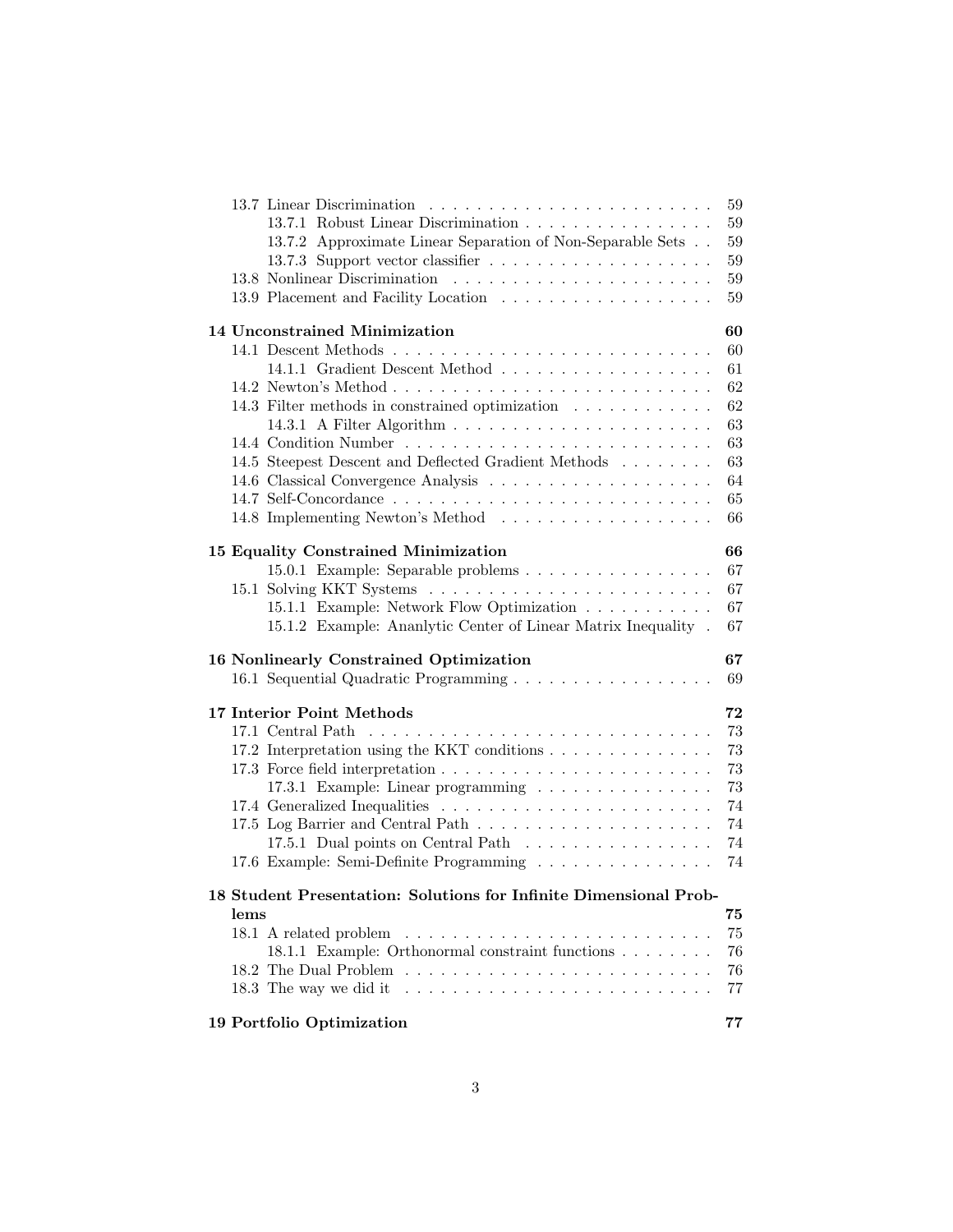- 13.7 Linear Discrimination . . . . . . . . . . 59
  - 13.7.1 Robust Linear Discrimination . . . . . . . . . . 59
  - 13.7.2 Approximate Linear Separation of Non-Separable Sets . . 59
  - 13.7.3 Support vector classifier . . . . . . . . . . 59
- 13.8 Nonlinear Discrimination . . . . . . . . . . 59
- 13.9 Placement and Facility Location . . . . . . . . . . 59

**14 Unconstrained Minimization** **60**

- 14.1 Descent Methods . . . . . . . . . . 60
  - 14.1.1 Gradient Descent Method . . . . . . . . . . 61
- 14.2 Newton's Method . . . . . . . . . . 62
- 14.3 Filter methods in constrained optimization . . . . . . . . . . 62
  - 14.3.1 A Filter Algorithm . . . . . . . . . . 63
- 14.4 Condition Number . . . . . . . . . . 63
- 14.5 Steepest Descent and Deflected Gradient Methods . . . . . . . . . . 63
- 14.6 Classical Convergence Analysis . . . . . . . . . . 64
- 14.7 Self-Concordance . . . . . . . . . . 65
- 14.8 Implementing Newton's Method . . . . . . . . . . 66

**15 Equality Constrained Minimization** **66**

- 15.0.1 Example: Separable problems . . . . . . . . . . 67
- 15.1 Solving KKT Systems . . . . . . . . . . 67
  - 15.1.1 Example: Network Flow Optimization . . . . . . . . . . 67
  - 15.1.2 Example: Ananlytic Center of Linear Matrix Inequality . 67

**16 Nonlinearly Constrained Optimization** **67**

- 16.1 Sequential Quadratic Programming . . . . . . . . . . 69

**17 Interior Point Methods** **72**

- 17.1 Central Path . . . . . . . . . . 73
- 17.2 Interpretation using the KKT conditions . . . . . . . . . . 73
- 17.3 Force field interpretation . . . . . . . . . . 73
  - 17.3.1 Example: Linear programming . . . . . . . . . . 73
- 17.4 Generalized Inequalities . . . . . . . . . . 74
- 17.5 Log Barrier and Central Path . . . . . . . . . . 74
  - 17.5.1 Dual points on Central Path . . . . . . . . . . 74
- 17.6 Example: Semi-Definite Programming . . . . . . . . . . 74

**18 Student Presentation: Solutions for Infinite Dimensional Problems** **75**

- 18.1 A related problem . . . . . . . . . . 75
  - 18.1.1 Example: Orthonormal constraint functions . . . . . . . . . . 76
- 18.2 The Dual Problem . . . . . . . . . . 76
- 18.3 The way we did it . . . . . . . . . . 77

**19 Portfolio Optimization** **77**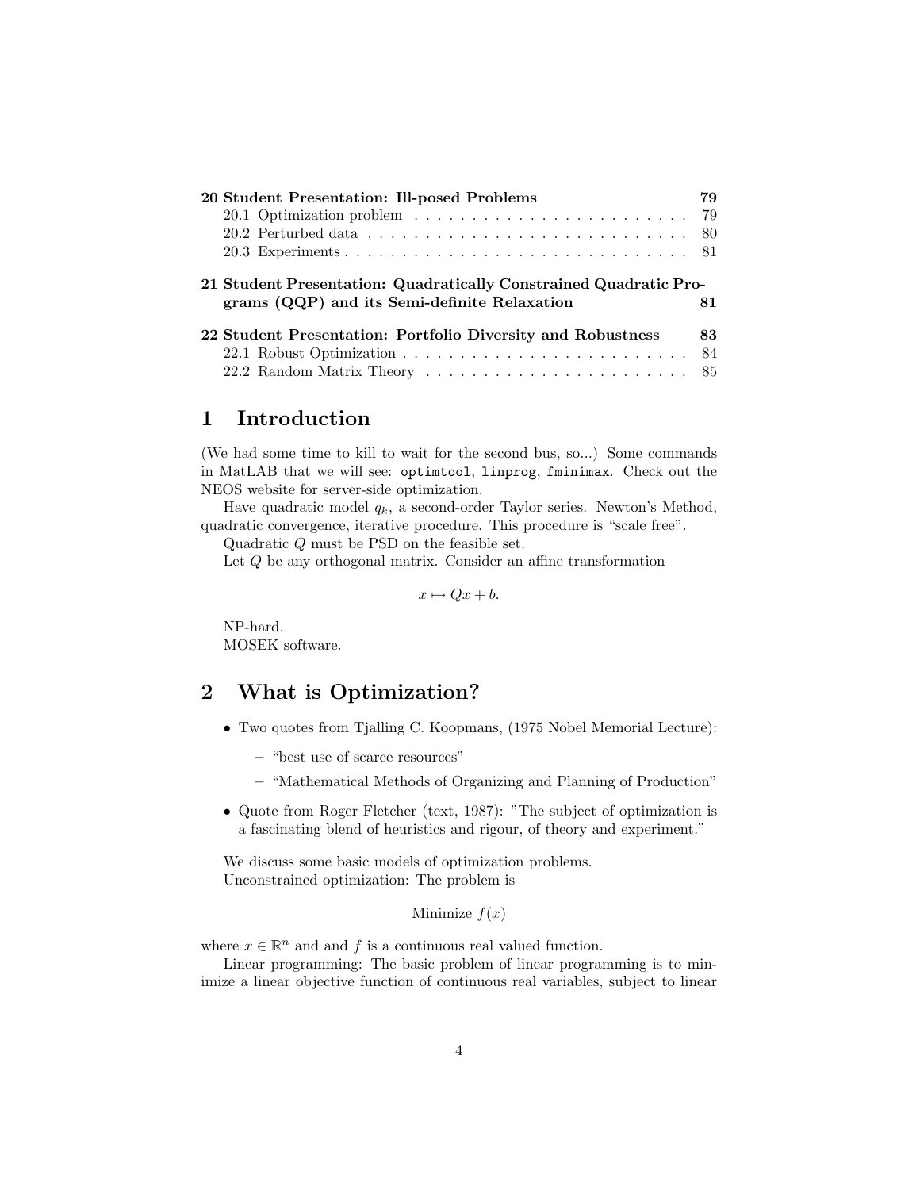| | |
|---|---|
| **20 Student Presentation: Ill-posed Problems** | **79** |
| 20.1 Optimization problem | 79 |
| 20.2 Perturbed data | 80 |
| 20.3 Experiments | 81 |
| **21 Student Presentation: Quadratically Constrained Quadratic Programs (QQP) and its Semi-definite Relaxation** | **81** |
| **22 Student Presentation: Portfolio Diversity and Robustness** | **83** |
| 22.1 Robust Optimization | 84 |
| 22.2 Random Matrix Theory | 85 |

# 1 Introduction

(We had some time to kill to wait for the second bus, so...) Some commands in MatLAB that we will see: `optimtool`, `linprog`, `fminimax`. Check out the NEOS website for server-side optimization.

Have quadratic model $q_k$, a second-order Taylor series. Newton's Method, quadratic convergence, iterative procedure. This procedure is "scale free".

Quadratic $Q$ must be PSD on the feasible set.

Let $Q$ be any orthogonal matrix. Consider an affine transformation

$$x \mapsto Qx + b.$$

NP-hard.

MOSEK software.

# 2 What is Optimization?

- Two quotes from Tjalling C. Koopmans, (1975 Nobel Memorial Lecture):
  - "best use of scarce resources"
  - "Mathematical Methods of Organizing and Planning of Production"
- Quote from Roger Fletcher (text, 1987): "The subject of optimization is a fascinating blend of heuristics and rigour, of theory and experiment."

We discuss some basic models of optimization problems.

Unconstrained optimization: The problem is

$$\text{Minimize } f(x)$$

where $x \in \mathbb{R}^n$ and and $f$ is a continuous real valued function.

Linear programming: The basic problem of linear programming is to minimize a linear objective function of continuous real variables, subject to linear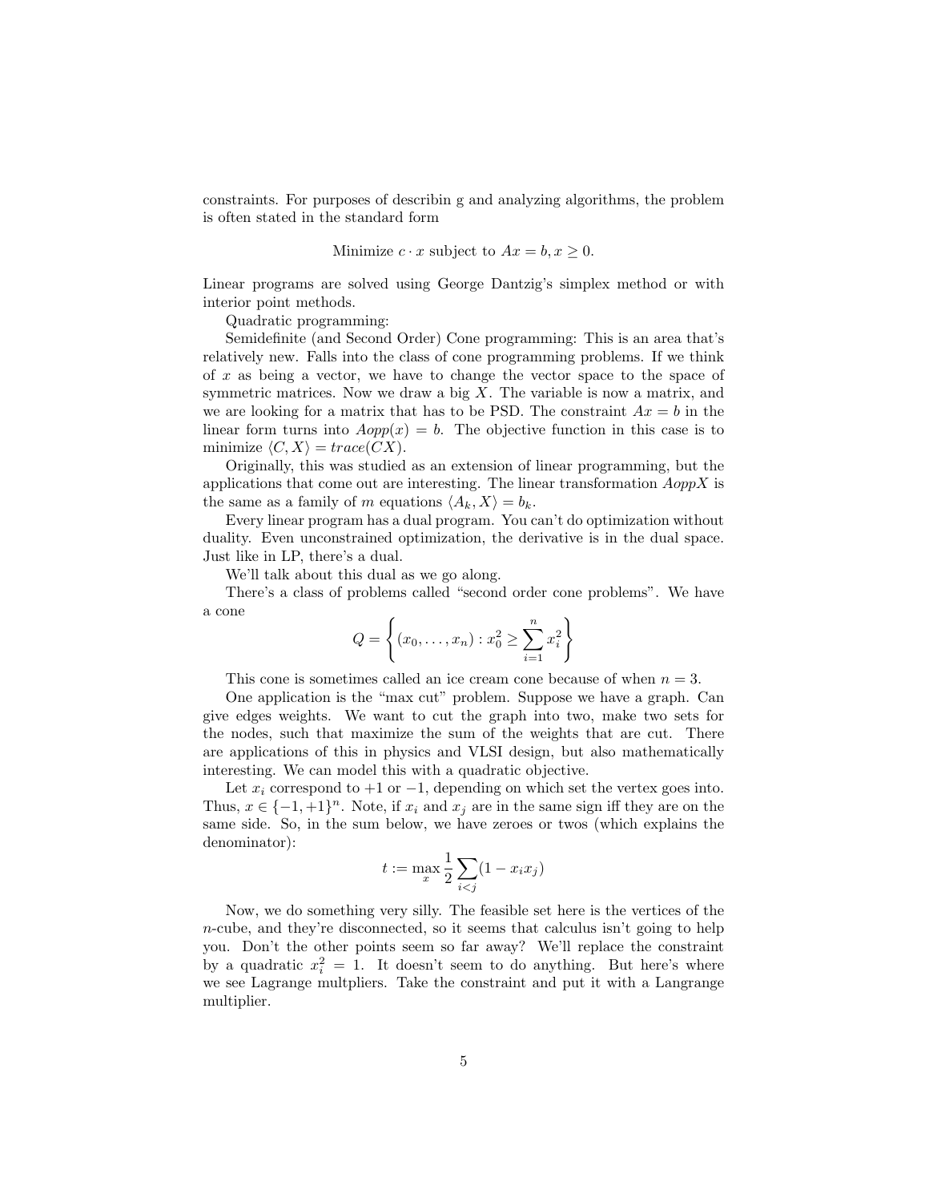constraints. For purposes of describin g and analyzing algorithms, the problem is often stated in the standard form

$$\text{Minimize } c \cdot x \text{ subject to } Ax = b, x \geq 0.$$

Linear programs are solved using George Dantzig's simplex method or with interior point methods.

Quadratic programming:

Semidefinite (and Second Order) Cone programming: This is an area that's relatively new. Falls into the class of cone programming problems. If we think of $x$ as being a vector, we have to change the vector space to the space of symmetric matrices. Now we draw a big $X$. The variable is now a matrix, and we are looking for a matrix that has to be PSD. The constraint $Ax = b$ in the linear form turns into $Aopp(x) = b$. The objective function in this case is to minimize $\langle C, X \rangle = trace(CX)$.

Originally, this was studied as an extension of linear programming, but the applications that come out are interesting. The linear transformation $AoppX$ is the same as a family of $m$ equations $\langle A_k, X \rangle = b_k$.

Every linear program has a dual program. You can't do optimization without duality. Even unconstrained optimization, the derivative is in the dual space. Just like in LP, there's a dual.

We'll talk about this dual as we go along.

There's a class of problems called "second order cone problems". We have a cone

$$Q = \left\{ (x_0, \ldots, x_n) : x_0^2 \geq \sum_{i=1}^{n} x_i^2 \right\}$$

This cone is sometimes called an ice cream cone because of when $n = 3$.

One application is the "max cut" problem. Suppose we have a graph. Can give edges weights. We want to cut the graph into two, make two sets for the nodes, such that maximize the sum of the weights that are cut. There are applications of this in physics and VLSI design, but also mathematically interesting. We can model this with a quadratic objective.

Let $x_i$ correspond to $+1$ or $-1$, depending on which set the vertex goes into. Thus, $x \in \{-1, +1\}^n$. Note, if $x_i$ and $x_j$ are in the same sign iff they are on the same side. So, in the sum below, we have zeroes or twos (which explains the denominator):

$$t := \max_x \frac{1}{2} \sum_{i<j} (1 - x_i x_j)$$

Now, we do something very silly. The feasible set here is the vertices of the $n$-cube, and they're disconnected, so it seems that calculus isn't going to help you. Don't the other points seem so far away? We'll replace the constraint by a quadratic $x_i^2 = 1$. It doesn't seem to do anything. But here's where we see Lagrange multpliers. Take the constraint and put it with a Langrange multiplier.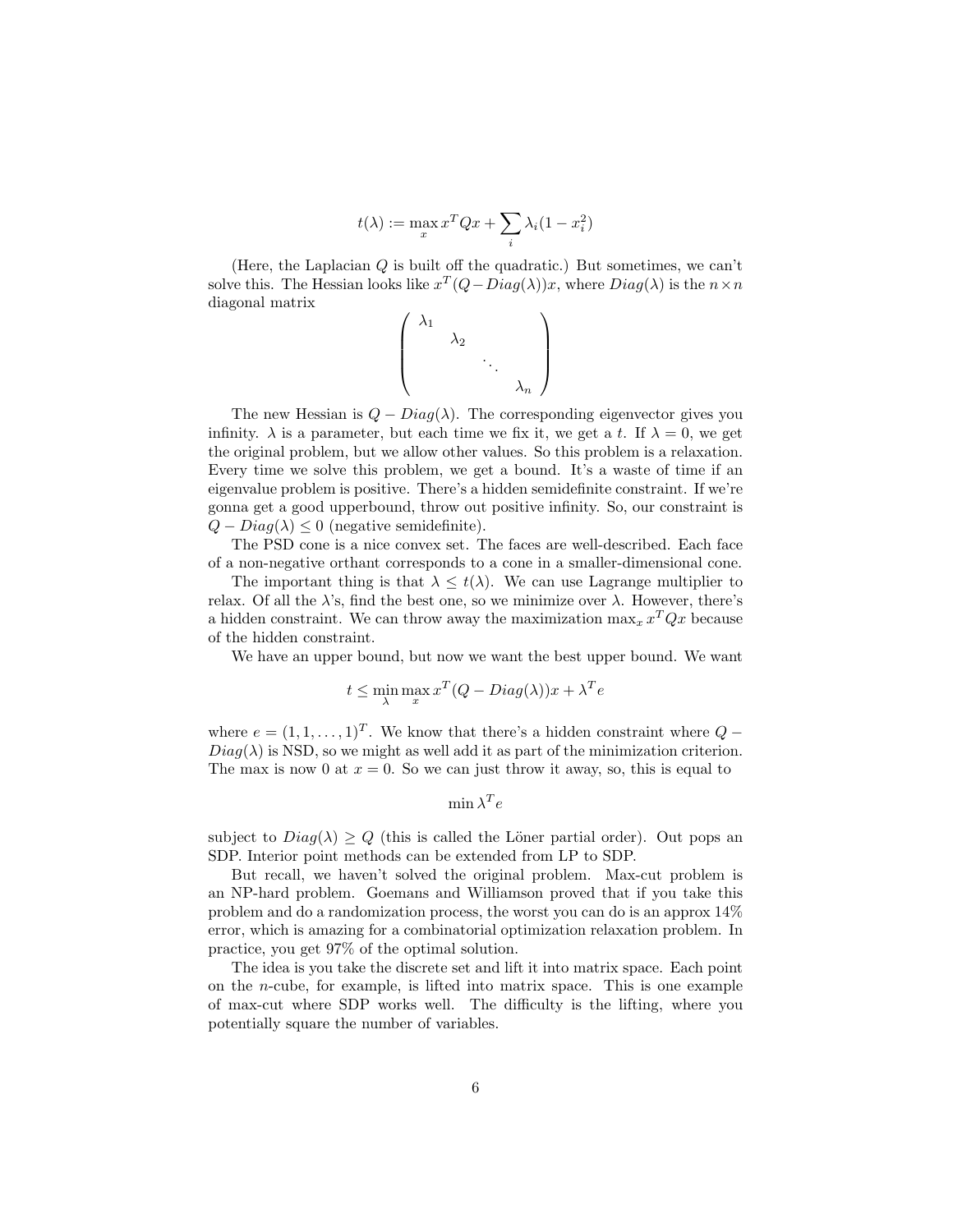$$t(\lambda) := \max_x x^T Q x + \sum_i \lambda_i (1 - x_i^2)$$

(Here, the Laplacian $Q$ is built off the quadratic.) But sometimes, we can't solve this. The Hessian looks like $x^T(Q - Diag(\lambda))x$, where $Diag(\lambda)$ is the $n \times n$ diagonal matrix

$$\begin{pmatrix} \lambda_1 & & & \\ & \lambda_2 & & \\ & & \ddots & \\ & & & \lambda_n \end{pmatrix}$$

The new Hessian is $Q - Diag(\lambda)$. The corresponding eigenvector gives you infinity. $\lambda$ is a parameter, but each time we fix it, we get a $t$. If $\lambda = 0$, we get the original problem, but we allow other values. So this problem is a relaxation. Every time we solve this problem, we get a bound. It's a waste of time if an eigenvalue problem is positive. There's a hidden semidefinite constraint. If we're gonna get a good upperbound, throw out positive infinity. So, our constraint is $Q - Diag(\lambda) \leq 0$ (negative semidefinite).

The PSD cone is a nice convex set. The faces are well-described. Each face of a non-negative orthant corresponds to a cone in a smaller-dimensional cone.

The important thing is that $\lambda \leq t(\lambda)$. We can use Lagrange multiplier to relax. Of all the $\lambda$'s, find the best one, so we minimize over $\lambda$. However, there's a hidden constraint. We can throw away the maximization $\max_x x^T Q x$ because of the hidden constraint.

We have an upper bound, but now we want the best upper bound. We want

$$t \leq \min_\lambda \max_x x^T(Q - Diag(\lambda))x + \lambda^T e$$

where $e = (1, 1, \ldots, 1)^T$. We know that there's a hidden constraint where $Q - Diag(\lambda)$ is NSD, so we might as well add it as part of the minimization criterion. The max is now 0 at $x = 0$. So we can just throw it away, so, this is equal to

$$\min \lambda^T e$$

subject to $Diag(\lambda) \geq Q$ (this is called the Löner partial order). Out pops an SDP. Interior point methods can be extended from LP to SDP.

But recall, we haven't solved the original problem. Max-cut problem is an NP-hard problem. Goemans and Williamson proved that if you take this problem and do a randomization process, the worst you can do is an approx 14% error, which is amazing for a combinatorial optimization relaxation problem. In practice, you get 97% of the optimal solution.

The idea is you take the discrete set and lift it into matrix space. Each point on the $n$-cube, for example, is lifted into matrix space. This is one example of max-cut where SDP works well. The difficulty is the lifting, where you potentially square the number of variables.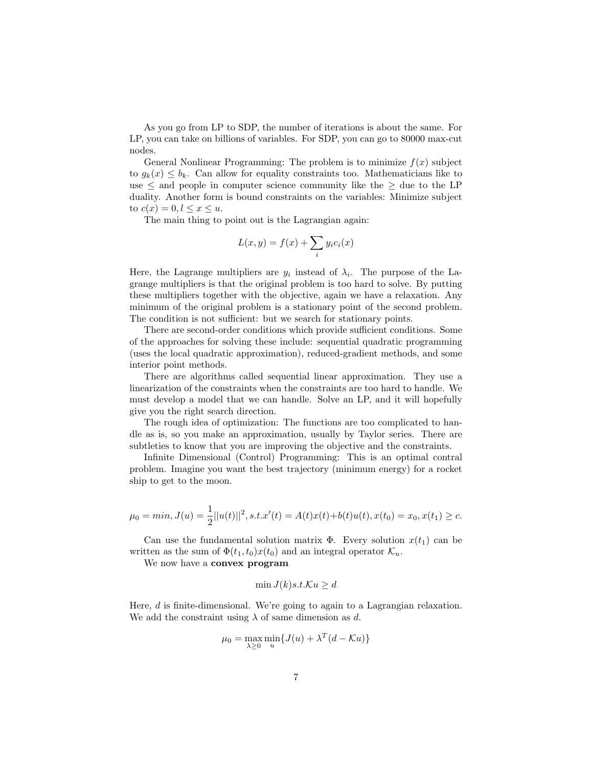As you go from LP to SDP, the number of iterations is about the same. For LP, you can take on billions of variables. For SDP, you can go to 80000 max-cut nodes.

General Nonlinear Programming: The problem is to minimize $f(x)$ subject to $g_k(x) \leq b_k$. Can allow for equality constraints too. Mathematicians like to use $\leq$ and people in computer science community like the $\geq$ due to the LP duality. Another form is bound constraints on the variables: Minimize subject to $c(x) = 0, l \leq x \leq u$.

The main thing to point out is the Lagrangian again:

$$L(x, y) = f(x) + \sum_i y_i c_i(x)$$

Here, the Lagrange multipliers are $y_i$ instead of $\lambda_i$. The purpose of the Lagrange multipliers is that the original problem is too hard to solve. By putting these multipliers together with the objective, again we have a relaxation. Any minimum of the original problem is a stationary point of the second problem. The condition is not sufficient: but we search for stationary points.

There are second-order conditions which provide sufficient conditions. Some of the approaches for solving these include: sequential quadratic programming (uses the local quadratic approximation), reduced-gradient methods, and some interior point methods.

There are algorithms called sequential linear approximation. They use a linearization of the constraints when the constraints are too hard to handle. We must develop a model that we can handle. Solve an LP, and it will hopefully give you the right search direction.

The rough idea of optimization: The functions are too complicated to handle as is, so you make an approximation, usually by Taylor series. There are subtleties to know that you are improving the objective and the constraints.

Infinite Dimensional (Control) Programming: This is an optimal contral problem. Imagine you want the best trajectory (minimum energy) for a rocket ship to get to the moon.

$$\mu_0 = min, J(u) = \frac{1}{2}||u(t)||^2, s.t. x'(t) = A(t)x(t) + b(t)u(t), x(t_0) = x_0, x(t_1) \geq c.$$

Can use the fundamental solution matrix $\Phi$. Every solution $x(t_1)$ can be written as the sum of $\Phi(t_1, t_0)x(t_0)$ and an integral operator $\mathcal{K}_u$.

We now have a **convex program**

$$\min J(k) s.t. \mathcal{K}u \geq d$$

Here, $d$ is finite-dimensional. We're going to again to a Lagrangian relaxation. We add the constraint using $\lambda$ of same dimension as $d$.

$$\mu_0 = \max_{\lambda \geq 0} \min_u \{J(u) + \lambda^T(d - \mathcal{K}u)\}$$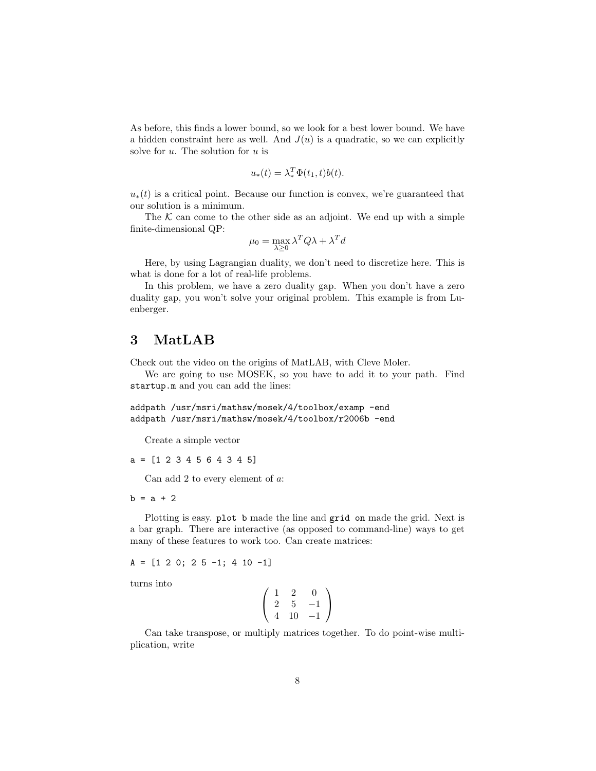As before, this finds a lower bound, so we look for a best lower bound. We have a hidden constraint here as well. And $J(u)$ is a quadratic, so we can explicitly solve for $u$. The solution for $u$ is

$$u_*(t) = \lambda_*^T \Phi(t_1, t) b(t).$$

$u_*(t)$ is a critical point. Because our function is convex, we're guaranteed that our solution is a minimum.

The $\mathcal{K}$ can come to the other side as an adjoint. We end up with a simple finite-dimensional QP:

$$\mu_0 = \max_{\lambda \geq 0} \lambda^T Q \lambda + \lambda^T d$$

Here, by using Lagrangian duality, we don't need to discretize here. This is what is done for a lot of real-life problems.

In this problem, we have a zero duality gap. When you don't have a zero duality gap, you won't solve your original problem. This example is from Luenberger.

# 3 MatLAB

Check out the video on the origins of MatLAB, with Cleve Moler.

We are going to use MOSEK, so you have to add it to your path. Find `startup.m` and you can add the lines:

```
addpath /usr/msri/mathsw/mosek/4/toolbox/examp -end
addpath /usr/msri/mathsw/mosek/4/toolbox/r2006b -end
```

Create a simple vector

```
a = [1 2 3 4 5 6 4 3 4 5]
```

Can add 2 to every element of $a$:

```
b = a + 2
```

Plotting is easy. `plot b` made the line and `grid on` made the grid. Next is a bar graph. There are interactive (as opposed to command-line) ways to get many of these features to work too. Can create matrices:

```
A = [1 2 0; 2 5 -1; 4 10 -1]
```

turns into

$$\begin{pmatrix} 1 & 2 & 0 \\ 2 & 5 & -1 \\ 4 & 10 & -1 \end{pmatrix}$$

Can take transpose, or multiply matrices together. To do point-wise multiplication, write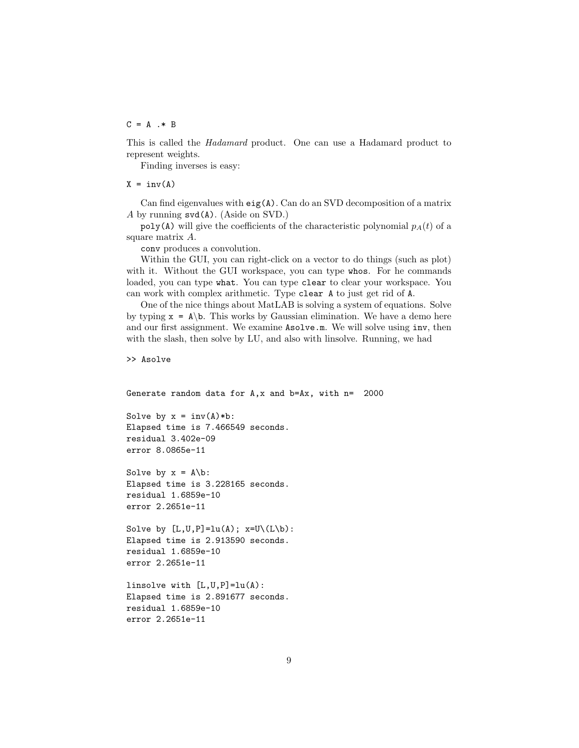```
C = A .* B
```

This is called the *Hadamard* product. One can use a Hadamard product to represent weights.

Finding inverses is easy:

```
X = inv(A)
```

Can find eigenvalues with `eig(A)`. Can do an SVD decomposition of a matrix $A$ by running `svd(A)`. (Aside on SVD.)

`poly(A)` will give the coefficients of the characteristic polynomial $p_A(t)$ of a square matrix $A$.

`conv` produces a convolution.

Within the GUI, you can right-click on a vector to do things (such as plot) with it. Without the GUI workspace, you can type `whos`. For he commands loaded, you can type `what`. You can type `clear` to clear your workspace. You can work with complex arithmetic. Type `clear A` to just get rid of `A`.

One of the nice things about MatLAB is solving a system of equations. Solve by typing `x = A\b`. This works by Gaussian elimination. We have a demo here and our first assignment. We examine `Asolve.m`. We will solve using `inv`, then with the slash, then solve by LU, and also with linsolve. Running, we had

```
>> Asolve


Generate random data for A,x and b=Ax, with n=  2000

Solve by x = inv(A)*b:
Elapsed time is 7.466549 seconds.
residual 3.402e-09
error 8.0865e-11

Solve by x = A\b:
Elapsed time is 3.228165 seconds.
residual 1.6859e-10
error 2.2651e-11

Solve by [L,U,P]=lu(A); x=U\(L\b):
Elapsed time is 2.913590 seconds.
residual 1.6859e-10
error 2.2651e-11

linsolve with [L,U,P]=lu(A):
Elapsed time is 2.891677 seconds.
residual 1.6859e-10
error 2.2651e-11
```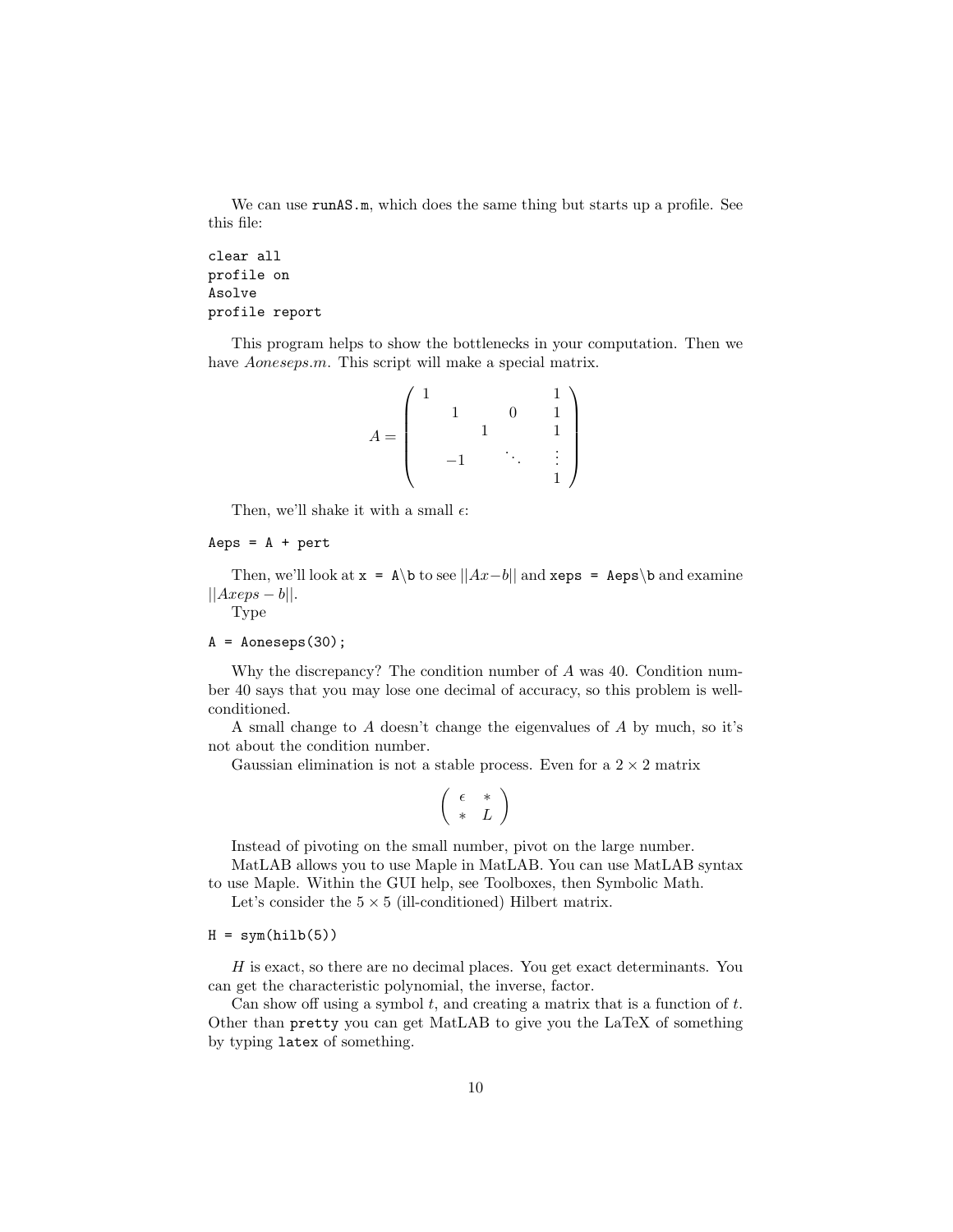We can use `runAS.m`, which does the same thing but starts up a profile. See this file:

```
clear all
profile on
Asolve
profile report
```

This program helps to show the bottlenecks in your computation. Then we have *Aoneseps.m*. This script will make a special matrix.

$$
A = \begin{pmatrix} 1 & & & & 1 \\ & 1 & & 0 & 1 \\ & & 1 & & 1 \\ & -1 & & \ddots & \vdots \\ & & & & 1 \end{pmatrix}
$$

Then, we'll shake it with a small $\epsilon$:

```
Aeps = A + pert
```

Then, we'll look at `x = A\b` to see $||Ax-b||$ and `xeps = Aeps\b` and examine $||Axeps - b||$.

Type

```
A = Aoneseps(30);
```

Why the discrepancy? The condition number of $A$ was 40. Condition number 40 says that you may lose one decimal of accuracy, so this problem is well-conditioned.

A small change to $A$ doesn't change the eigenvalues of $A$ by much, so it's not about the condition number.

Gaussian elimination is not a stable process. Even for a $2 \times 2$ matrix

$$
\begin{pmatrix} \epsilon & * \\ * & L \end{pmatrix}
$$

Instead of pivoting on the small number, pivot on the large number.

MatLAB allows you to use Maple in MatLAB. You can use MatLAB syntax to use Maple. Within the GUI help, see Toolboxes, then Symbolic Math.

Let's consider the $5 \times 5$ (ill-conditioned) Hilbert matrix.

```
H = sym(hilb(5))
```

$H$ is exact, so there are no decimal places. You get exact determinants. You can get the characteristic polynomial, the inverse, factor.

Can show off using a symbol $t$, and creating a matrix that is a function of $t$. Other than `pretty` you can get MatLAB to give you the LaTeX of something by typing `latex` of something.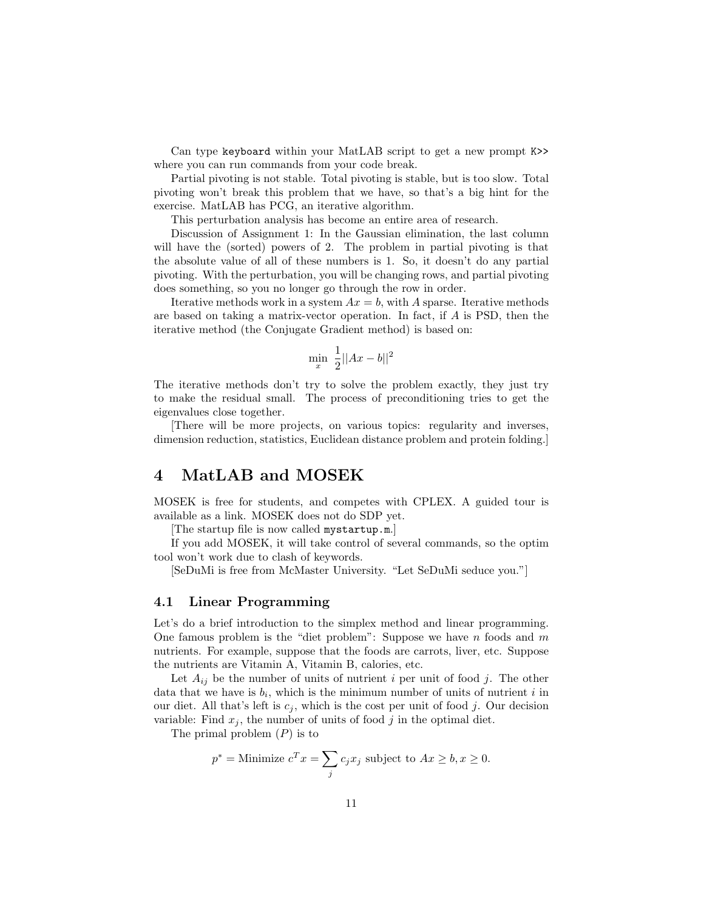Can type `keyboard` within your MatLAB script to get a new prompt `K>>` where you can run commands from your code break.

Partial pivoting is not stable. Total pivoting is stable, but is too slow. Total pivoting won't break this problem that we have, so that's a big hint for the exercise. MatLAB has PCG, an iterative algorithm.

This perturbation analysis has become an entire area of research.

Discussion of Assignment 1: In the Gaussian elimination, the last column will have the (sorted) powers of 2. The problem in partial pivoting is that the absolute value of all of these numbers is 1. So, it doesn't do any partial pivoting. With the perturbation, you will be changing rows, and partial pivoting does something, so you no longer go through the row in order.

Iterative methods work in a system $Ax = b$, with $A$ sparse. Iterative methods are based on taking a matrix-vector operation. In fact, if $A$ is PSD, then the iterative method (the Conjugate Gradient method) is based on:

$$\min_x \ \frac{1}{2}||Ax - b||^2$$

The iterative methods don't try to solve the problem exactly, they just try to make the residual small. The process of preconditioning tries to get the eigenvalues close together.

[There will be more projects, on various topics: regularity and inverses, dimension reduction, statistics, Euclidean distance problem and protein folding.]

# 4 MatLAB and MOSEK

MOSEK is free for students, and competes with CPLEX. A guided tour is available as a link. MOSEK does not do SDP yet.

[The startup file is now called `mystartup.m`.]

If you add MOSEK, it will take control of several commands, so the optim tool won't work due to clash of keywords.

[SeDuMi is free from McMaster University. "Let SeDuMi seduce you."]

## 4.1 Linear Programming

Let's do a brief introduction to the simplex method and linear programming. One famous problem is the "diet problem": Suppose we have $n$ foods and $m$ nutrients. For example, suppose that the foods are carrots, liver, etc. Suppose the nutrients are Vitamin A, Vitamin B, calories, etc.

Let $A_{ij}$ be the number of units of nutrient $i$ per unit of food $j$. The other data that we have is $b_i$, which is the minimum number of units of nutrient $i$ in our diet. All that's left is $c_j$, which is the cost per unit of food $j$. Our decision variable: Find $x_j$, the number of units of food $j$ in the optimal diet.

The primal problem $(P)$ is to

$$p^* = \text{Minimize } c^T x = \sum_j c_j x_j \text{ subject to } Ax \geq b, x \geq 0.$$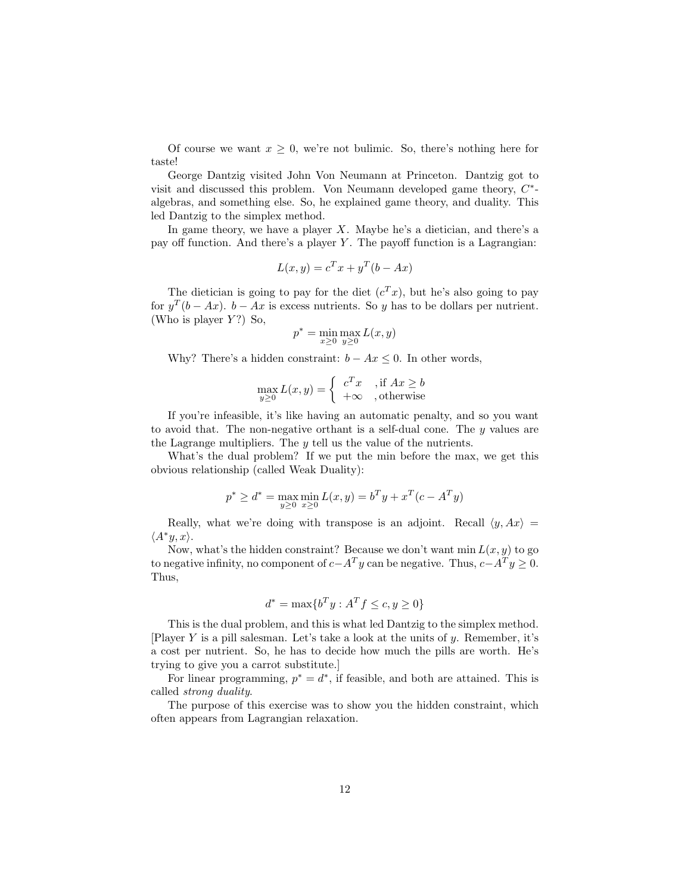Of course we want $x \geq 0$, we're not bulimic. So, there's nothing here for taste!

George Dantzig visited John Von Neumann at Princeton. Dantzig got to visit and discussed this problem. Von Neumann developed game theory, $C^*$-algebras, and something else. So, he explained game theory, and duality. This led Dantzig to the simplex method.

In game theory, we have a player $X$. Maybe he's a dietician, and there's a pay off function. And there's a player $Y$. The payoff function is a Lagrangian:

$$L(x, y) = c^T x + y^T (b - Ax)$$

The dietician is going to pay for the diet ($c^T x$), but he's also going to pay for $y^T(b - Ax)$. $b - Ax$ is excess nutrients. So $y$ has to be dollars per nutrient. (Who is player $Y$?) So,

$$p^* = \min_{x \geq 0} \max_{y \geq 0} L(x, y)$$

Why? There's a hidden constraint: $b - Ax \leq 0$. In other words,

$$\max_{y \geq 0} L(x, y) = \begin{cases} c^T x & \text{, if } Ax \geq b \\ +\infty & \text{, otherwise} \end{cases}$$

If you're infeasible, it's like having an automatic penalty, and so you want to avoid that. The non-negative orthant is a self-dual cone. The $y$ values are the Lagrange multipliers. The $y$ tell us the value of the nutrients.

What's the dual problem? If we put the min before the max, we get this obvious relationship (called Weak Duality):

$$p^* \geq d^* = \max_{y \geq 0} \min_{x \geq 0} L(x, y) = b^T y + x^T (c - A^T y)$$

Really, what we're doing with transpose is an adjoint. Recall $\langle y, Ax \rangle = \langle A^* y, x \rangle$.

Now, what's the hidden constraint? Because we don't want $\min L(x, y)$ to go to negative infinity, no component of $c - A^T y$ can be negative. Thus, $c - A^T y \geq 0$. Thus,

$$d^* = \max\{b^T y : A^T f \leq c, y \geq 0\}$$

This is the dual problem, and this is what led Dantzig to the simplex method. [Player $Y$ is a pill salesman. Let's take a look at the units of $y$. Remember, it's a cost per nutrient. So, he has to decide how much the pills are worth. He's trying to give you a carrot substitute.]

For linear programming, $p^* = d^*$, if feasible, and both are attained. This is called *strong duality*.

The purpose of this exercise was to show you the hidden constraint, which often appears from Lagrangian relaxation.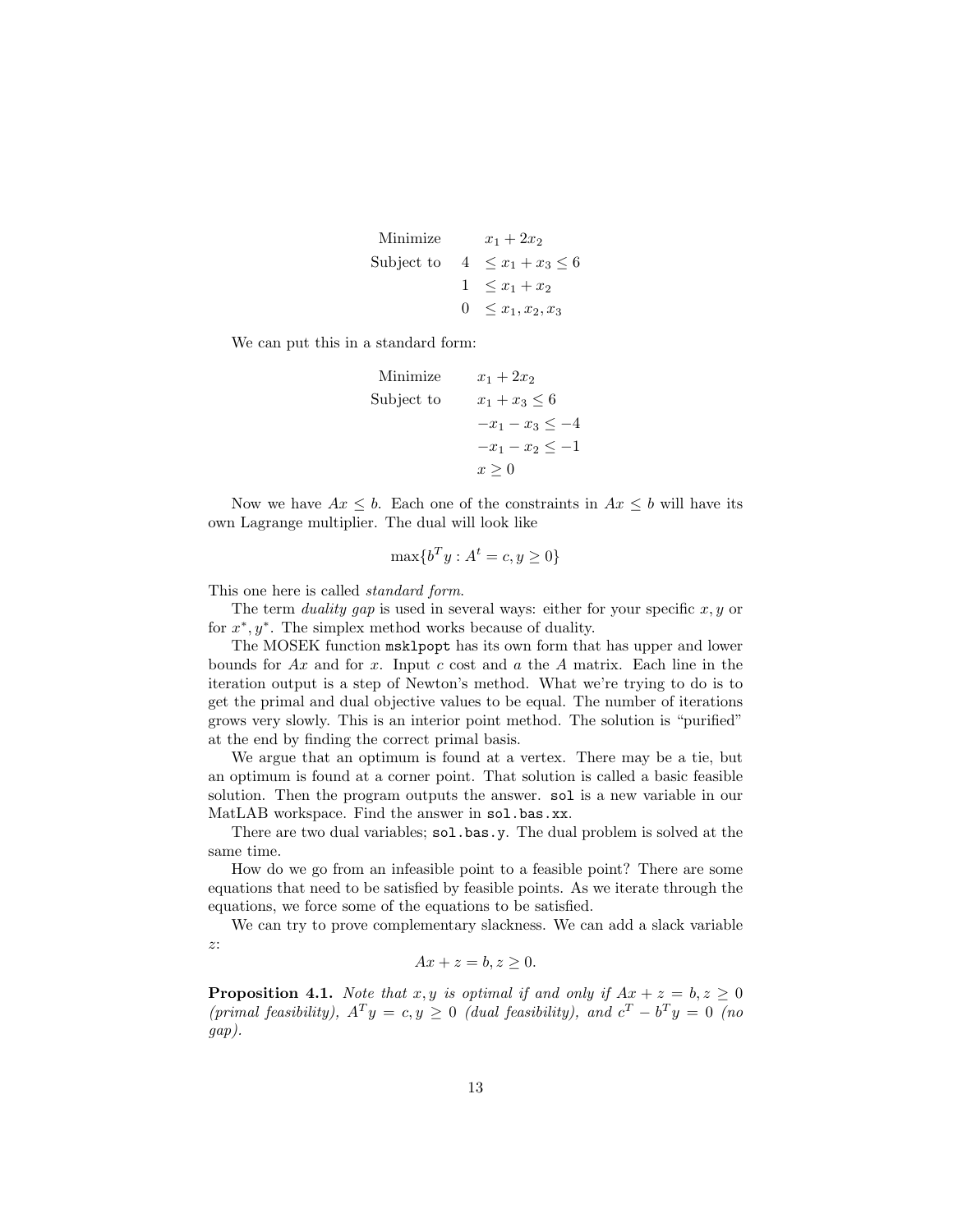$$
\begin{array}{ll}
\text{Minimize} & x_1 + 2x_2 \\
\text{Subject to} & 4 \le x_1 + x_3 \le 6 \\
& 1 \le x_1 + x_2 \\
& 0 \le x_1, x_2, x_3
\end{array}
$$

We can put this in a standard form:

$$
\begin{array}{ll}
\text{Minimize} & x_1 + 2x_2 \\
\text{Subject to} & x_1 + x_3 \le 6 \\
& -x_1 - x_3 \le -4 \\
& -x_1 - x_2 \le -1 \\
& x \ge 0
\end{array}
$$

Now we have $Ax \le b$. Each one of the constraints in $Ax \le b$ will have its own Lagrange multiplier. The dual will look like

$$\max\{b^T y : A^t = c, y \ge 0\}$$

This one here is called *standard form*.

The term *duality gap* is used in several ways: either for your specific $x, y$ or for $x^*, y^*$. The simplex method works because of duality.

The MOSEK function `msklpopt` has its own form that has upper and lower bounds for $Ax$ and for $x$. Input $c$ cost and $a$ the $A$ matrix. Each line in the iteration output is a step of Newton's method. What we're trying to do is to get the primal and dual objective values to be equal. The number of iterations grows very slowly. This is an interior point method. The solution is "purified" at the end by finding the correct primal basis.

We argue that an optimum is found at a vertex. There may be a tie, but an optimum is found at a corner point. That solution is called a basic feasible solution. Then the program outputs the answer. `sol` is a new variable in our MatLAB workspace. Find the answer in `sol.bas.xx`.

There are two dual variables; `sol.bas.y`. The dual problem is solved at the same time.

How do we go from an infeasible point to a feasible point? There are some equations that need to be satisfied by feasible points. As we iterate through the equations, we force some of the equations to be satisfied.

We can try to prove complementary slackness. We can add a slack variable $z$:

$$Ax + z = b, z \ge 0.$$

**Proposition 4.1.** *Note that $x, y$ is optimal if and only if $Ax + z = b, z \ge 0$ (primal feasibility), $A^T y = c, y \ge 0$ (dual feasibility), and $c^T - b^T y = 0$ (no gap).*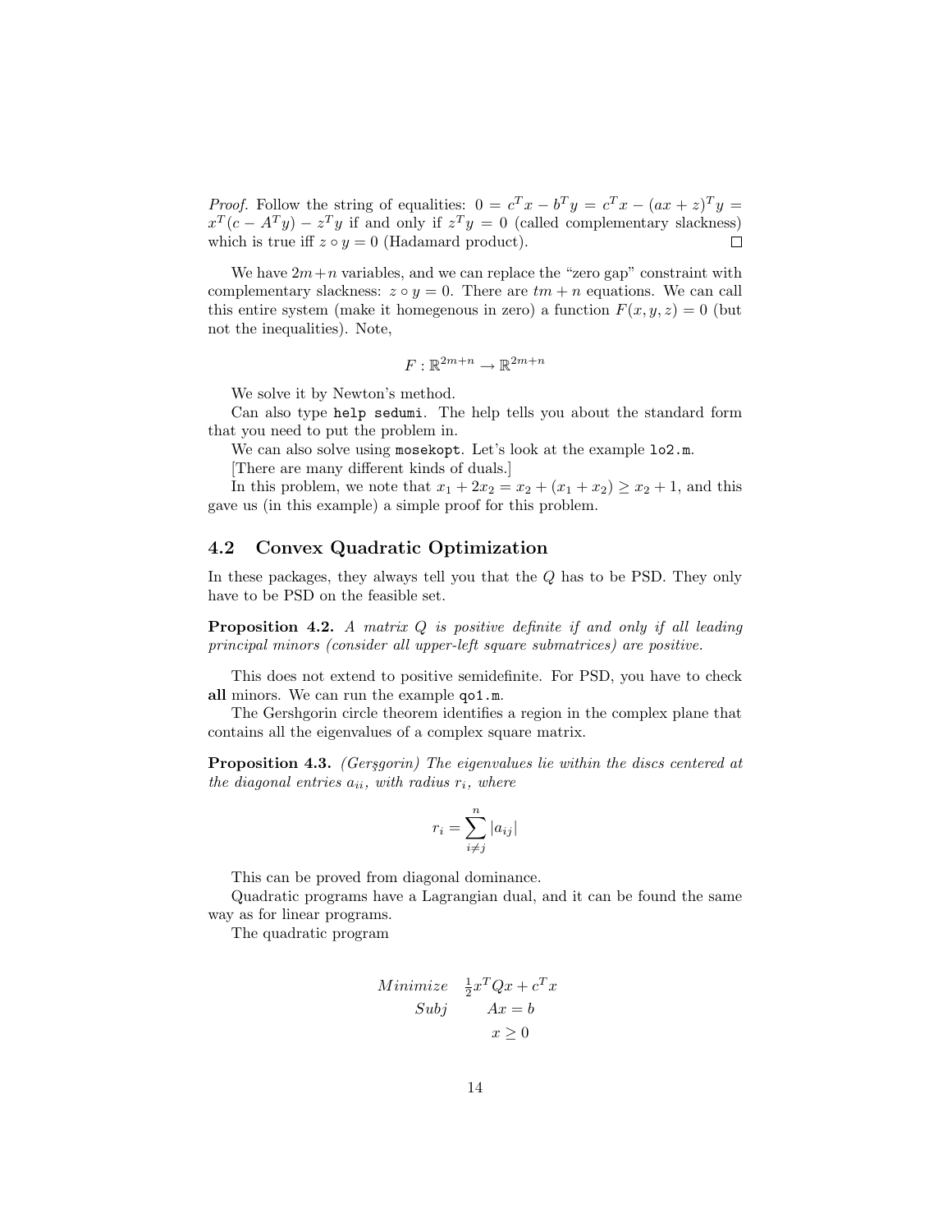*Proof.* Follow the string of equalities: $0 = c^T x - b^T y = c^T x - (ax + z)^T y = x^T(c - A^T y) - z^T y$ if and only if $z^T y = 0$ (called complementary slackness) which is true iff $z \circ y = 0$ (Hadamard product). ☐

We have $2m+n$ variables, and we can replace the "zero gap" constraint with complementary slackness: $z \circ y = 0$. There are $tm + n$ equations. We can call this entire system (make it homegenous in zero) a function $F(x, y, z) = 0$ (but not the inequalities). Note,

$$F : \mathbb{R}^{2m+n} \to \mathbb{R}^{2m+n}$$

We solve it by Newton's method.

Can also type `help sedumi`. The help tells you about the standard form that you need to put the problem in.

We can also solve using `mosekopt`. Let's look at the example `lo2.m`.

[There are many different kinds of duals.]

In this problem, we note that $x_1 + 2x_2 = x_2 + (x_1 + x_2) \geq x_2 + 1$, and this gave us (in this example) a simple proof for this problem.

## 4.2 Convex Quadratic Optimization

In these packages, they always tell you that the $Q$ has to be PSD. They only have to be PSD on the feasible set.

**Proposition 4.2.** *A matrix $Q$ is positive definite if and only if all leading principal minors (consider all upper-left square submatrices) are positive.*

This does not extend to positive semidefinite. For PSD, you have to check **all** minors. We can run the example `qo1.m`.

The Gershgorin circle theorem identifies a region in the complex plane that contains all the eigenvalues of a complex square matrix.

**Proposition 4.3.** *(Gerşgorin) The eigenvalues lie within the discs centered at the diagonal entries $a_{ii}$, with radius $r_i$, where*

$$r_i = \sum_{i \neq j}^{n} |a_{ij}|$$

This can be proved from diagonal dominance.

Quadratic programs have a Lagrangian dual, and it can be found the same way as for linear programs.

The quadratic program

$$\begin{aligned} Minimize \quad & \tfrac{1}{2}x^T Q x + c^T x \\ Subj \quad & Ax = b \\ & x \geq 0 \end{aligned}$$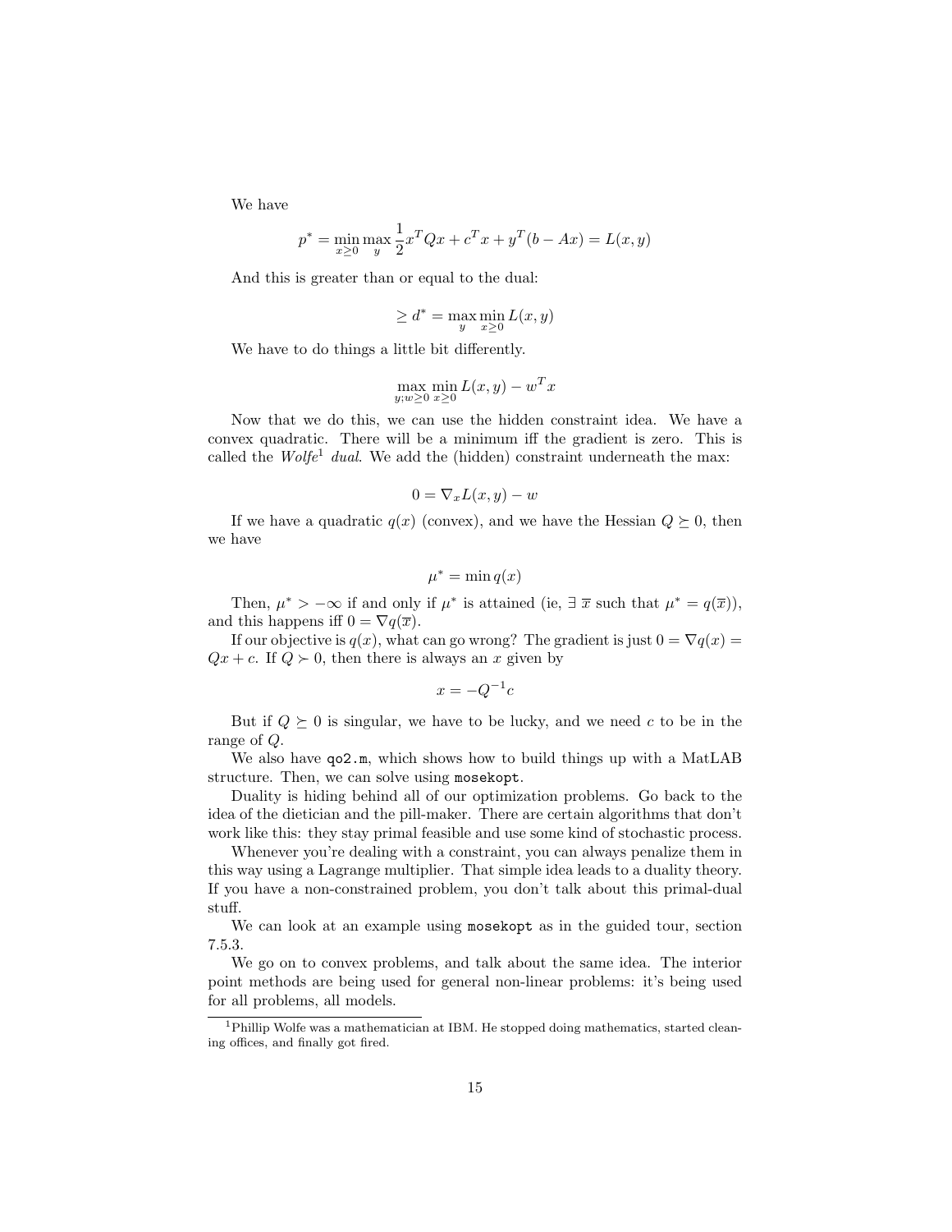We have

$$p^* = \min_{x \geq 0} \max_y \frac{1}{2} x^T Q x + c^T x + y^T(b - Ax) = L(x, y)$$

And this is greater than or equal to the dual:

$$\geq d^* = \max_y \min_{x \geq 0} L(x, y)$$

We have to do things a little bit differently.

$$\max_{y; w \geq 0} \min_{x \geq 0} L(x, y) - w^T x$$

Now that we do this, we can use the hidden constraint idea. We have a convex quadratic. There will be a minimum iff the gradient is zero. This is called the *Wolfe*[1] *dual*. We add the (hidden) constraint underneath the max:

$$0 = \nabla_x L(x, y) - w$$

If we have a quadratic $q(x)$ (convex), and we have the Hessian $Q \succeq 0$, then we have

$$\mu^* = \min q(x)$$

Then, $\mu^* > -\infty$ if and only if $\mu^*$ is attained (ie, $\exists\ \overline{x}$ such that $\mu^* = q(\overline{x})$), and this happens iff $0 = \nabla q(\overline{x})$.

If our objective is $q(x)$, what can go wrong? The gradient is just $0 = \nabla q(x) = Qx + c$. If $Q \succ 0$, then there is always an $x$ given by

$$x = -Q^{-1} c$$

But if $Q \succeq 0$ is singular, we have to be lucky, and we need $c$ to be in the range of $Q$.

We also have `qo2.m`, which shows how to build things up with a MatLAB structure. Then, we can solve using `mosekopt`.

Duality is hiding behind all of our optimization problems. Go back to the idea of the dietician and the pill-maker. There are certain algorithms that don't work like this: they stay primal feasible and use some kind of stochastic process.

Whenever you're dealing with a constraint, you can always penalize them in this way using a Lagrange multiplier. That simple idea leads to a duality theory. If you have a non-constrained problem, you don't talk about this primal-dual stuff.

We can look at an example using `mosekopt` as in the guided tour, section 7.5.3.

We go on to convex problems, and talk about the same idea. The interior point methods are being used for general non-linear problems: it's being used for all problems, all models.

---

[1] Phillip Wolfe was a mathematician at IBM. He stopped doing mathematics, started cleaning offices, and finally got fired.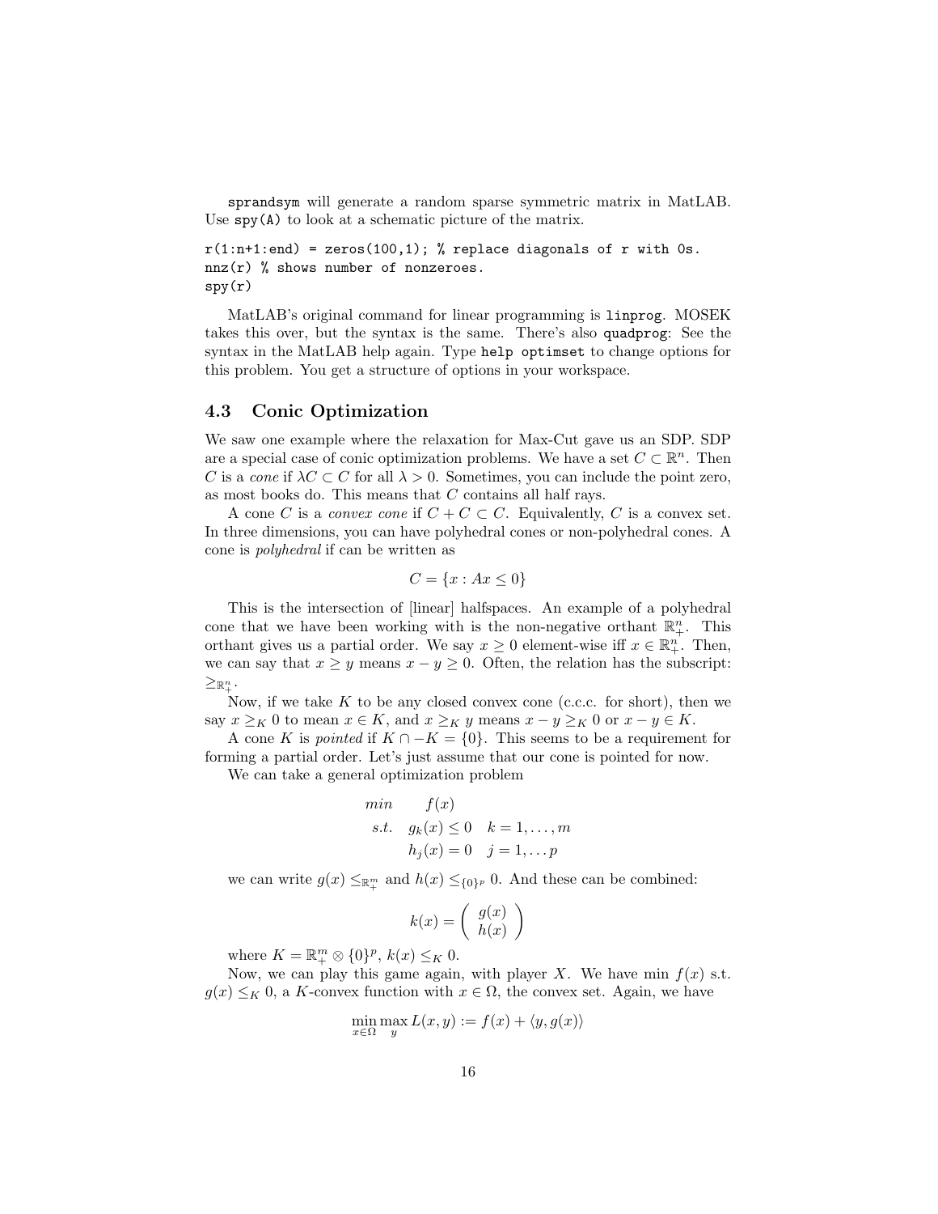`sprandsym` will generate a random sparse symmetric matrix in MatLAB. Use `spy(A)` to look at a schematic picture of the matrix.

```
r(1:n+1:end) = zeros(100,1); % replace diagonals of r with 0s.
nnz(r) % shows number of nonzeroes.
spy(r)
```

MatLAB's original command for linear programming is `linprog`. MOSEK takes this over, but the syntax is the same. There's also `quadprog`: See the syntax in the MatLAB help again. Type `help optimset` to change options for this problem. You get a structure of options in your workspace.

### 4.3 Conic Optimization

We saw one example where the relaxation for Max-Cut gave us an SDP. SDP are a special case of conic optimization problems. We have a set $C \subset \mathbb{R}^n$. Then $C$ is a *cone* if $\lambda C \subset C$ for all $\lambda > 0$. Sometimes, you can include the point zero, as most books do. This means that $C$ contains all half rays.

A cone $C$ is a *convex cone* if $C + C \subset C$. Equivalently, $C$ is a convex set. In three dimensions, you can have polyhedral cones or non-polyhedral cones. A cone is *polyhedral* if can be written as

$$C = \{x : Ax \leq 0\}$$

This is the intersection of [linear] halfspaces. An example of a polyhedral cone that we have been working with is the non-negative orthant $\mathbb{R}^n_+$. This orthant gives us a partial order. We say $x \geq 0$ element-wise iff $x \in \mathbb{R}^n_+$. Then, we can say that $x \geq y$ means $x - y \geq 0$. Often, the relation has the subscript: $\geq_{\mathbb{R}^n_+}$.

Now, if we take $K$ to be any closed convex cone (c.c.c. for short), then we say $x \geq_K 0$ to mean $x \in K$, and $x \geq_K y$ means $x - y \geq_K 0$ or $x - y \in K$.

A cone $K$ is *pointed* if $K \cap -K = \{0\}$. This seems to be a requirement for forming a partial order. Let's just assume that our cone is pointed for now.

We can take a general optimization problem

$$\begin{array}{lll} min & f(x) & \\ s.t. & g_k(x) \leq 0 & k = 1, \ldots, m \\ & h_j(x) = 0 & j = 1, \ldots p \end{array}$$

we can write $g(x) \leq_{\mathbb{R}^m_+}$ and $h(x) \leq_{\{0\}^p} 0$. And these can be combined:

$$k(x) = \begin{pmatrix} g(x) \\ h(x) \end{pmatrix}$$

where $K = \mathbb{R}^m_+ \otimes \{0\}^p$, $k(x) \leq_K 0$.

Now, we can play this game again, with player $X$. We have min $f(x)$ s.t. $g(x) \leq_K 0$, a $K$-convex function with $x \in \Omega$, the convex set. Again, we have

$$\min_{x \in \Omega} \max_{y} L(x, y) := f(x) + \langle y, g(x) \rangle$$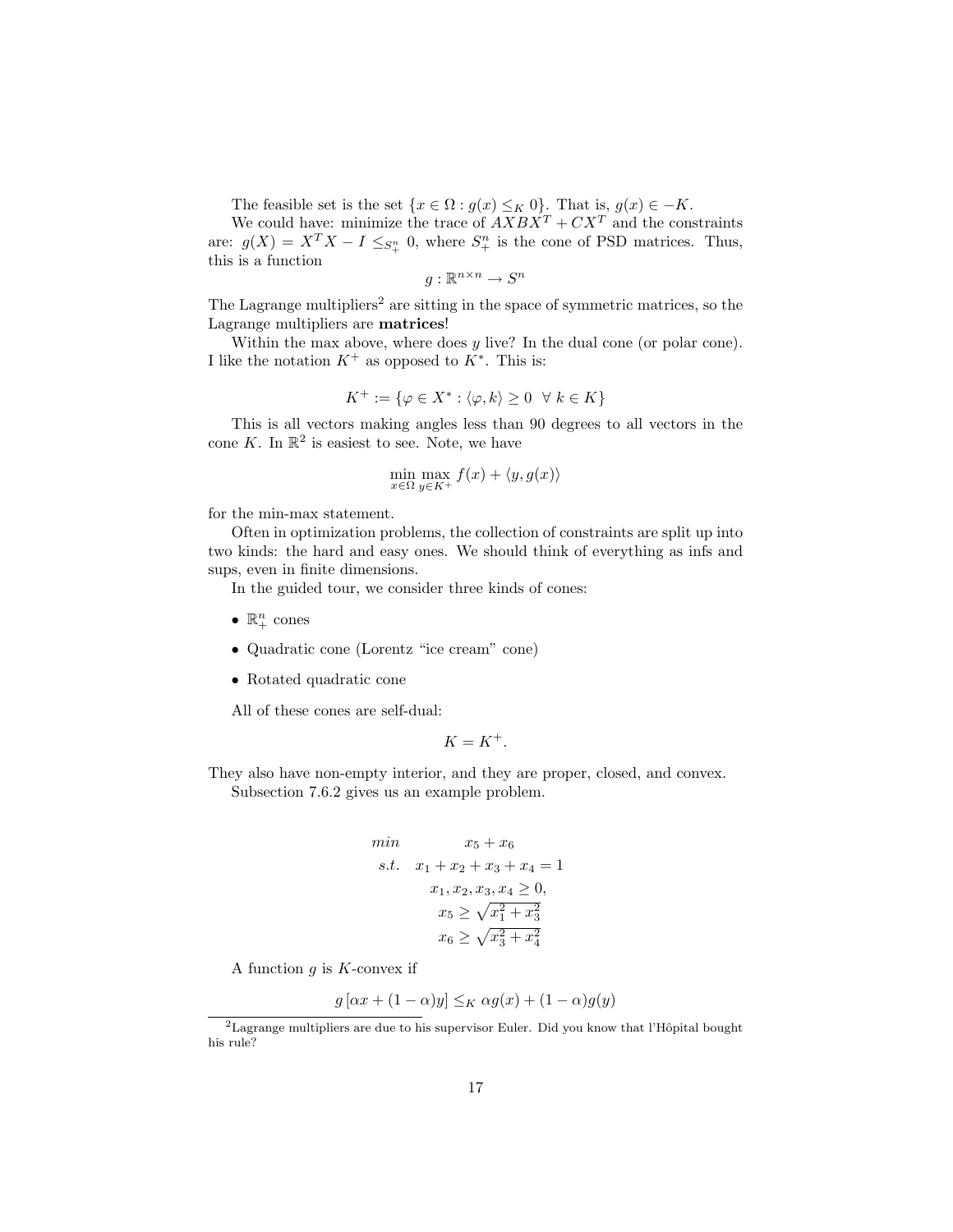The feasible set is the set $\{x \in \Omega : g(x) \leq_K 0\}$. That is, $g(x) \in -K$.

We could have: minimize the trace of $AXBX^T + CX^T$ and the constraints are: $g(X) = X^TX - I \leq_{S_+^n} 0$, where $S_+^n$ is the cone of PSD matrices. Thus, this is a function

$$g : \mathbb{R}^{n \times n} \to S^n$$

The Lagrange multipliers[2] are sitting in the space of symmetric matrices, so the Lagrange multipliers are **matrices**!

Within the max above, where does $y$ live? In the dual cone (or polar cone). I like the notation $K^+$ as opposed to $K^*$. This is:

$$K^+ := \{\varphi \in X^* : \langle \varphi, k \rangle \geq 0 \ \ \forall \ k \in K\}$$

This is all vectors making angles less than 90 degrees to all vectors in the cone $K$. In $\mathbb{R}^2$ is easiest to see. Note, we have

$$\min_{x \in \Omega} \max_{y \in K^+} f(x) + \langle y, g(x) \rangle$$

for the min-max statement.

Often in optimization problems, the collection of constraints are split up into two kinds: the hard and easy ones. We should think of everything as infs and sups, even in finite dimensions.

In the guided tour, we consider three kinds of cones:

- $\mathbb{R}_+^n$ cones
- Quadratic cone (Lorentz "ice cream" cone)
- Rotated quadratic cone

All of these cones are self-dual:

$$K = K^+.$$

They also have non-empty interior, and they are proper, closed, and convex.

Subsection 7.6.2 gives us an example problem.

$$\begin{aligned}
min \qquad & x_5 + x_6 \\
s.t. \quad & x_1 + x_2 + x_3 + x_4 = 1 \\
& x_1, x_2, x_3, x_4 \geq 0, \\
& x_5 \geq \sqrt{x_1^2 + x_3^2} \\
& x_6 \geq \sqrt{x_3^2 + x_4^2}
\end{aligned}$$

A function $g$ is $K$-convex if

$$g\left[\alpha x + (1-\alpha) y\right] \leq_K \alpha g(x) + (1-\alpha) g(y)$$

[2] Lagrange multipliers are due to his supervisor Euler. Did you know that l'Hôpital bought his rule?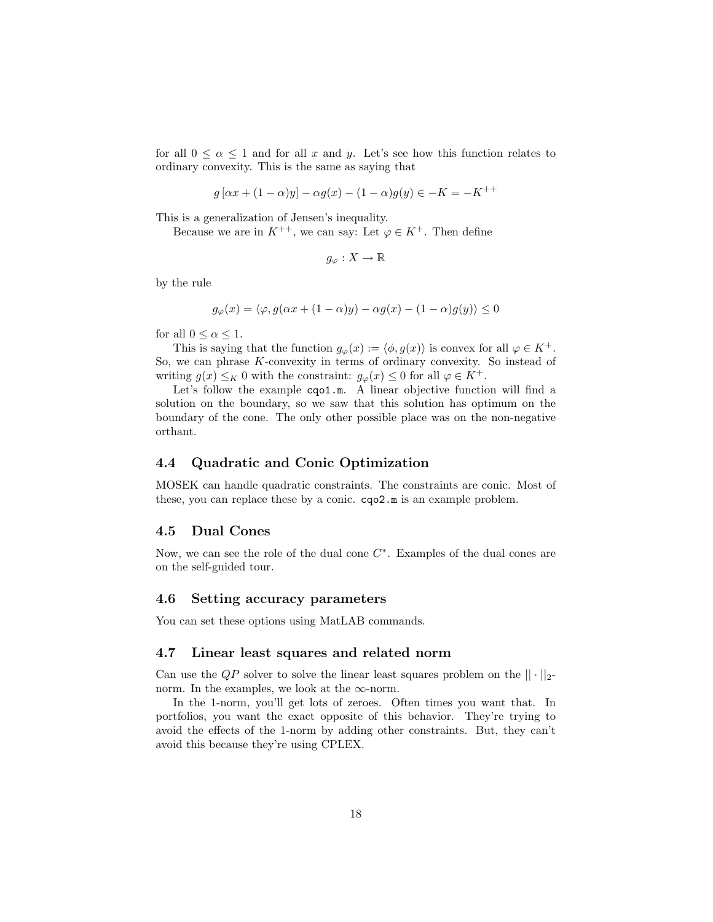for all $0 \leq \alpha \leq 1$ and for all $x$ and $y$. Let's see how this function relates to ordinary convexity. This is the same as saying that

$$g\left[\alpha x + (1-\alpha)y\right] - \alpha g(x) - (1-\alpha)g(y) \in -K = -K^{++}$$

This is a generalization of Jensen's inequality.

Because we are in $K^{++}$, we can say: Let $\varphi \in K^{+}$. Then define

$$g_{\varphi} : X \to \mathbb{R}$$

by the rule

$$g_{\varphi}(x) = \langle \varphi, g(\alpha x + (1-\alpha)y) - \alpha g(x) - (1-\alpha)g(y) \rangle \leq 0$$

for all $0 \leq \alpha \leq 1$.

This is saying that the function $g_{\varphi}(x) := \langle \phi, g(x) \rangle$ is convex for all $\varphi \in K^{+}$. So, we can phrase $K$-convexity in terms of ordinary convexity. So instead of writing $g(x) \leq_K 0$ with the constraint: $g_{\varphi}(x) \leq 0$ for all $\varphi \in K^{+}$.

Let's follow the example `cqo1.m`. A linear objective function will find a solution on the boundary, so we saw that this solution has optimum on the boundary of the cone. The only other possible place was on the non-negative orthant.

## 4.4 Quadratic and Conic Optimization

MOSEK can handle quadratic constraints. The constraints are conic. Most of these, you can replace these by a conic. `cqo2.m` is an example problem.

## 4.5 Dual Cones

Now, we can see the role of the dual cone $C^{*}$. Examples of the dual cones are on the self-guided tour.

## 4.6 Setting accuracy parameters

You can set these options using MatLAB commands.

## 4.7 Linear least squares and related norm

Can use the $QP$ solver to solve the linear least squares problem on the $||\cdot||_2$-norm. In the examples, we look at the $\infty$-norm.

In the 1-norm, you'll get lots of zeroes. Often times you want that. In portfolios, you want the exact opposite of this behavior. They're trying to avoid the effects of the 1-norm by adding other constraints. But, they can't avoid this because they're using CPLEX.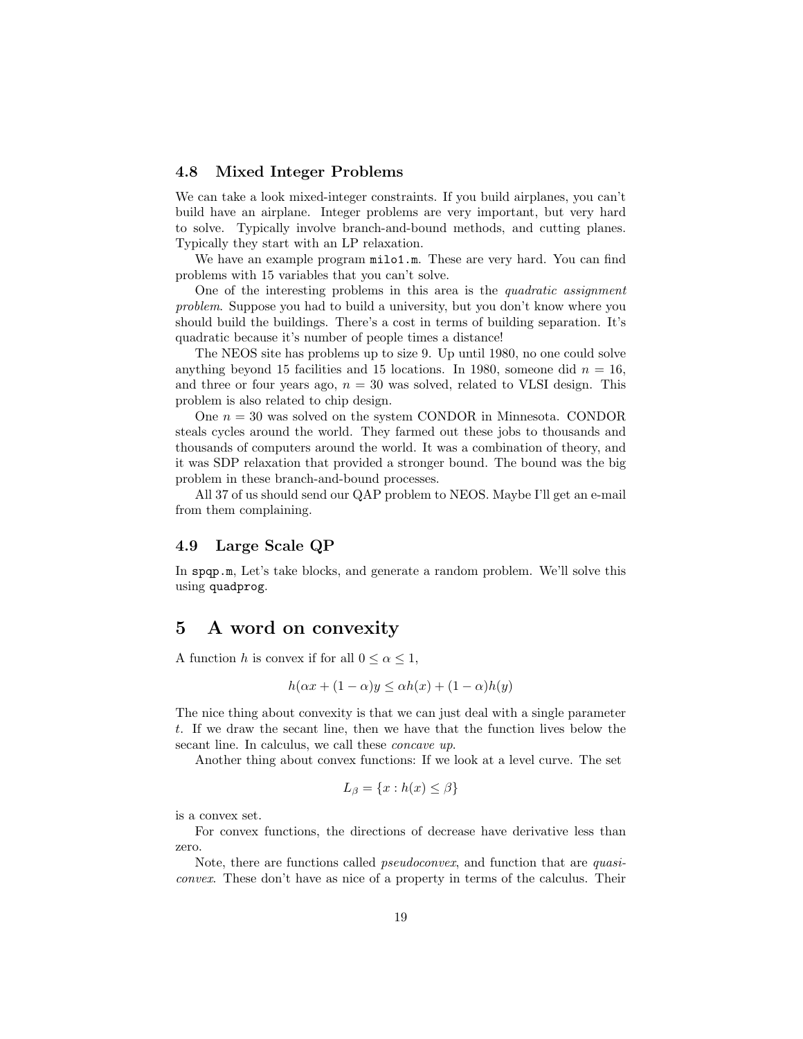### 4.8 Mixed Integer Problems

We can take a look mixed-integer constraints. If you build airplanes, you can't build have an airplane. Integer problems are very important, but very hard to solve. Typically involve branch-and-bound methods, and cutting planes. Typically they start with an LP relaxation.

We have an example program `milo1.m`. These are very hard. You can find problems with 15 variables that you can't solve.

One of the interesting problems in this area is the *quadratic assignment problem*. Suppose you had to build a university, but you don't know where you should build the buildings. There's a cost in terms of building separation. It's quadratic because it's number of people times a distance!

The NEOS site has problems up to size 9. Up until 1980, no one could solve anything beyond 15 facilities and 15 locations. In 1980, someone did $n = 16$, and three or four years ago, $n = 30$ was solved, related to VLSI design. This problem is also related to chip design.

One $n = 30$ was solved on the system CONDOR in Minnesota. CONDOR steals cycles around the world. They farmed out these jobs to thousands and thousands of computers around the world. It was a combination of theory, and it was SDP relaxation that provided a stronger bound. The bound was the big problem in these branch-and-bound processes.

All 37 of us should send our QAP problem to NEOS. Maybe I'll get an e-mail from them complaining.

### 4.9 Large Scale QP

In `spqp.m`, Let's take blocks, and generate a random problem. We'll solve this using `quadprog`.

## 5 A word on convexity

A function $h$ is convex if for all $0 \leq \alpha \leq 1$,

$$h(\alpha x + (1-\alpha)y \leq \alpha h(x) + (1-\alpha)h(y)$$

The nice thing about convexity is that we can just deal with a single parameter $t$. If we draw the secant line, then we have that the function lives below the secant line. In calculus, we call these *concave up*.

Another thing about convex functions: If we look at a level curve. The set

$$L_\beta = \{x : h(x) \leq \beta\}$$

is a convex set.

For convex functions, the directions of decrease have derivative less than zero.

Note, there are functions called *pseudoconvex*, and function that are *quasi-convex*. These don't have as nice of a property in terms of the calculus. Their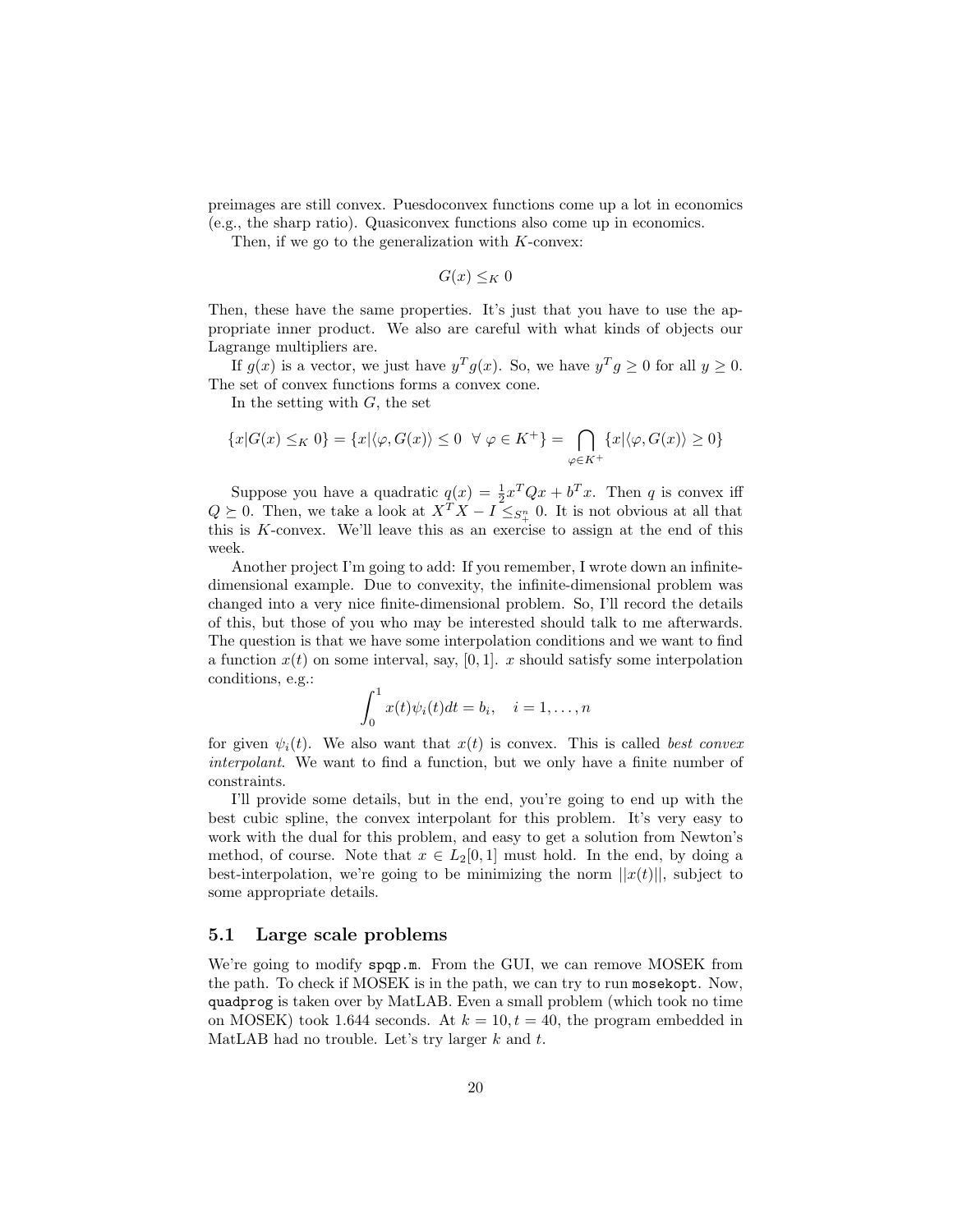preimages are still convex. Puesdoconvex functions come up a lot in economics (e.g., the sharp ratio). Quasiconvex functions also come up in economics.

Then, if we go to the generalization with $K$-convex:

$$G(x) \leq_K 0$$

Then, these have the same properties. It's just that you have to use the appropriate inner product. We also are careful with what kinds of objects our Lagrange multipliers are.

If $g(x)$ is a vector, we just have $y^T g(x)$. So, we have $y^T g \geq 0$ for all $y \geq 0$. The set of convex functions forms a convex cone.

In the setting with $G$, the set

$$\{x | G(x) \leq_K 0\} = \{x | \langle \varphi, G(x) \rangle \leq 0 \ \ \forall \ \varphi \in K^+\} = \bigcap_{\varphi \in K^+} \{x | \langle \varphi, G(x) \rangle \geq 0\}$$

Suppose you have a quadratic $q(x) = \frac{1}{2} x^T Q x + b^T x$. Then $q$ is convex iff $Q \succeq 0$. Then, we take a look at $X^T X - I \leq_{S_+^n} 0$. It is not obvious at all that this is $K$-convex. We'll leave this as an exercise to assign at the end of this week.

Another project I'm going to add: If you remember, I wrote down an infinite-dimensional example. Due to convexity, the infinite-dimensional problem was changed into a very nice finite-dimensional problem. So, I'll record the details of this, but those of you who may be interested should talk to me afterwards. The question is that we have some interpolation conditions and we want to find a function $x(t)$ on some interval, say, $[0, 1]$. $x$ should satisfy some interpolation conditions, e.g.:

$$\int_0^1 x(t) \psi_i(t) dt = b_i, \quad i = 1, \ldots, n$$

for given $\psi_i(t)$. We also want that $x(t)$ is convex. This is called *best convex interpolant*. We want to find a function, but we only have a finite number of constraints.

I'll provide some details, but in the end, you're going to end up with the best cubic spline, the convex interpolant for this problem. It's very easy to work with the dual for this problem, and easy to get a solution from Newton's method, of course. Note that $x \in L_2[0, 1]$ must hold. In the end, by doing a best-interpolation, we're going to be minimizing the norm $||x(t)||$, subject to some appropriate details.

## 5.1 Large scale problems

We're going to modify `spqp.m`. From the GUI, we can remove MOSEK from the path. To check if MOSEK is in the path, we can try to run `mosekopt`. Now, `quadprog` is taken over by MatLAB. Even a small problem (which took no time on MOSEK) took 1.644 seconds. At $k = 10, t = 40$, the program embedded in MatLAB had no trouble. Let's try larger $k$ and $t$.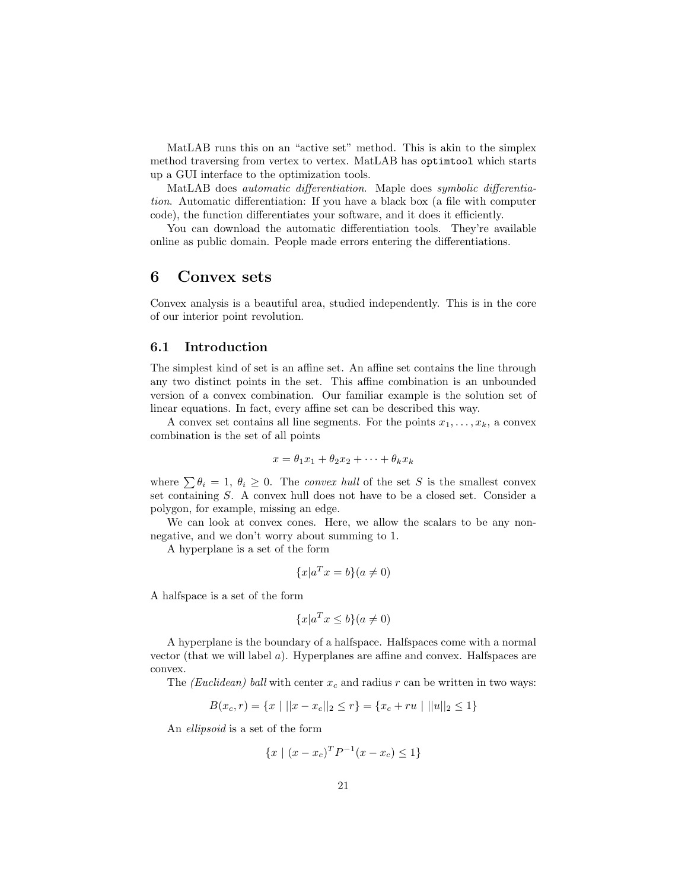MatLAB runs this on an "active set" method. This is akin to the simplex method traversing from vertex to vertex. MatLAB has `optimtool` which starts up a GUI interface to the optimization tools.

MatLAB does *automatic differentiation*. Maple does *symbolic differentiation*. Automatic differentiation: If you have a black box (a file with computer code), the function differentiates your software, and it does it efficiently.

You can download the automatic differentiation tools. They're available online as public domain. People made errors entering the differentiations.

# 6 Convex sets

Convex analysis is a beautiful area, studied independently. This is in the core of our interior point revolution.

## 6.1 Introduction

The simplest kind of set is an affine set. An affine set contains the line through any two distinct points in the set. This affine combination is an unbounded version of a convex combination. Our familiar example is the solution set of linear equations. In fact, every affine set can be described this way.

A convex set contains all line segments. For the points $x_1, \dots, x_k$, a convex combination is the set of all points

$$x = \theta_1 x_1 + \theta_2 x_2 + \cdots + \theta_k x_k$$

where $\sum \theta_i = 1$, $\theta_i \geq 0$. The *convex hull* of the set $S$ is the smallest convex set containing $S$. A convex hull does not have to be a closed set. Consider a polygon, for example, missing an edge.

We can look at convex cones. Here, we allow the scalars to be any non-negative, and we don't worry about summing to 1.

A hyperplane is a set of the form

$$\{x | a^T x = b\} (a \neq 0)$$

A halfspace is a set of the form

$$\{x | a^T x \leq b\} (a \neq 0)$$

A hyperplane is the boundary of a halfspace. Halfspaces come with a normal vector (that we will label $a$). Hyperplanes are affine and convex. Halfspaces are convex.

The *(Euclidean) ball* with center $x_c$ and radius $r$ can be written in two ways:

$$B(x_c, r) = \{x \mid ||x - x_c||_2 \leq r\} = \{x_c + ru \mid ||u||_2 \leq 1\}$$

An *ellipsoid* is a set of the form

$$\{x \mid (x - x_c)^T P^{-1} (x - x_c) \leq 1\}$$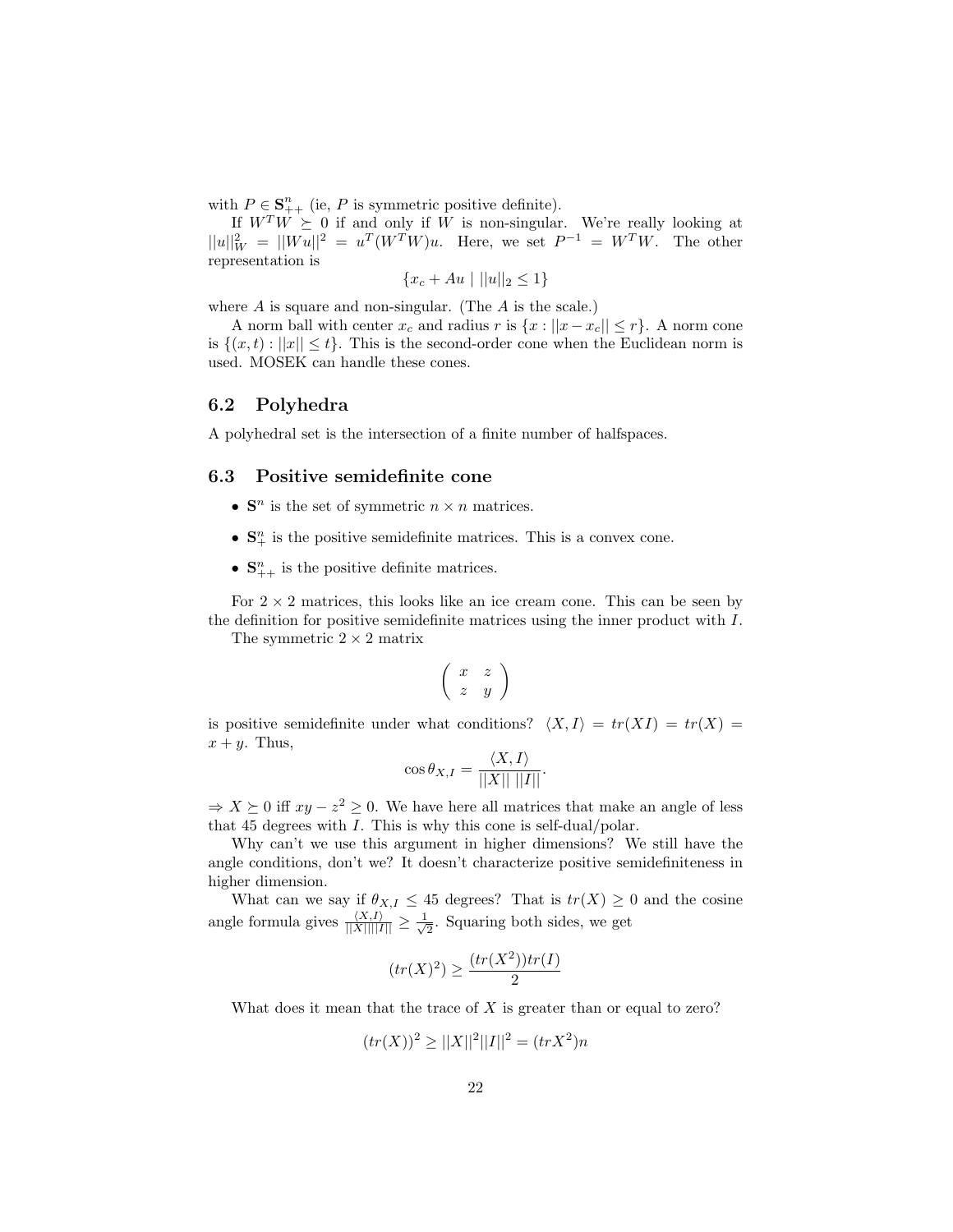with $P \in \mathbf{S}^n_{++}$ (ie, $P$ is symmetric positive definite).

If $W^T W \succeq 0$ if and only if $W$ is non-singular. We're really looking at $||u||^2_W = ||Wu||^2 = u^T(W^T W)u$. Here, we set $P^{-1} = W^T W$. The other representation is

$$\{x_c + Au \mid ||u||_2 \leq 1\}$$

where $A$ is square and non-singular. (The $A$ is the scale.)

A norm ball with center $x_c$ and radius $r$ is $\{x : ||x - x_c|| \leq r\}$. A norm cone is $\{(x,t) : ||x|| \leq t\}$. This is the second-order cone when the Euclidean norm is used. MOSEK can handle these cones.

## 6.2 Polyhedra

A polyhedral set is the intersection of a finite number of halfspaces.

## 6.3 Positive semidefinite cone

- $\mathbf{S}^n$ is the set of symmetric $n \times n$ matrices.
- $\mathbf{S}^n_+$ is the positive semidefinite matrices. This is a convex cone.
- $\mathbf{S}^n_{++}$ is the positive definite matrices.

For $2 \times 2$ matrices, this looks like an ice cream cone. This can be seen by the definition for positive semidefinite matrices using the inner product with $I$.

The symmetric $2 \times 2$ matrix

$$\begin{pmatrix} x & z \\ z & y \end{pmatrix}$$

is positive semidefinite under what conditions? $\langle X, I \rangle = tr(XI) = tr(X) = x + y$. Thus,

$$\cos \theta_{X,I} = \frac{\langle X, I \rangle}{||X||\ ||I||}.$$

$\Rightarrow X \succeq 0$ iff $xy - z^2 \geq 0$. We have here all matrices that make an angle of less that 45 degrees with $I$. This is why this cone is self-dual/polar.

Why can't we use this argument in higher dimensions? We still have the angle conditions, don't we? It doesn't characterize positive semidefiniteness in higher dimension.

What can we say if $\theta_{X,I} \leq 45$ degrees? That is $tr(X) \geq 0$ and the cosine angle formula gives $\frac{\langle X, I \rangle}{||X|| ||I||} \geq \frac{1}{\sqrt{2}}$. Squaring both sides, we get

$$(tr(X)^2) \geq \frac{(tr(X^2))tr(I)}{2}$$

What does it mean that the trace of $X$ is greater than or equal to zero?

$$(tr(X))^2 \geq ||X||^2 ||I||^2 = (trX^2)n$$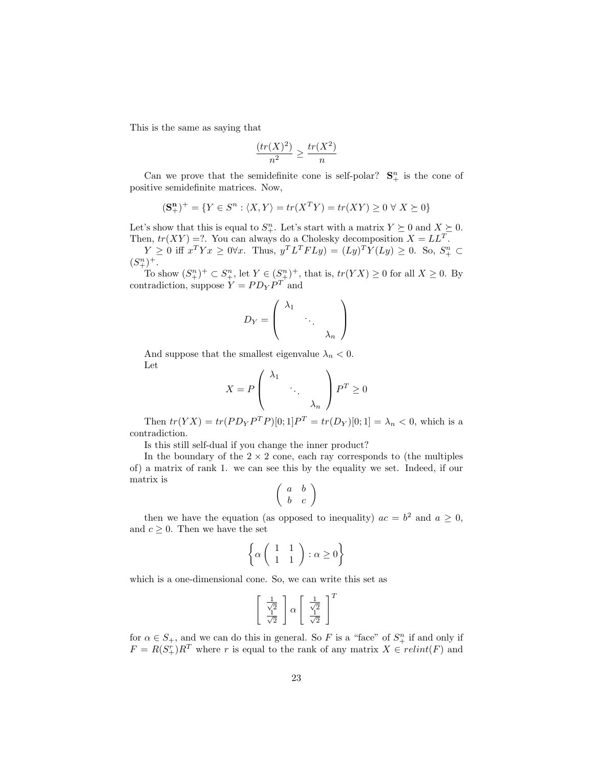This is the same as saying that

$$\frac{(tr(X)^2)}{n^2} \geq \frac{tr(X^2)}{n}$$

Can we prove that the semidefinite cone is self-polar? $\mathbf{S}^n_+$ is the cone of positive semidefinite matrices. Now,

$$(\mathbf{S}^{\mathbf{n}}_+)^+ = \{Y \in S^n : \langle X, Y \rangle = tr(X^T Y) = tr(XY) \geq 0 \;\forall\; X \succeq 0\}$$

Let's show that this is equal to $S^n_+$. Let's start with a matrix $Y \succeq 0$ and $X \succeq 0$. Then, $tr(XY) =?$. You can always do a Cholesky decomposition $X = LL^T$.

$Y \geq 0$ iff $x^T Y x \geq 0 \forall x$. Thus, $y^T L^T F L y) = (Ly)^T Y (Ly) \geq 0$. So, $S^n_+ \subset (S^n_+)^+$.

To show $(S^n_+)^+ \subset S^n_+$, let $Y \in (S^n_+)^+$, that is, $tr(YX) \geq 0$ for all $X \geq 0$. By contradiction, suppose $Y = PD_Y P^T$ and

$$D_Y = \begin{pmatrix} \lambda_1 & & \\ & \ddots & \\ & & \lambda_n \end{pmatrix}$$

And suppose that the smallest eigenvalue $\lambda_n < 0$.

Let

$$X = P \begin{pmatrix} \lambda_1 & & \\ & \ddots & \\ & & \lambda_n \end{pmatrix} P^T \geq 0$$

Then $tr(YX) = tr(PD_Y P^T P)[0; 1]P^T = tr(D_Y)[0; 1] = \lambda_n < 0$, which is a contradiction.

Is this still self-dual if you change the inner product?

In the boundary of the $2 \times 2$ cone, each ray corresponds to (the multiples of) a matrix of rank 1. we can see this by the equality we set. Indeed, if our matrix is

$$\begin{pmatrix} a & b \\ b & c \end{pmatrix}$$

then we have the equation (as opposed to inequality) $ac = b^2$ and $a \geq 0$, and $c \geq 0$. Then we have the set

$$\left\{ \alpha \begin{pmatrix} 1 & 1 \\ 1 & 1 \end{pmatrix} : \alpha \geq 0 \right\}$$

which is a one-dimensional cone. So, we can write this set as

$$\begin{bmatrix} \frac{1}{\sqrt{2}} \\ \frac{1}{\sqrt{2}} \end{bmatrix} \alpha \begin{bmatrix} \frac{1}{\sqrt{2}} \\ \frac{1}{\sqrt{2}} \end{bmatrix}^T$$

for $\alpha \in S_+$, and we can do this in general. So $F$ is a "face" of $S^n_+$ if and only if $F = R(S^r_+)R^T$ where $r$ is equal to the rank of any matrix $X \in relint(F)$ and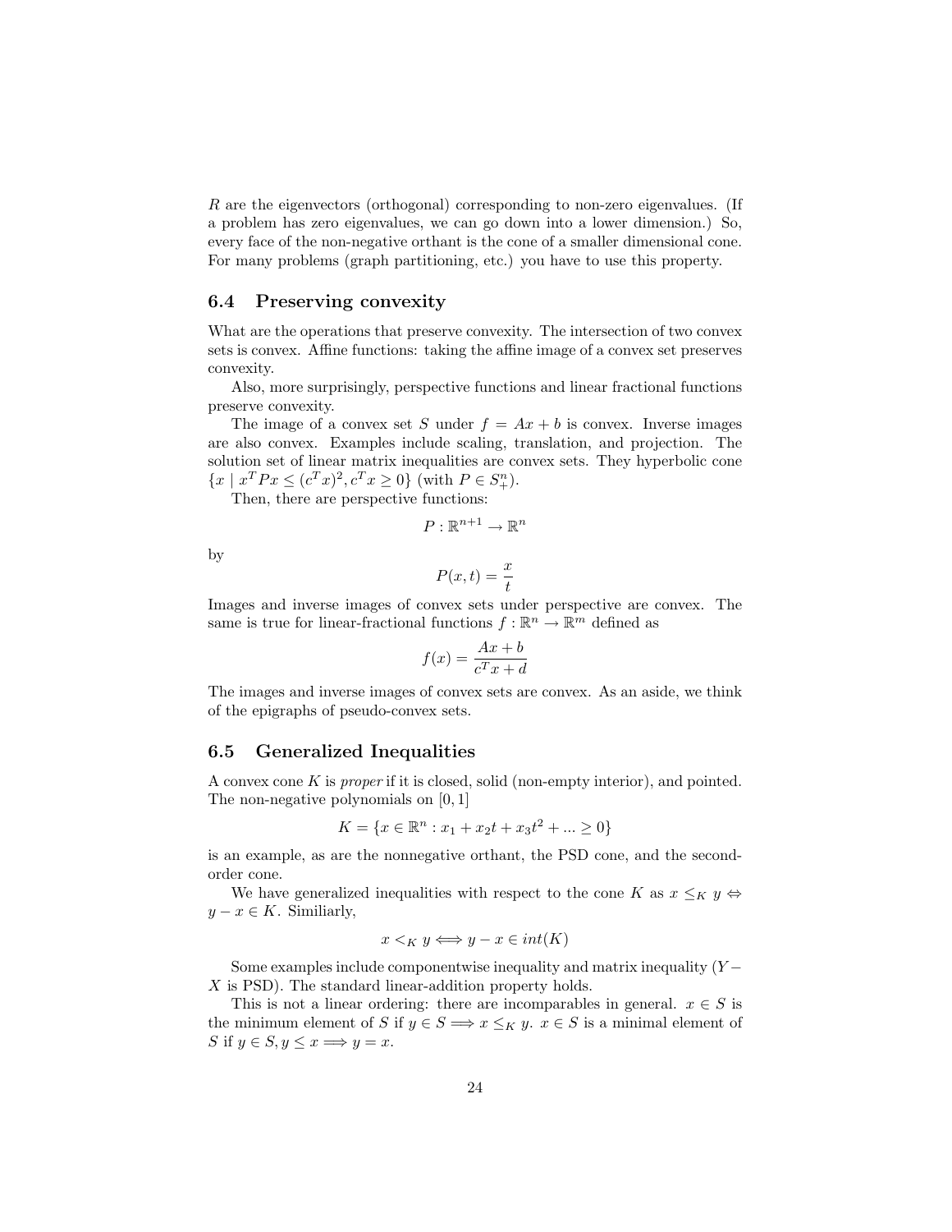$R$ are the eigenvectors (orthogonal) corresponding to non-zero eigenvalues. (If a problem has zero eigenvalues, we can go down into a lower dimension.) So, every face of the non-negative orthant is the cone of a smaller dimensional cone. For many problems (graph partitioning, etc.) you have to use this property.

## 6.4 Preserving convexity

What are the operations that preserve convexity. The intersection of two convex sets is convex. Affine functions: taking the affine image of a convex set preserves convexity.

Also, more surprisingly, perspective functions and linear fractional functions preserve convexity.

The image of a convex set $S$ under $f = Ax + b$ is convex. Inverse images are also convex. Examples include scaling, translation, and projection. The solution set of linear matrix inequalities are convex sets. They hyperbolic cone $\{x \mid x^T P x \leq (c^T x)^2, c^T x \geq 0\}$ (with $P \in S^n_+$).

Then, there are perspective functions:

$$P : \mathbb{R}^{n+1} \to \mathbb{R}^n$$

by

$$P(x,t) = \frac{x}{t}$$

Images and inverse images of convex sets under perspective are convex. The same is true for linear-fractional functions $f : \mathbb{R}^n \to \mathbb{R}^m$ defined as

$$f(x) = \frac{Ax + b}{c^T x + d}$$

The images and inverse images of convex sets are convex. As an aside, we think of the epigraphs of pseudo-convex sets.

## 6.5 Generalized Inequalities

A convex cone $K$ is *proper* if it is closed, solid (non-empty interior), and pointed. The non-negative polynomials on $[0, 1]$

$$K = \{x \in \mathbb{R}^n : x_1 + x_2 t + x_3 t^2 + ... \geq 0\}$$

is an example, as are the nonnegative orthant, the PSD cone, and the second-order cone.

We have generalized inequalities with respect to the cone $K$ as $x \leq_K y \Leftrightarrow y - x \in K$. Similiarly,

$$x <_K y \Longleftrightarrow y - x \in int(K)$$

Some examples include componentwise inequality and matrix inequality ($Y - X$ is PSD). The standard linear-addition property holds.

This is not a linear ordering: there are incomparables in general. $x \in S$ is the minimum element of $S$ if $y \in S \Longrightarrow x \leq_K y$. $x \in S$ is a minimal element of $S$ if $y \in S, y \leq x \Longrightarrow y = x$.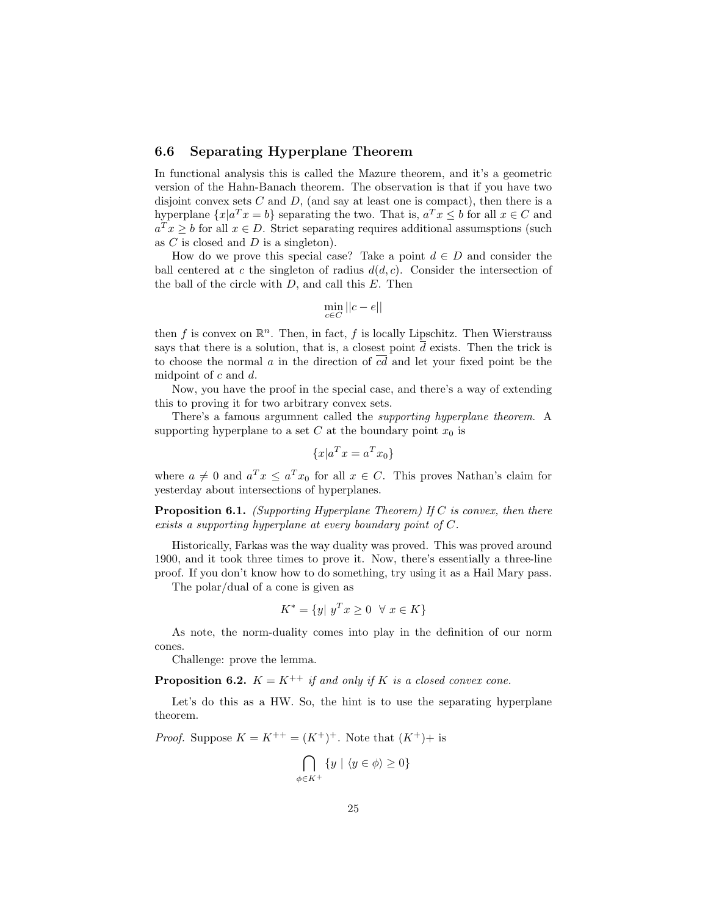### 6.6 Separating Hyperplane Theorem

In functional analysis this is called the Mazure theorem, and it's a geometric version of the Hahn-Banach theorem. The observation is that if you have two disjoint convex sets $C$ and $D$, (and say at least one is compact), then there is a hyperplane $\{x|a^Tx = b\}$ separating the two. That is, $a^Tx \leq b$ for all $x \in C$ and $a^Tx \geq b$ for all $x \in D$. Strict separating requires additional assumsptions (such as $C$ is closed and $D$ is a singleton).

How do we prove this special case? Take a point $d \in D$ and consider the ball centered at $c$ the singleton of radius $d(d,c)$. Consider the intersection of the ball of the circle with $D$, and call this $E$. Then

$$\min_{c \in C} ||c - e||$$

then $f$ is convex on $\mathbb{R}^n$. Then, in fact, $f$ is locally Lipschitz. Then Wierstrauss says that there is a solution, that is, a closest point $\overline{d}$ exists. Then the trick is to choose the normal $a$ in the direction of $\overline{cd}$ and let your fixed point be the midpoint of $c$ and $d$.

Now, you have the proof in the special case, and there's a way of extending this to proving it for two arbitrary convex sets.

There's a famous argumnent called the *supporting hyperplane theorem*. A supporting hyperplane to a set $C$ at the boundary point $x_0$ is

$$\{x|a^Tx = a^Tx_0\}$$

where $a \neq 0$ and $a^Tx \leq a^Tx_0$ for all $x \in C$. This proves Nathan's claim for yesterday about intersections of hyperplanes.

**Proposition 6.1.** *(Supporting Hyperplane Theorem) If $C$ is convex, then there exists a supporting hyperplane at every boundary point of $C$.*

Historically, Farkas was the way duality was proved. This was proved around 1900, and it took three times to prove it. Now, there's essentially a three-line proof. If you don't know how to do something, try using it as a Hail Mary pass.

The polar/dual of a cone is given as

$$K^* = \{y| \ y^Tx \geq 0 \ \ \forall \ x \in K\}$$

As note, the norm-duality comes into play in the definition of our norm cones.

Challenge: prove the lemma.

**Proposition 6.2.** *$K = K^{++}$ if and only if $K$ is a closed convex cone.*

Let's do this as a HW. So, the hint is to use the separating hyperplane theorem.

*Proof.* Suppose $K = K^{++} = (K^+)^+$. Note that $(K^+)+$ is

$$\bigcap_{\phi \in K^+} \{y \mid \langle y \in \phi \rangle \geq 0\}$$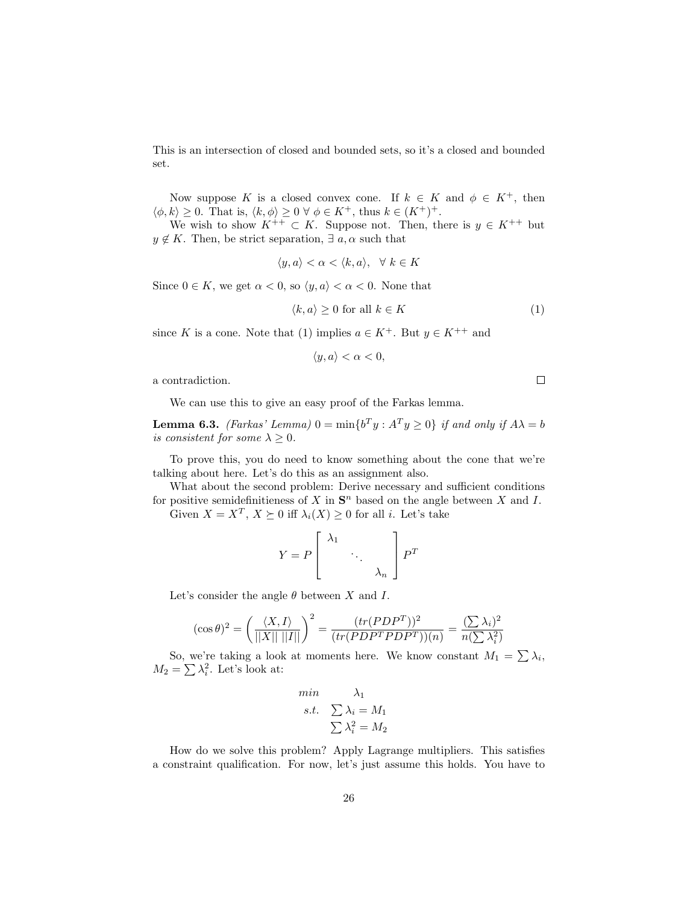This is an intersection of closed and bounded sets, so it's a closed and bounded set.

Now suppose $K$ is a closed convex cone. If $k \in K$ and $\phi \in K^+$, then $\langle \phi, k \rangle \geq 0$. That is, $\langle k, \phi \rangle \geq 0 \ \forall \ \phi \in K^+$, thus $k \in (K^+)^+$.

We wish to show $K^{++} \subset K$. Suppose not. Then, there is $y \in K^{++}$ but $y \notin K$. Then, be strict separation, $\exists \ a, \alpha$ such that

$$\langle y, a \rangle < \alpha < \langle k, a \rangle, \quad \forall \ k \in K$$

Since $0 \in K$, we get $\alpha < 0$, so $\langle y, a \rangle < \alpha < 0$. None that

$$\langle k, a \rangle \geq 0 \text{ for all } k \in K \tag{1}$$

since $K$ is a cone. Note that (1) implies $a \in K^+$. But $y \in K^{++}$ and

$$\langle y, a \rangle < \alpha < 0,$$

a contradiction. □

We can use this to give an easy proof of the Farkas lemma.

**Lemma 6.3.** *(Farkas' Lemma)* $0 = \min\{b^T y : A^T y \geq 0\}$ *if and only if* $A\lambda = b$ *is consistent for some* $\lambda \geq 0$.

To prove this, you do need to know something about the cone that we're talking about here. Let's do this as an assignment also.

What about the second problem: Derive necessary and sufficient conditions for positive semidefinitieness of $X$ in $\mathbf{S}^n$ based on the angle between $X$ and $I$.

Given $X = X^T$, $X \succeq 0$ iff $\lambda_i(X) \geq 0$ for all $i$. Let's take

$$Y = P \begin{bmatrix} \lambda_1 & & \\ & \ddots & \\ & & \lambda_n \end{bmatrix} P^T$$

Let's consider the angle $\theta$ between $X$ and $I$.

$$(\cos\theta)^2 = \left( \frac{\langle X, I \rangle}{||X|| \, ||I||} \right)^2 = \frac{(tr(PDP^T))^2}{(tr(PDP^T PDP^T))(n)} = \frac{(\sum \lambda_i)^2}{n(\sum \lambda_i^2)}$$

So, we're taking a look at moments here. We know constant $M_1 = \sum \lambda_i$, $M_2 = \sum \lambda_i^2$. Let's look at:

$$\begin{array}{rl} min & \lambda_1 \\ s.t. & \sum \lambda_i = M_1 \\ & \sum \lambda_i^2 = M_2 \end{array}$$

How do we solve this problem? Apply Lagrange multipliers. This satisfies a constraint qualification. For now, let's just assume this holds. You have to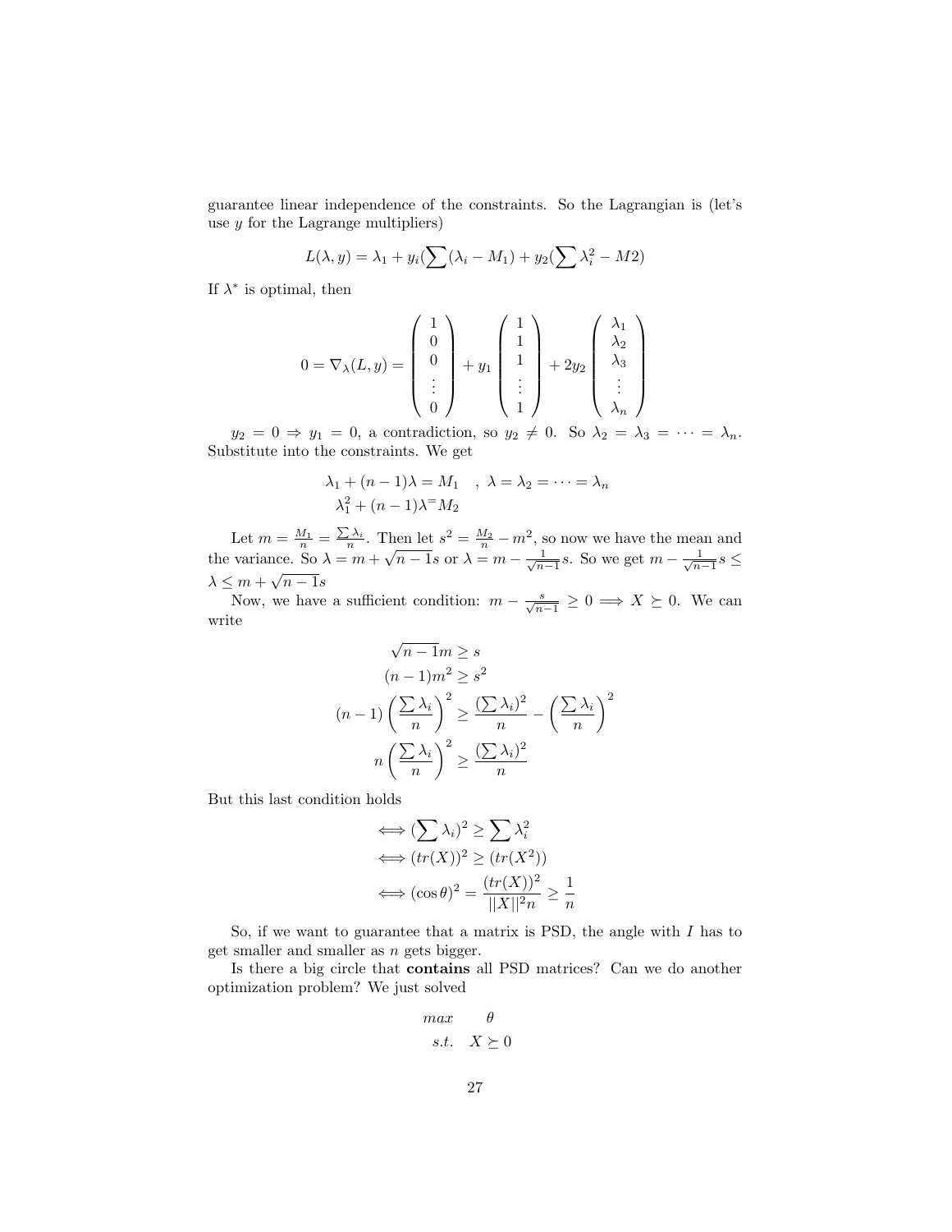guarantee linear independence of the constraints. So the Lagrangian is (let's use $y$ for the Lagrange multipliers)

$$L(\lambda, y) = \lambda_1 + y_i(\sum(\lambda_i - M_1) + y_2(\sum \lambda_i^2 - M2)$$

If $\lambda^*$ is optimal, then

$$0 = \nabla_\lambda(L, y) = \begin{pmatrix} 1 \\ 0 \\ 0 \\ \vdots \\ 0 \end{pmatrix} + y_1 \begin{pmatrix} 1 \\ 1 \\ 1 \\ \vdots \\ 1 \end{pmatrix} + 2y_2 \begin{pmatrix} \lambda_1 \\ \lambda_2 \\ \lambda_3 \\ \vdots \\ \lambda_n \end{pmatrix}$$

$y_2 = 0 \Rightarrow y_1 = 0$, a contradiction, so $y_2 \neq 0$. So $\lambda_2 = \lambda_3 = \cdots = \lambda_n$. Substitute into the constraints. We get

$$\begin{aligned} &\lambda_1 + (n-1)\lambda = M_1 \quad , \ \lambda = \lambda_2 = \cdots = \lambda_n \\ &\lambda_1^2 + (n-1)\lambda^{=} M_2 \end{aligned}$$

Let $m = \frac{M_1}{n} = \frac{\sum \lambda_i}{n}$. Then let $s^2 = \frac{M_2}{n} - m^2$, so now we have the mean and the variance. So $\lambda = m + \sqrt{n-1}s$ or $\lambda = m - \frac{1}{\sqrt{n-1}}s$. So we get $m - \frac{1}{\sqrt{n-1}}s \leq \lambda \leq m + \sqrt{n-1}s$

Now, we have a sufficient condition: $m - \frac{s}{\sqrt{n-1}} \geq 0 \implies X \succeq 0$. We can write

$$\begin{aligned} \sqrt{n-1}m &\geq s \\ (n-1)m^2 &\geq s^2 \\ (n-1)\left(\frac{\sum \lambda_i}{n}\right)^2 &\geq \frac{(\sum \lambda_i)^2}{n} - \left(\frac{\sum \lambda_i}{n}\right)^2 \\ n\left(\frac{\sum \lambda_i}{n}\right)^2 &\geq \frac{(\sum \lambda_i)^2}{n} \end{aligned}$$

But this last condition holds

$$\begin{aligned} &\iff (\sum \lambda_i)^2 \geq \sum \lambda_i^2 \\ &\iff (tr(X))^2 \geq (tr(X^2)) \\ &\iff (\cos\theta)^2 = \frac{(tr(X))^2}{||X||^2 n} \geq \frac{1}{n} \end{aligned}$$

So, if we want to guarantee that a matrix is PSD, the angle with $I$ has to get smaller and smaller as $n$ gets bigger.

Is there a big circle that **contains** all PSD matrices? Can we do another optimization problem? We just solved

$$\begin{aligned} max \quad & \theta \\ s.t. \quad & X \succeq 0 \end{aligned}$$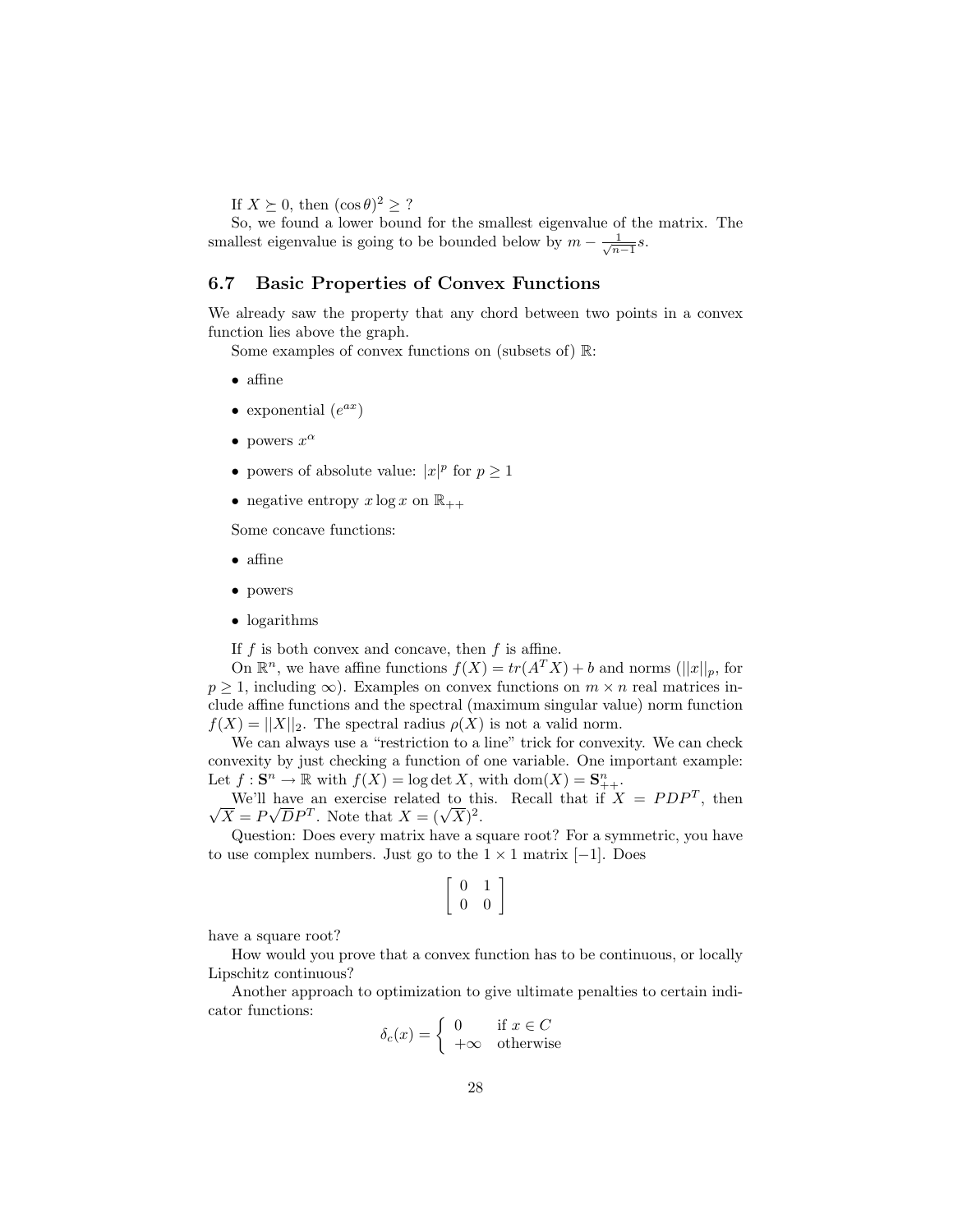If $X \succeq 0$, then $(\cos\theta)^2 \geq$ ?

So, we found a lower bound for the smallest eigenvalue of the matrix. The smallest eigenvalue is going to be bounded below by $m - \frac{1}{\sqrt{n-1}}s$.

### 6.7 Basic Properties of Convex Functions

We already saw the property that any chord between two points in a convex function lies above the graph.

Some examples of convex functions on (subsets of) $\mathbb{R}$:

- affine
- exponential ($e^{ax}$)
- powers $x^\alpha$
- powers of absolute value: $|x|^p$ for $p \geq 1$
- negative entropy $x \log x$ on $\mathbb{R}_{++}$

Some concave functions:

- affine
- powers
- logarithms

If $f$ is both convex and concave, then $f$ is affine.

On $\mathbb{R}^n$, we have affine functions $f(X) = tr(A^T X) + b$ and norms ($||x||_p$, for $p \geq 1$, including $\infty$). Examples on convex functions on $m \times n$ real matrices include affine functions and the spectral (maximum singular value) norm function $f(X) = ||X||_2$. The spectral radius $\rho(X)$ is not a valid norm.

We can always use a "restriction to a line" trick for convexity. We can check convexity by just checking a function of one variable. One important example: Let $f : \mathbf{S}^n \to \mathbb{R}$ with $f(X) = \log \det X$, with $\text{dom}(X) = \mathbf{S}^n_{++}$.

We'll have an exercise related to this. Recall that if $X = PDP^T$, then $\sqrt{X} = P\sqrt{D}P^T$. Note that $X = (\sqrt{X})^2$.

Question: Does every matrix have a square root? For a symmetric, you have to use complex numbers. Just go to the $1 \times 1$ matrix $[-1]$. Does

$$\begin{bmatrix} 0 & 1 \\ 0 & 0 \end{bmatrix}$$

have a square root?

How would you prove that a convex function has to be continuous, or locally Lipschitz continuous?

Another approach to optimization to give ultimate penalties to certain indicator functions:

$$\delta_c(x) = \begin{cases} 0 & \text{if } x \in C \\ +\infty & \text{otherwise} \end{cases}$$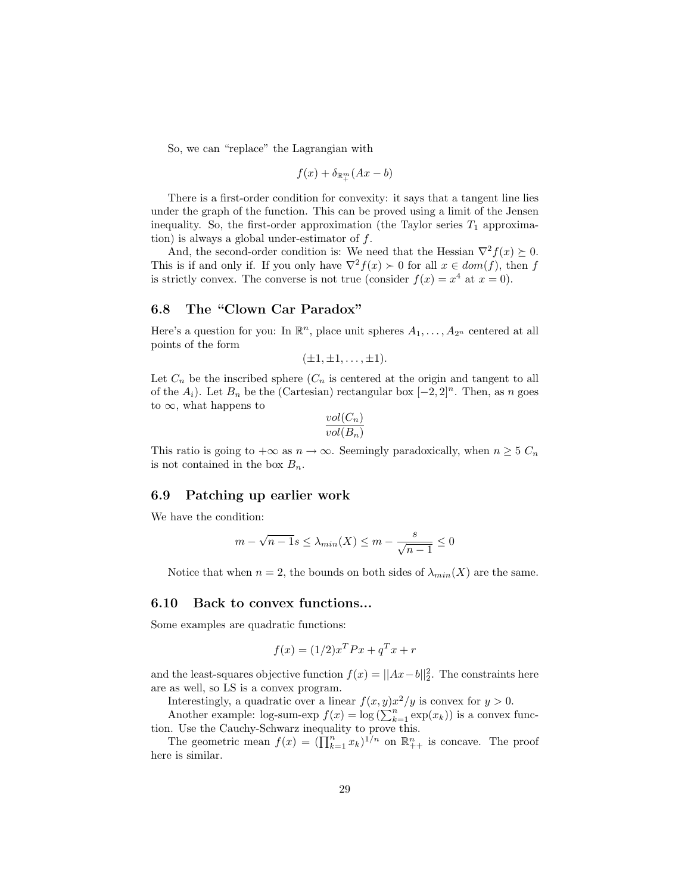So, we can "replace" the Lagrangian with

$$f(x) + \delta_{\mathbb{R}^m_+}(Ax - b)$$

There is a first-order condition for convexity: it says that a tangent line lies under the graph of the function. This can be proved using a limit of the Jensen inequality. So, the first-order approximation (the Taylor series $T_1$ approximation) is always a global under-estimator of $f$.

And, the second-order condition is: We need that the Hessian $\nabla^2 f(x) \succeq 0$. This is if and only if. If you only have $\nabla^2 f(x) \succ 0$ for all $x \in dom(f)$, then $f$ is strictly convex. The converse is not true (consider $f(x) = x^4$ at $x = 0$).

### 6.8 The "Clown Car Paradox"

Here's a question for you: In $\mathbb{R}^n$, place unit spheres $A_1, \ldots, A_{2^n}$ centered at all points of the form

$$(\pm 1, \pm 1, \ldots, \pm 1).$$

Let $C_n$ be the inscribed sphere ($C_n$ is centered at the origin and tangent to all of the $A_i$). Let $B_n$ be the (Cartesian) rectangular box $[-2, 2]^n$. Then, as $n$ goes to $\infty$, what happens to

$$\frac{vol(C_n)}{vol(B_n)}$$

This ratio is going to $+\infty$ as $n \to \infty$. Seemingly paradoxically, when $n \geq 5$ $C_n$ is not contained in the box $B_n$.

### 6.9 Patching up earlier work

We have the condition:

$$m - \sqrt{n-1}s \leq \lambda_{min}(X) \leq m - \frac{s}{\sqrt{n-1}} \leq 0$$

Notice that when $n = 2$, the bounds on both sides of $\lambda_{min}(X)$ are the same.

### 6.10 Back to convex functions...

Some examples are quadratic functions:

$$f(x) = (1/2)x^T P x + q^T x + r$$

and the least-squares objective function $f(x) = ||Ax - b||_2^2$. The constraints here are as well, so LS is a convex program.

Interestingly, a quadratic over a linear $f(x, y)x^2/y$ is convex for $y > 0$.

Another example: log-sum-exp $f(x) = \log\left(\sum_{k=1}^n \exp(x_k)\right)$ is a convex function. Use the Cauchy-Schwarz inequality to prove this.

The geometric mean $f(x) = \left(\prod_{k=1}^n x_k\right)^{1/n}$ on $\mathbb{R}^n_{++}$ is concave. The proof here is similar.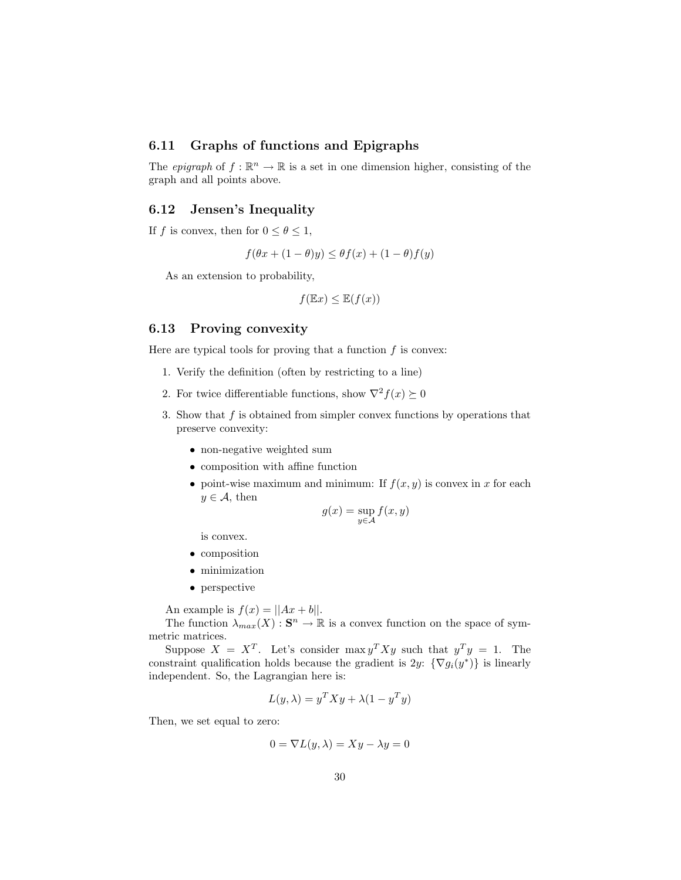## 6.11 Graphs of functions and Epigraphs

The *epigraph* of $f : \mathbb{R}^n \to \mathbb{R}$ is a set in one dimension higher, consisting of the graph and all points above.

## 6.12 Jensen's Inequality

If $f$ is convex, then for $0 \leq \theta \leq 1$,

$$f(\theta x + (1-\theta)y) \leq \theta f(x) + (1-\theta) f(y)$$

As an extension to probability,

$$f(\mathbb{E}x) \leq \mathbb{E}(f(x))$$

## 6.13 Proving convexity

Here are typical tools for proving that a function $f$ is convex:

1. Verify the definition (often by restricting to a line)
2. For twice differentiable functions, show $\nabla^2 f(x) \succeq 0$
3. Show that $f$ is obtained from simpler convex functions by operations that preserve convexity:
   - non-negative weighted sum
   - composition with affine function
   - point-wise maximum and minimum: If $f(x, y)$ is convex in $x$ for each $y \in \mathcal{A}$, then
     $$g(x) = \sup_{y \in \mathcal{A}} f(x, y)$$
     is convex.
   - composition
   - minimization
   - perspective

An example is $f(x) = ||Ax + b||$.

The function $\lambda_{max}(X) : \mathbf{S}^n \to \mathbb{R}$ is a convex function on the space of symmetric matrices.

Suppose $X = X^T$. Let's consider $\max y^T X y$ such that $y^T y = 1$. The constraint qualification holds because the gradient is $2y$: $\{\nabla g_i(y^*)\}$ is linearly independent. So, the Lagrangian here is:

$$L(y, \lambda) = y^T X y + \lambda(1 - y^T y)$$

Then, we set equal to zero:

$$0 = \nabla L(y, \lambda) = Xy - \lambda y = 0$$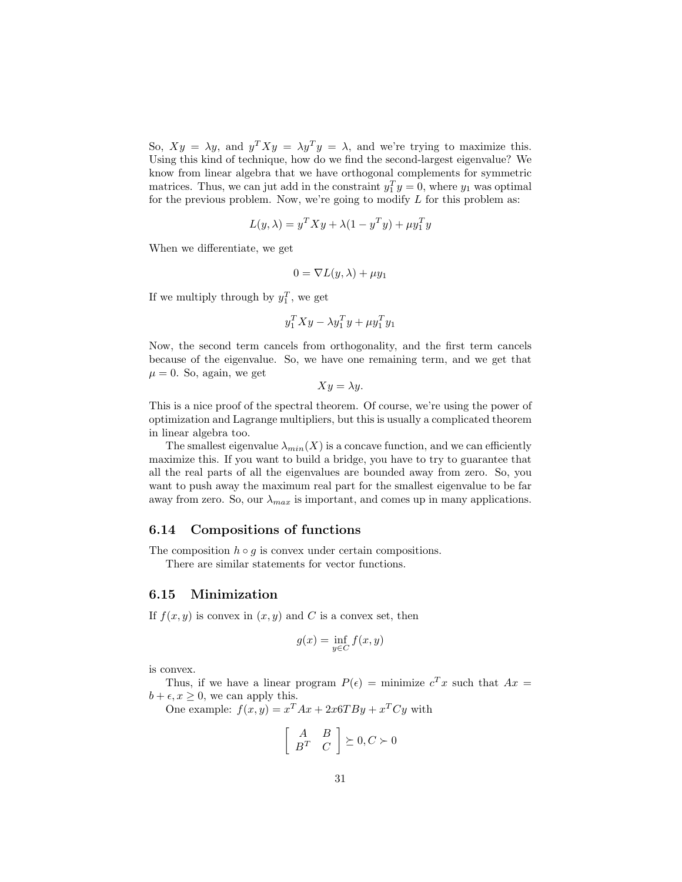So, $Xy = \lambda y$, and $y^T Xy = \lambda y^T y = \lambda$, and we're trying to maximize this. Using this kind of technique, how do we find the second-largest eigenvalue? We know from linear algebra that we have orthogonal complements for symmetric matrices. Thus, we can jut add in the constraint $y_1^T y = 0$, where $y_1$ was optimal for the previous problem. Now, we're going to modify $L$ for this problem as:

$$L(y, \lambda) = y^T Xy + \lambda(1 - y^T y) + \mu y_1^T y$$

When we differentiate, we get

$$0 = \nabla L(y, \lambda) + \mu y_1$$

If we multiply through by $y_1^T$, we get

$$y_1^T Xy - \lambda y_1^T y + \mu y_1^T y_1$$

Now, the second term cancels from orthogonality, and the first term cancels because of the eigenvalue. So, we have one remaining term, and we get that $\mu = 0$. So, again, we get

$$Xy = \lambda y.$$

This is a nice proof of the spectral theorem. Of course, we're using the power of optimization and Lagrange multipliers, but this is usually a complicated theorem in linear algebra too.

The smallest eigenvalue $\lambda_{min}(X)$ is a concave function, and we can efficiently maximize this. If you want to build a bridge, you have to try to guarantee that all the real parts of all the eigenvalues are bounded away from zero. So, you want to push away the maximum real part for the smallest eigenvalue to be far away from zero. So, our $\lambda_{max}$ is important, and comes up in many applications.

## 6.14 Compositions of functions

The composition $h \circ g$ is convex under certain compositions.

There are similar statements for vector functions.

## 6.15 Minimization

If $f(x, y)$ is convex in $(x, y)$ and $C$ is a convex set, then

$$g(x) = \inf_{y \in C} f(x, y)$$

is convex.

Thus, if we have a linear program $P(\epsilon) =$ minimize $c^T x$ such that $Ax = b + \epsilon, x \geq 0$, we can apply this.

One example: $f(x, y) = x^T Ax + 2x6TBy + x^T Cy$ with

$$\begin{bmatrix} A & B \\ B^T & C \end{bmatrix} \succeq 0, C \succ 0$$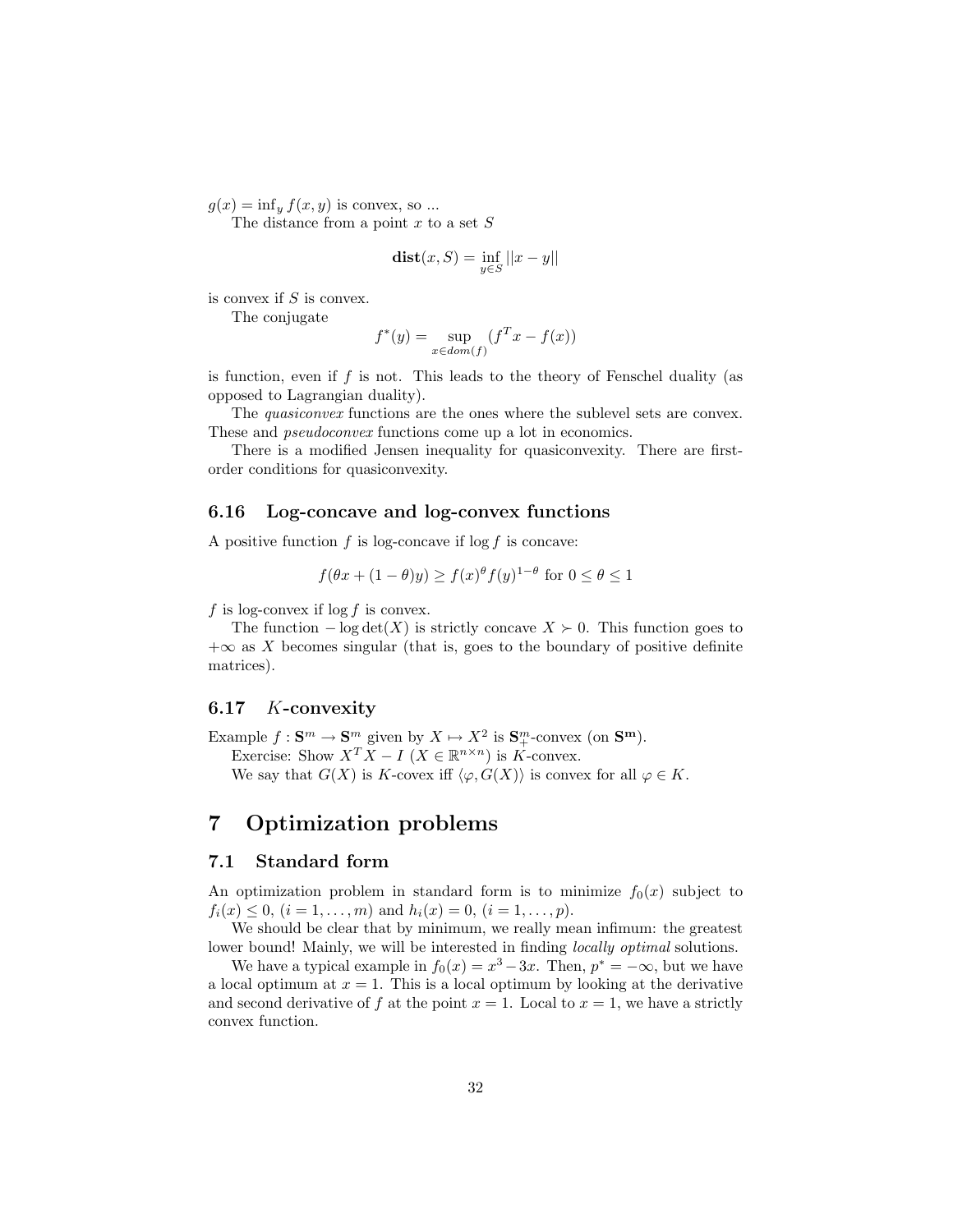$g(x) = \inf_y f(x, y)$ is convex, so ...

The distance from a point $x$ to a set $S$

$$\mathbf{dist}(x, S) = \inf_{y \in S} ||x - y||$$

is convex if $S$ is convex.

The conjugate

$$f^*(y) = \sup_{x \in dom(f)} (f^T x - f(x))$$

is function, even if $f$ is not. This leads to the theory of Fenschel duality (as opposed to Lagrangian duality).

The *quasiconvex* functions are the ones where the sublevel sets are convex. These and *pseudoconvex* functions come up a lot in economics.

There is a modified Jensen inequality for quasiconvexity. There are first-order conditions for quasiconvexity.

### 6.16 Log-concave and log-convex functions

A positive function $f$ is log-concave if $\log f$ is concave:

$$f(\theta x + (1 - \theta)y) \geq f(x)^\theta f(y)^{1-\theta} \text{ for } 0 \leq \theta \leq 1$$

$f$ is log-convex if $\log f$ is convex.

The function $-\log\det(X)$ is strictly concave $X \succ 0$. This function goes to $+\infty$ as $X$ becomes singular (that is, goes to the boundary of positive definite matrices).

### 6.17 $K$-convexity

Example $f : \mathbf{S}^m \to \mathbf{S}^m$ given by $X \mapsto X^2$ is $\mathbf{S}^m_+$-convex (on $\mathbf{S^m}$).

Exercise: Show $X^T X - I$ ($X \in \mathbb{R}^{n \times n}$) is $K$-convex.

We say that $G(X)$ is $K$-covex iff $\langle \varphi, G(X) \rangle$ is convex for all $\varphi \in K$.

# 7 Optimization problems

## 7.1 Standard form

An optimization problem in standard form is to minimize $f_0(x)$ subject to $f_i(x) \leq 0$, $(i = 1, \ldots, m)$ and $h_i(x) = 0$, $(i = 1, \ldots, p)$.

We should be clear that by minimum, we really mean infimum: the greatest lower bound! Mainly, we will be interested in finding *locally optimal* solutions.

We have a typical example in $f_0(x) = x^3 - 3x$. Then, $p^* = -\infty$, but we have a local optimum at $x = 1$. This is a local optimum by looking at the derivative and second derivative of $f$ at the point $x = 1$. Local to $x = 1$, we have a strictly convex function.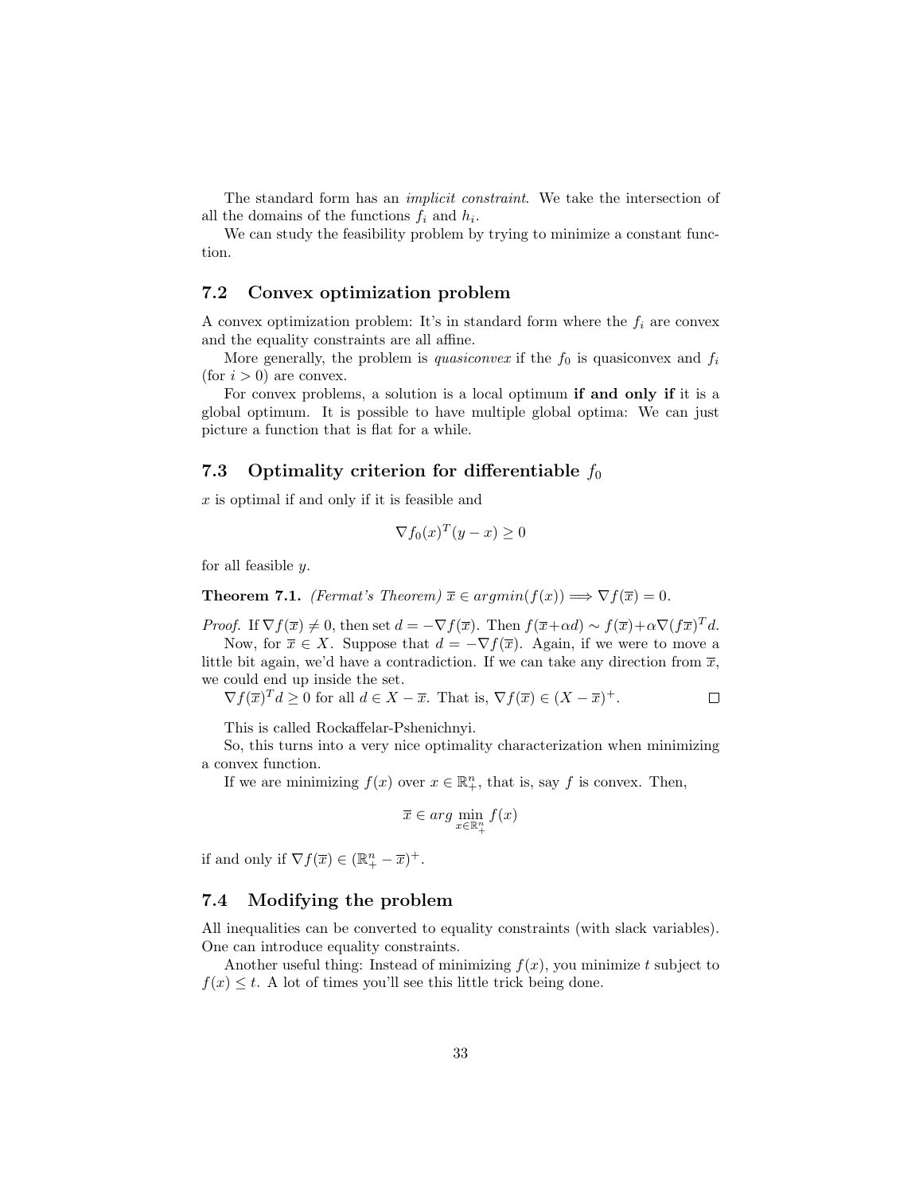The standard form has an *implicit constraint*. We take the intersection of all the domains of the functions $f_i$ and $h_i$.

We can study the feasibility problem by trying to minimize a constant function.

## 7.2 Convex optimization problem

A convex optimization problem: It's in standard form where the $f_i$ are convex and the equality constraints are all affine.

More generally, the problem is *quasiconvex* if the $f_0$ is quasiconvex and $f_i$ (for $i > 0$) are convex.

For convex problems, a solution is a local optimum **if and only if** it is a global optimum. It is possible to have multiple global optima: We can just picture a function that is flat for a while.

## 7.3 Optimality criterion for differentiable $f_0$

$x$ is optimal if and only if it is feasible and

$$\nabla f_0(x)^T(y - x) \geq 0$$

for all feasible $y$.

**Theorem 7.1.** *(Fermat's Theorem)* $\overline{x} \in argmin(f(x)) \Longrightarrow \nabla f(\overline{x}) = 0$.

*Proof.* If $\nabla f(\overline{x}) \neq 0$, then set $d = -\nabla f(\overline{x})$. Then $f(\overline{x}+\alpha d) \sim f(\overline{x}) + \alpha \nabla (f\overline{x})^T d$.

Now, for $\overline{x} \in X$. Suppose that $d = -\nabla f(\overline{x})$. Again, if we were to move a little bit again, we'd have a contradiction. If we can take any direction from $\overline{x}$, we could end up inside the set.

$\nabla f(\overline{x})^T d \geq 0$ for all $d \in X - \overline{x}$. That is, $\nabla f(\overline{x}) \in (X - \overline{x})^+$. ☐

This is called Rockaffelar-Pshenichnyi.

So, this turns into a very nice optimality characterization when minimizing a convex function.

If we are minimizing $f(x)$ over $x \in \mathbb{R}^n_+$, that is, say $f$ is convex. Then,

$$\overline{x} \in arg \min_{x \in \mathbb{R}^n_+} f(x)$$

if and only if $\nabla f(\overline{x}) \in (\mathbb{R}^n_+ - \overline{x})^+$.

## 7.4 Modifying the problem

All inequalities can be converted to equality constraints (with slack variables). One can introduce equality constraints.

Another useful thing: Instead of minimizing $f(x)$, you minimize $t$ subject to $f(x) \leq t$. A lot of times you'll see this little trick being done.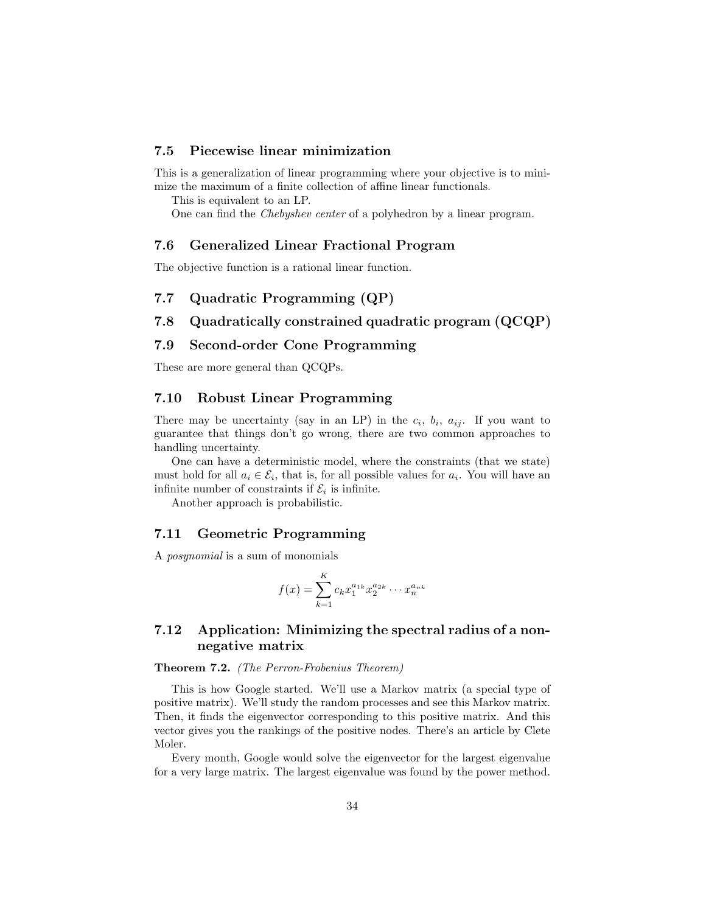### 7.5 Piecewise linear minimization

This is a generalization of linear programming where your objective is to minimize the maximum of a finite collection of affine linear functionals.

This is equivalent to an LP.

One can find the *Chebyshev center* of a polyhedron by a linear program.

### 7.6 Generalized Linear Fractional Program

The objective function is a rational linear function.

### 7.7 Quadratic Programming (QP)

### 7.8 Quadratically constrained quadratic program (QCQP)

### 7.9 Second-order Cone Programming

These are more general than QCQPs.

### 7.10 Robust Linear Programming

There may be uncertainty (say in an LP) in the $c_i$, $b_i$, $a_{ij}$. If you want to guarantee that things don't go wrong, there are two common approaches to handling uncertainty.

One can have a deterministic model, where the constraints (that we state) must hold for all $a_i \in \mathcal{E}_i$, that is, for all possible values for $a_i$. You will have an infinite number of constraints if $\mathcal{E}_i$ is infinite.

Another approach is probabilistic.

### 7.11 Geometric Programming

A *posynomial* is a sum of monomials

$$f(x) = \sum_{k=1}^{K} c_k x_1^{a_{1k}} x_2^{a_{2k}} \cdots x_n^{a_{nk}}$$

### 7.12 Application: Minimizing the spectral radius of a nonnegative matrix

**Theorem 7.2.** *(The Perron-Frobenius Theorem)*

This is how Google started. We'll use a Markov matrix (a special type of positive matrix). We'll study the random processes and see this Markov matrix. Then, it finds the eigenvector corresponding to this positive matrix. And this vector gives you the rankings of the positive nodes. There's an article by Clete Moler.

Every month, Google would solve the eigenvector for the largest eigenvalue for a very large matrix. The largest eigenvalue was found by the power method.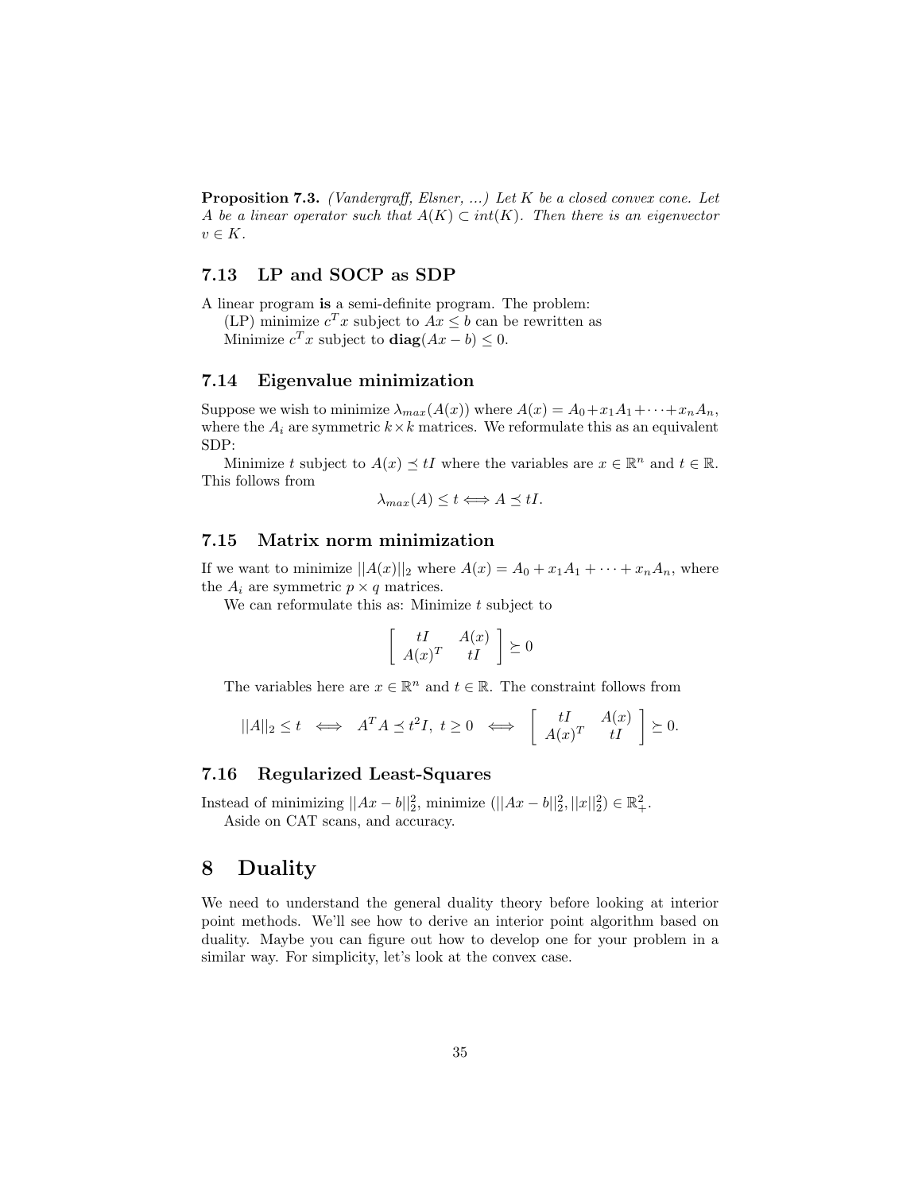**Proposition 7.3.** *(Vandergraff, Elsner, ...) Let $K$ be a closed convex cone. Let $A$ be a linear operator such that $A(K) \subset int(K)$. Then there is an eigenvector $v \in K$.*

### 7.13 LP and SOCP as SDP

A linear program **is** a semi-definite program. The problem:

(LP) minimize $c^T x$ subject to $Ax \leq b$ can be rewritten as

Minimize $c^T x$ subject to $\textbf{diag}(Ax - b) \preceq 0$.

### 7.14 Eigenvalue minimization

Suppose we wish to minimize $\lambda_{max}(A(x))$ where $A(x) = A_0 + x_1 A_1 + \cdots + x_n A_n$, where the $A_i$ are symmetric $k \times k$ matrices. We reformulate this as an equivalent SDP:

Minimize $t$ subject to $A(x) \preceq tI$ where the variables are $x \in \mathbb{R}^n$ and $t \in \mathbb{R}$. This follows from

$$\lambda_{max}(A) \leq t \Longleftrightarrow A \preceq tI.$$

### 7.15 Matrix norm minimization

If we want to minimize $||A(x)||_2$ where $A(x) = A_0 + x_1 A_1 + \cdots + x_n A_n$, where the $A_i$ are symmetric $p \times q$ matrices.

We can reformulate this as: Minimize $t$ subject to

$$\begin{bmatrix} tI & A(x) \\ A(x)^T & tI \end{bmatrix} \succeq 0$$

The variables here are $x \in \mathbb{R}^n$ and $t \in \mathbb{R}$. The constraint follows from

$$||A||_2 \leq t \iff A^T A \preceq t^2 I, \; t \geq 0 \iff \begin{bmatrix} tI & A(x) \\ A(x)^T & tI \end{bmatrix} \succeq 0.$$

### 7.16 Regularized Least-Squares

Instead of minimizing $||Ax - b||_2^2$, minimize $(||Ax - b||_2^2, ||x||_2^2) \in \mathbb{R}_+^2$.

Aside on CAT scans, and accuracy.

## 8 Duality

We need to understand the general duality theory before looking at interior point methods. We'll see how to derive an interior point algorithm based on duality. Maybe you can figure out how to develop one for your problem in a similar way. For simplicity, let's look at the convex case.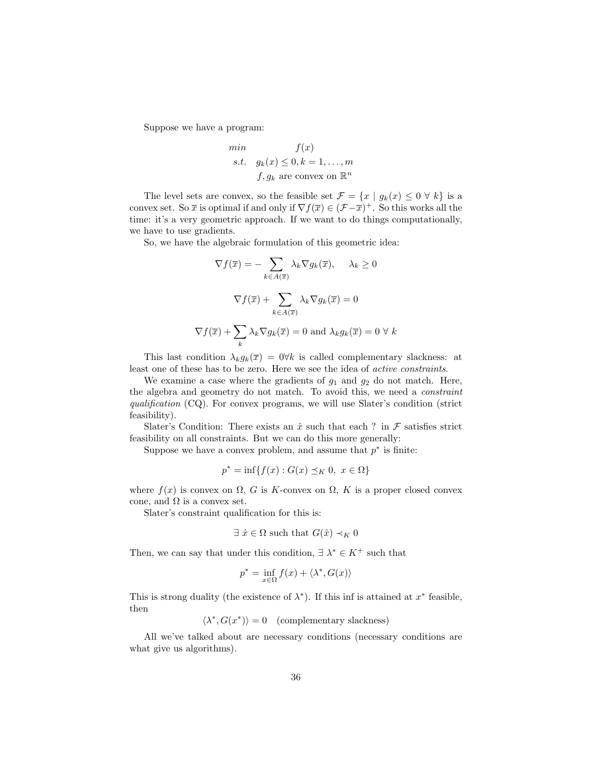Suppose we have a program:

$$\begin{array}{rc} min & f(x) \\ s.t. & g_k(x) \leq 0, k = 1, \ldots, m \\ & f, g_k \text{ are convex on } \mathbb{R}^n \end{array}$$

The level sets are convex, so the feasible set $\mathcal{F} = \{x \mid g_k(x) \leq 0 \ \forall \ k\}$ is a convex set. So $\overline{x}$ is optimal if and only if $\nabla f(\overline{x}) \in (\mathcal{F} - \overline{x})^+$. So this works all the time: it's a very geometric approach. If we want to do things computationally, we have to use gradients.

So, we have the algebraic formulation of this geometric idea:

$$\nabla f(\overline{x}) = -\sum_{k \in A(\overline{x})} \lambda_k \nabla g_k(\overline{x}), \qquad \lambda_k \geq 0$$

$$\nabla f(\overline{x}) + \sum_{k \in A(\overline{x})} \lambda_k \nabla g_k(\overline{x}) = 0$$

$$\nabla f(\overline{x}) + \sum_{k} \lambda_k \nabla g_k(\overline{x}) = 0 \text{ and } \lambda_k g_k(\overline{x}) = 0 \ \forall \ k$$

This last condition $\lambda_k g_k(\overline{x}) = 0 \forall k$ is called complementary slackness: at least one of these has to be zero. Here we see the idea of *active constraints*.

We examine a case where the gradients of $g_1$ and $g_2$ do not match. Here, the algebra and geometry do not match. To avoid this, we need a *constraint qualification* (CQ). For convex programs, we will use Slater's condition (strict feasibility).

Slater's Condition: There exists an $\hat{x}$ such that each ? in $\mathcal{F}$ satisfies strict feasibility on all constraints. But we can do this more generally:

Suppose we have a convex problem, and assume that $p^*$ is finite:

$$p^* = \inf\{f(x) : G(x) \preceq_K 0, \ x \in \Omega\}$$

where $f(x)$ is convex on $\Omega$, $G$ is $K$-convex on $\Omega$, $K$ is a proper closed convex cone, and $\Omega$ is a convex set.

Slater's constraint qualification for this is:

$$\exists \ \hat{x} \in \Omega \text{ such that } G(\hat{x}) \prec_K 0$$

Then, we can say that under this condition, $\exists \ \lambda^* \in K^+$ such that

$$p^* = \inf_{x \in \Omega} f(x) + \langle \lambda^*, G(x) \rangle$$

This is strong duality (the existence of $\lambda^*$). If this inf is attained at $x^*$ feasible, then

$$\langle \lambda^*, G(x^*) \rangle = 0 \quad \text{(complementary slackness)}$$

All we've talked about are necessary conditions (necessary conditions are what give us algorithms).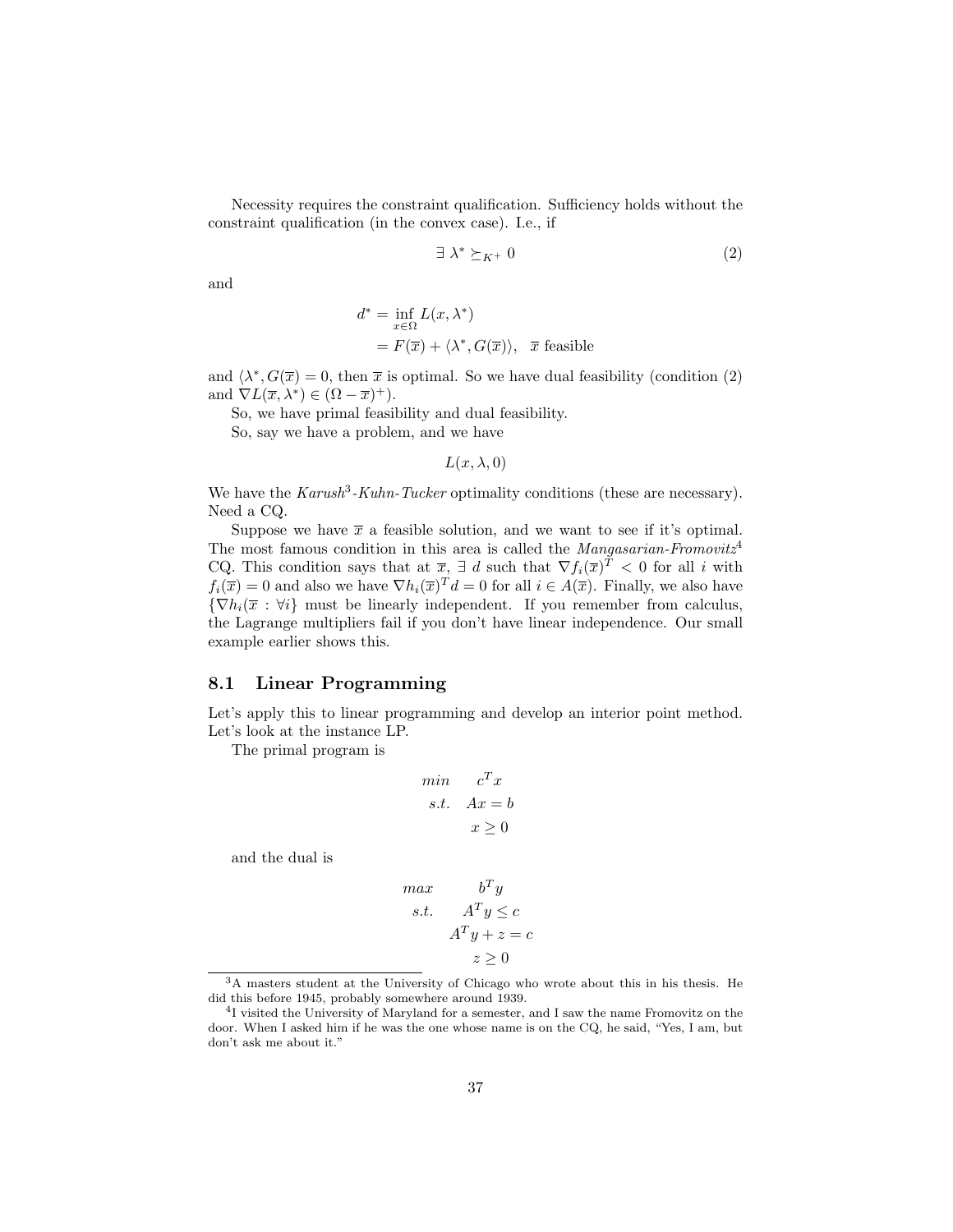Necessity requires the constraint qualification. Sufficiency holds without the constraint qualification (in the convex case). I.e., if

$$\exists\ \lambda^* \succeq_{K^+} 0 \tag{2}$$

and

$$\begin{aligned} d^* &= \inf_{x \in \Omega} L(x, \lambda^*) \\ &= F(\overline{x}) + \langle \lambda^*, G(\overline{x}) \rangle, \quad \overline{x} \text{ feasible} \end{aligned}$$

and $\langle \lambda^*, G(\overline{x}) = 0$, then $\overline{x}$ is optimal. So we have dual feasibility (condition (2) and $\nabla L(\overline{x}, \lambda^*) \in (\Omega - \overline{x})^+$).

So, we have primal feasibility and dual feasibility.

So, say we have a problem, and we have

$$L(x, \lambda, 0)$$

We have the *Karush*[3]-*Kuhn-Tucker* optimality conditions (these are necessary). Need a CQ.

Suppose we have $\overline{x}$ a feasible solution, and we want to see if it's optimal. The most famous condition in this area is called the *Mangasarian-Fromovitz*[4] CQ. This condition says that at $\overline{x}$, $\exists\ d$ such that $\nabla f_i(\overline{x})^T < 0$ for all $i$ with $f_i(\overline{x}) = 0$ and also we have $\nabla h_i(\overline{x})^T d = 0$ for all $i \in A(\overline{x})$. Finally, we also have $\{\nabla h_i(\overline{x} : \forall i\}$ must be linearly independent. If you remember from calculus, the Lagrange multipliers fail if you don't have linear independence. Our small example earlier shows this.

## 8.1 Linear Programming

Let's apply this to linear programming and develop an interior point method. Let's look at the instance LP.

The primal program is

$$\begin{aligned} min \quad & c^T x \\ s.t. \quad & Ax = b \\ & x \geq 0 \end{aligned}$$

and the dual is

$$\begin{aligned} max \quad & b^T y \\ s.t. \quad & A^T y \leq c \\ & A^T y + z = c \\ & z \geq 0 \end{aligned}$$

[3] A masters student at the University of Chicago who wrote about this in his thesis. He did this before 1945, probably somewhere around 1939.

[4] I visited the University of Maryland for a semester, and I saw the name Fromovitz on the door. When I asked him if he was the one whose name is on the CQ, he said, "Yes, I am, but don't ask me about it."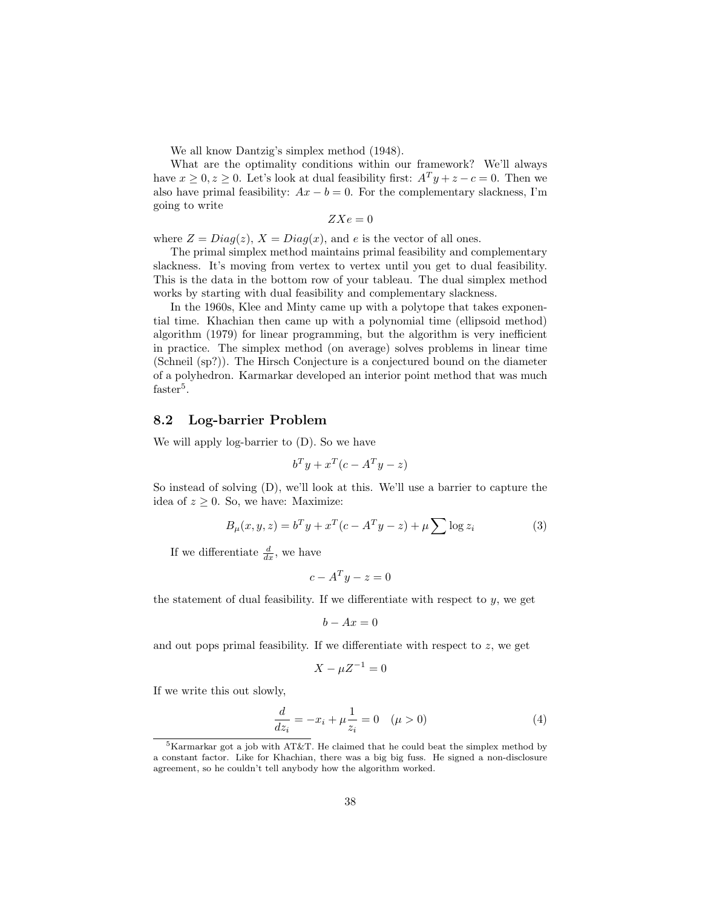We all know Dantzig's simplex method (1948).

What are the optimality conditions within our framework? We'll always have $x \geq 0, z \geq 0$. Let's look at dual feasibility first: $A^T y + z - c = 0$. Then we also have primal feasibility: $Ax - b = 0$. For the complementary slackness, I'm going to write

$$ZXe = 0$$

where $Z = Diag(z)$, $X = Diag(x)$, and $e$ is the vector of all ones.

The primal simplex method maintains primal feasibility and complementary slackness. It's moving from vertex to vertex until you get to dual feasibility. This is the data in the bottom row of your tableau. The dual simplex method works by starting with dual feasibility and complementary slackness.

In the 1960s, Klee and Minty came up with a polytope that takes exponential time. Khachian then came up with a polynomial time (ellipsoid method) algorithm (1979) for linear programming, but the algorithm is very inefficient in practice. The simplex method (on average) solves problems in linear time (Schneil (sp?)). The Hirsch Conjecture is a conjectured bound on the diameter of a polyhedron. Karmarkar developed an interior point method that was much faster[5].

## 8.2 Log-barrier Problem

We will apply log-barrier to (D). So we have

$$b^T y + x^T (c - A^T y - z)$$

So instead of solving (D), we'll look at this. We'll use a barrier to capture the idea of $z \geq 0$. So, we have: Maximize:

$$B_\mu(x, y, z) = b^T y + x^T (c - A^T y - z) + \mu \sum \log z_i \tag{3}$$

If we differentiate $\frac{d}{dx}$, we have

$$c - A^T y - z = 0$$

the statement of dual feasibility. If we differentiate with respect to $y$, we get

$$b - Ax = 0$$

and out pops primal feasibility. If we differentiate with respect to $z$, we get

$$X - \mu Z^{-1} = 0$$

If we write this out slowly,

$$\frac{d}{dz_i} = -x_i + \mu \frac{1}{z_i} = 0 \quad (\mu > 0) \tag{4}$$

[5] Karmarkar got a job with AT&T. He claimed that he could beat the simplex method by a constant factor. Like for Khachian, there was a big big fuss. He signed a non-disclosure agreement, so he couldn't tell anybody how the algorithm worked.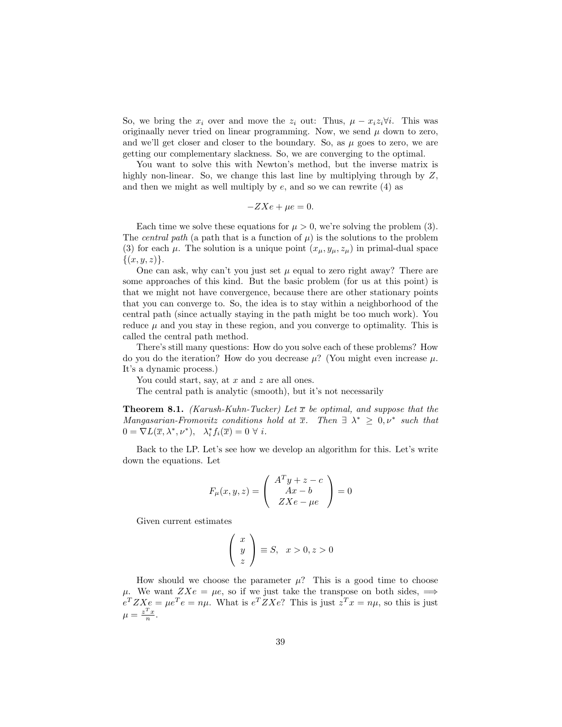So, we bring the $x_i$ over and move the $z_i$ out: Thus, $\mu - x_i z_i \forall i$. This was originaally never tried on linear programming. Now, we send $\mu$ down to zero, and we'll get closer and closer to the boundary. So, as $\mu$ goes to zero, we are getting our complementary slackness. So, we are converging to the optimal.

You want to solve this with Newton's method, but the inverse matrix is highly non-linear. So, we change this last line by multiplying through by $Z$, and then we might as well multiply by $e$, and so we can rewrite (4) as

$$-ZXe + \mu e = 0.$$

Each time we solve these equations for $\mu > 0$, we're solving the problem (3). The *central path* (a path that is a function of $\mu$) is the solutions to the problem (3) for each $\mu$. The solution is a unique point $(x_\mu, y_\mu, z_\mu)$ in primal-dual space $\{(x, y, z)\}$.

One can ask, why can't you just set $\mu$ equal to zero right away? There are some approaches of this kind. But the basic problem (for us at this point) is that we might not have convergence, because there are other stationary points that you can converge to. So, the idea is to stay within a neighborhood of the central path (since actually staying in the path might be too much work). You reduce $\mu$ and you stay in these region, and you converge to optimality. This is called the central path method.

There's still many questions: How do you solve each of these problems? How do you do the iteration? How do you decrease $\mu$? (You might even increase $\mu$. It's a dynamic process.)

You could start, say, at $x$ and $z$ are all ones.

The central path is analytic (smooth), but it's not necessarily

**Theorem 8.1.** *(Karush-Kuhn-Tucker) Let $\overline{x}$ be optimal, and suppose that the Mangasarian-Fromovitz conditions hold at $\overline{x}$. Then $\exists\ \lambda^* \geq 0, \nu^*$ such that $0 = \nabla L(\overline{x}, \lambda^*, \nu^*)$, $\lambda_i^* f_i(\overline{x}) = 0\ \forall\ i$.*

Back to the LP. Let's see how we develop an algorithm for this. Let's write down the equations. Let

$$F_\mu(x, y, z) = \begin{pmatrix} A^T y + z - c \\ Ax - b \\ ZXe - \mu e \end{pmatrix} = 0$$

Given current estimates

$$\begin{pmatrix} x \\ y \\ z \end{pmatrix} \equiv S, \quad x > 0, z > 0$$

How should we choose the parameter $\mu$? This is a good time to choose $\mu$. We want $ZXe = \mu e$, so if we just take the transpose on both sides, $\Longrightarrow$ $e^T ZXe = \mu e^T e = n\mu$. What is $e^T ZXe$? This is just $z^T x = n\mu$, so this is just $\mu = \frac{z^T x}{n}$.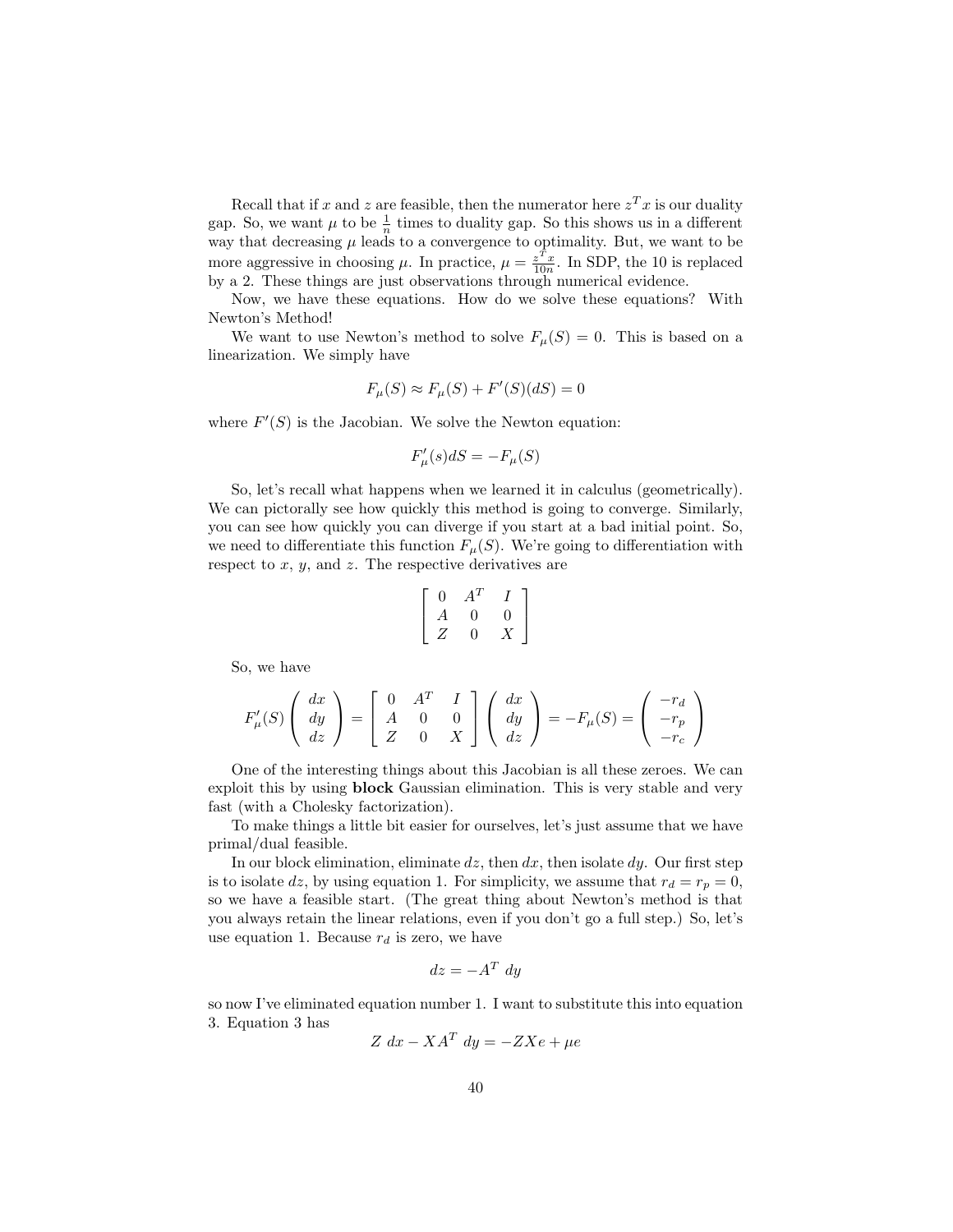Recall that if $x$ and $z$ are feasible, then the numerator here $z^T x$ is our duality gap. So, we want $\mu$ to be $\frac{1}{n}$ times to duality gap. So this shows us in a different way that decreasing $\mu$ leads to a convergence to optimality. But, we want to be more aggressive in choosing $\mu$. In practice, $\mu = \frac{z^T x}{10n}$. In SDP, the 10 is replaced by a 2. These things are just observations through numerical evidence.

Now, we have these equations. How do we solve these equations? With Newton's Method!

We want to use Newton's method to solve $F_\mu(S) = 0$. This is based on a linearization. We simply have

$$F_\mu(S) \approx F_\mu(S) + F'(S)(dS) = 0$$

where $F'(S)$ is the Jacobian. We solve the Newton equation:

$$F'_\mu(s)dS = -F_\mu(S)$$

So, let's recall what happens when we learned it in calculus (geometrically). We can pictorally see how quickly this method is going to converge. Similarly, you can see how quickly you can diverge if you start at a bad initial point. So, we need to differentiate this function $F_\mu(S)$. We're going to differentiation with respect to $x$, $y$, and $z$. The respective derivatives are

$$\begin{bmatrix} 0 & A^T & I \\ A & 0 & 0 \\ Z & 0 & X \end{bmatrix}$$

So, we have

$$F'_\mu(S) \begin{pmatrix} dx \\ dy \\ dz \end{pmatrix} = \begin{bmatrix} 0 & A^T & I \\ A & 0 & 0 \\ Z & 0 & X \end{bmatrix} \begin{pmatrix} dx \\ dy \\ dz \end{pmatrix} = -F_\mu(S) = \begin{pmatrix} -r_d \\ -r_p \\ -r_c \end{pmatrix}$$

One of the interesting things about this Jacobian is all these zeroes. We can exploit this by using **block** Gaussian elimination. This is very stable and very fast (with a Cholesky factorization).

To make things a little bit easier for ourselves, let's just assume that we have primal/dual feasible.

In our block elimination, eliminate $dz$, then $dx$, then isolate $dy$. Our first step is to isolate $dz$, by using equation 1. For simplicity, we assume that $r_d = r_p = 0$, so we have a feasible start. (The great thing about Newton's method is that you always retain the linear relations, even if you don't go a full step.) So, let's use equation 1. Because $r_d$ is zero, we have

$$dz = -A^T \ dy$$

so now I've eliminated equation number 1. I want to substitute this into equation 3. Equation 3 has

$$Z \ dx - XA^T \ dy = -ZXe + \mu e$$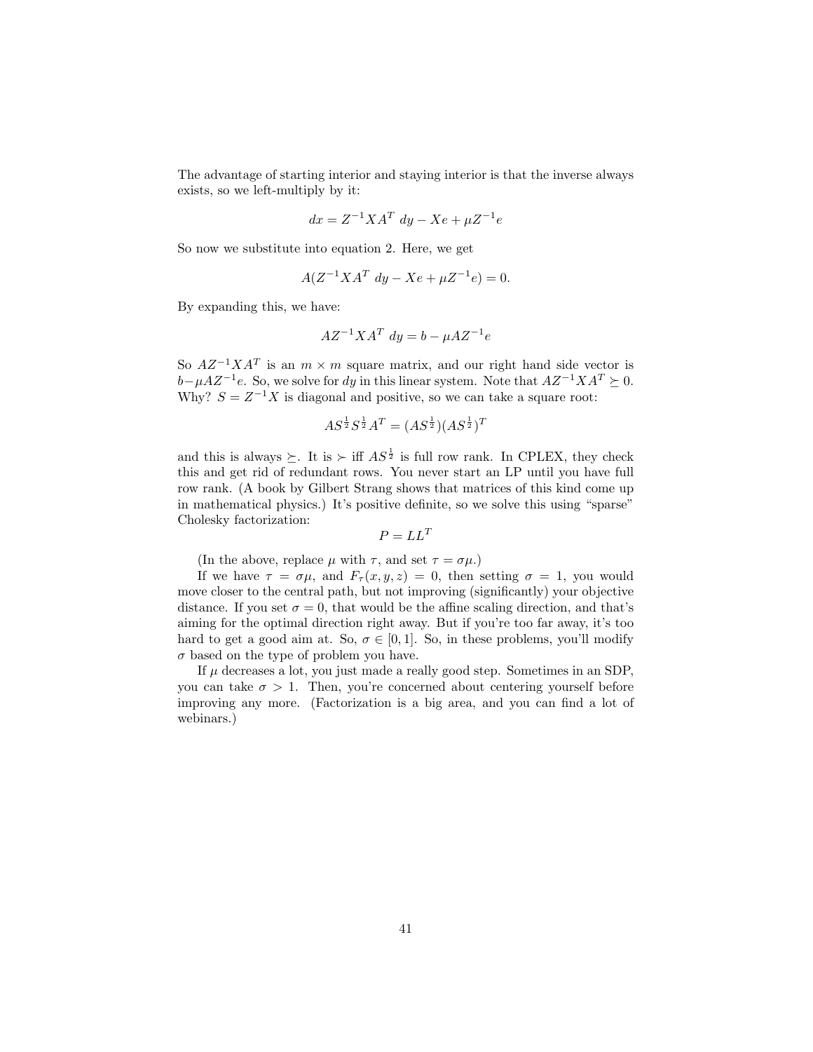The advantage of starting interior and staying interior is that the inverse always exists, so we left-multiply by it:

$$dx = Z^{-1}XA^T\ dy - Xe + \mu Z^{-1}e$$

So now we substitute into equation 2. Here, we get

$$A(Z^{-1}XA^T\ dy - Xe + \mu Z^{-1}e) = 0.$$

By expanding this, we have:

$$AZ^{-1}XA^T\ dy = b - \mu AZ^{-1}e$$

So $AZ^{-1}XA^T$ is an $m \times m$ square matrix, and our right hand side vector is $b - \mu AZ^{-1}e$. So, we solve for $dy$ in this linear system. Note that $AZ^{-1}XA^T \succeq 0$. Why? $S = Z^{-1}X$ is diagonal and positive, so we can take a square root:

$$AS^{\frac{1}{2}}S^{\frac{1}{2}}A^T = (AS^{\frac{1}{2}})(AS^{\frac{1}{2}})^T$$

and this is always $\succeq$. It is $\succ$ iff $AS^{\frac{1}{2}}$ is full row rank. In CPLEX, they check this and get rid of redundant rows. You never start an LP until you have full row rank. (A book by Gilbert Strang shows that matrices of this kind come up in mathematical physics.) It's positive definite, so we solve this using "sparse" Cholesky factorization:

$$P = LL^T$$

(In the above, replace $\mu$ with $\tau$, and set $\tau = \sigma\mu$.)

If we have $\tau = \sigma\mu$, and $F_\tau(x, y, z) = 0$, then setting $\sigma = 1$, you would move closer to the central path, but not improving (significantly) your objective distance. If you set $\sigma = 0$, that would be the affine scaling direction, and that's aiming for the optimal direction right away. But if you're too far away, it's too hard to get a good aim at. So, $\sigma \in [0, 1]$. So, in these problems, you'll modify $\sigma$ based on the type of problem you have.

If $\mu$ decreases a lot, you just made a really good step. Sometimes in an SDP, you can take $\sigma > 1$. Then, you're concerned about centering yourself before improving any more. (Factorization is a big area, and you can find a lot of webinars.)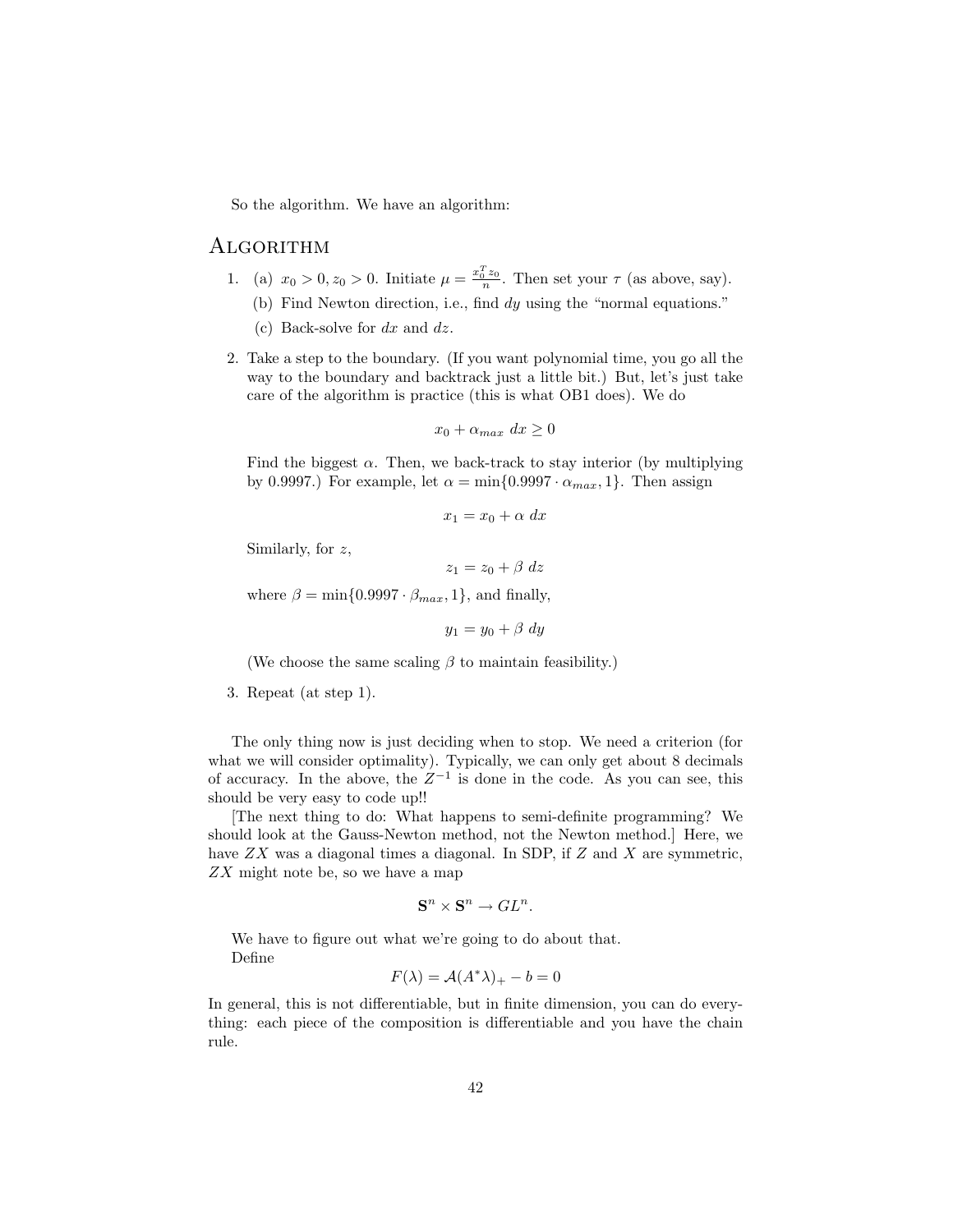So the algorithm. We have an algorithm:

## Algorithm

1. (a) $x_0 > 0, z_0 > 0$. Initiate $\mu = \frac{x_0^T z_0}{n}$. Then set your $\tau$ (as above, say).

   (b) Find Newton direction, i.e., find $dy$ using the "normal equations."

   (c) Back-solve for $dx$ and $dz$.

2. Take a step to the boundary. (If you want polynomial time, you go all the way to the boundary and backtrack just a little bit.) But, let's just take care of the algorithm is practice (this is what OB1 does). We do

   $$x_0 + \alpha_{max}\ dx \geq 0$$

   Find the biggest $\alpha$. Then, we back-track to stay interior (by multiplying by 0.9997.) For example, let $\alpha = \min\{0.9997 \cdot \alpha_{max}, 1\}$. Then assign

   $$x_1 = x_0 + \alpha\ dx$$

   Similarly, for $z$,

   $$z_1 = z_0 + \beta\ dz$$

   where $\beta = \min\{0.9997 \cdot \beta_{max}, 1\}$, and finally,

   $$y_1 = y_0 + \beta\ dy$$

   (We choose the same scaling $\beta$ to maintain feasibility.)

3. Repeat (at step 1).

The only thing now is just deciding when to stop. We need a criterion (for what we will consider optimality). Typically, we can only get about 8 decimals of accuracy. In the above, the $Z^{-1}$ is done in the code. As you can see, this should be very easy to code up!!

[The next thing to do: What happens to semi-definite programming? We should look at the Gauss-Newton method, not the Newton method.] Here, we have $ZX$ was a diagonal times a diagonal. In SDP, if $Z$ and $X$ are symmetric, $ZX$ might note be, so we have a map

$$\mathbf{S}^n \times \mathbf{S}^n \rightarrow GL^n.$$

We have to figure out what we're going to do about that.

Define

$$F(\lambda) = \mathcal{A}(A^*\lambda)_+ - b = 0$$

In general, this is not differentiable, but in finite dimension, you can do everything: each piece of the composition is differentiable and you have the chain rule.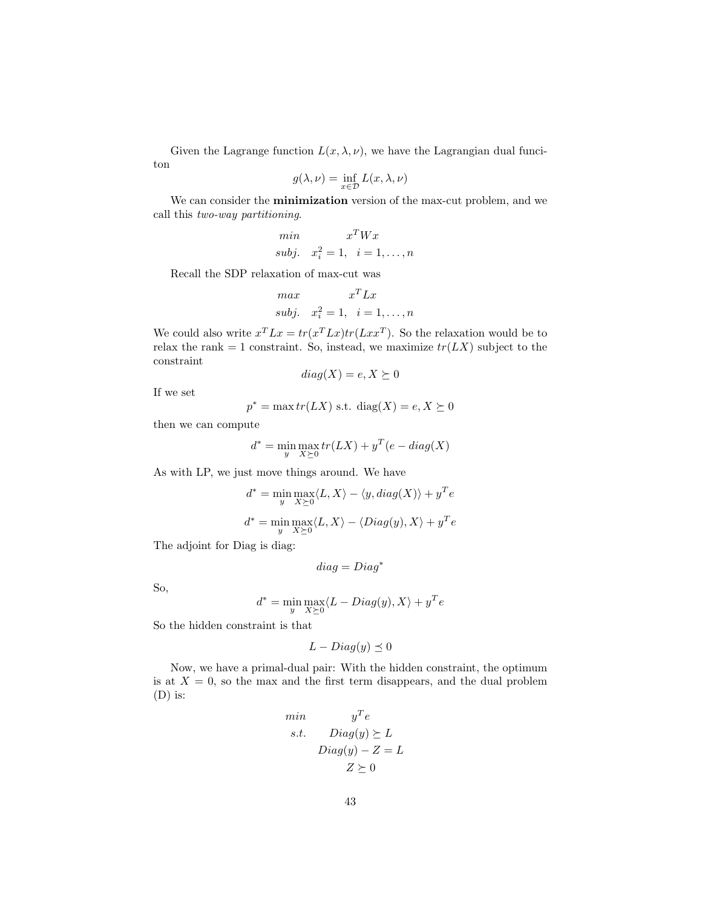Given the Lagrange function $L(x, \lambda, \nu)$, we have the Lagrangian dual funciton

$$g(\lambda, \nu) = \inf_{x \in \mathcal{D}} L(x, \lambda, \nu)$$

We can consider the **minimization** version of the max-cut problem, and we call this *two-way partitioning*.

$$\begin{array}{ll} min & x^T W x \\ subj. & x_i^2 = 1, \quad i = 1, \ldots, n \end{array}$$

Recall the SDP relaxation of max-cut was

$$\begin{array}{ll} max & x^T L x \\ subj. & x_i^2 = 1, \quad i = 1, \ldots, n \end{array}$$

We could also write $x^T L x = tr(x^T L x) tr(L x x^T)$. So the relaxation would be to relax the rank $= 1$ constraint. So, instead, we maximize $tr(LX)$ subject to the constraint

$$diag(X) = e, X \succeq 0$$

If we set

$$p^* = \max tr(LX) \text{ s.t. diag}(X) = e, X \succeq 0$$

then we can compute

$$d^* = \min_y \max_{X \succeq 0} tr(LX) + y^T(e - diag(X)$$

As with LP, we just move things around. We have

$$d^* = \min_y \max_{X \succeq 0} \langle L, X \rangle - \langle y, diag(X) \rangle + y^T e$$

$$d^* = \min_y \max_{X \succeq 0} \langle L, X \rangle - \langle Diag(y), X \rangle + y^T e$$

The adjoint for Diag is diag:

$$diag = Diag^*$$

So,

$$d^* = \min_y \max_{X \succeq 0} \langle L - Diag(y), X \rangle + y^T e$$

So the hidden constraint is that

$$L - Diag(y) \preceq 0$$

Now, we have a primal-dual pair: With the hidden constraint, the optimum is at $X = 0$, so the max and the first term disappears, and the dual problem (D) is:

$$\begin{array}{ll} min & y^T e \\ s.t. & Diag(y) \succeq L \\ & Diag(y) - Z = L \\ & Z \succeq 0 \end{array}$$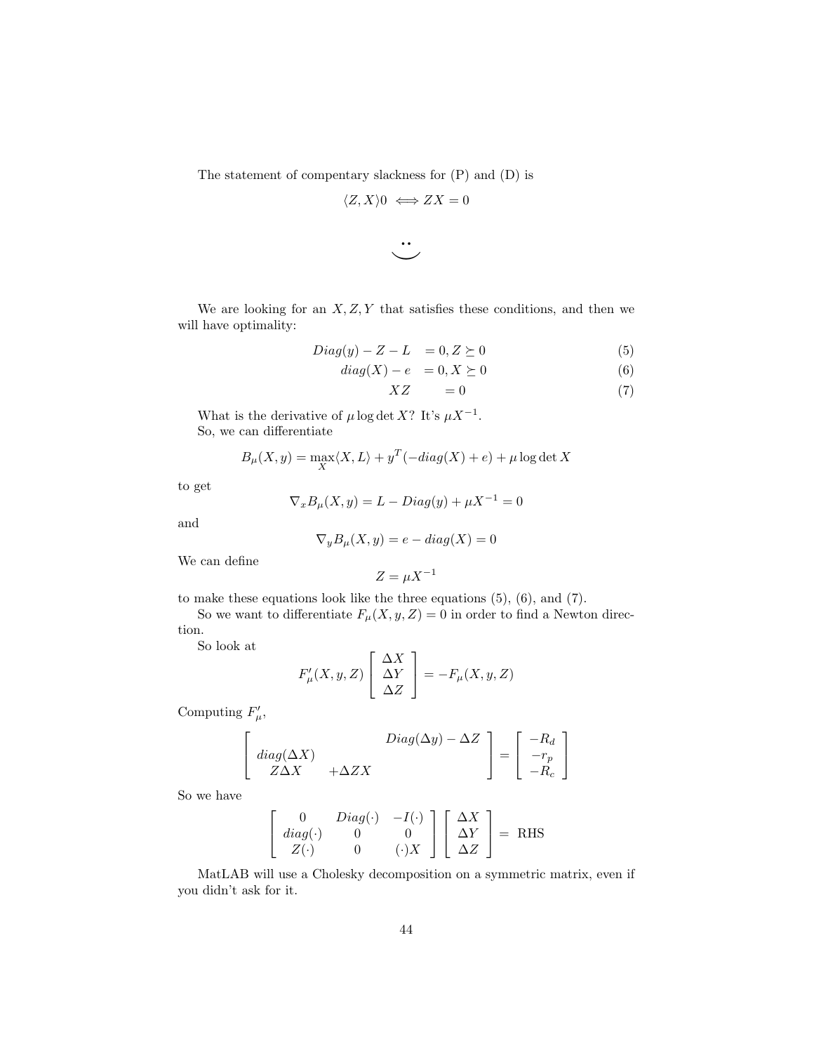The statement of compentary slackness for (P) and (D) is

$$\langle Z, X \rangle 0 \iff ZX = 0$$

$$\ddot{\smile}$$

We are looking for an $X, Z, Y$ that satisfies these conditions, and then we will have optimality:

$$Diag(y) - Z - L \quad = 0, Z \succeq 0 \tag{5}$$

$$diag(X) - e \quad = 0, X \succeq 0 \tag{6}$$

$$XZ \quad = 0 \tag{7}$$

What is the derivative of $\mu \log \det X$? It's $\mu X^{-1}$.

So, we can differentiate

$$B_\mu(X, y) = \max_X \langle X, L \rangle + y^T(-diag(X) + e) + \mu \log \det X$$

to get

$$\nabla_x B_\mu(X, y) = L - Diag(y) + \mu X^{-1} = 0$$

and

$$\nabla_y B_\mu(X, y) = e - diag(X) = 0$$

We can define

$$Z = \mu X^{-1}$$

to make these equations look like the three equations (5), (6), and (7).

So we want to differentiate $F_\mu(X, y, Z) = 0$ in order to find a Newton direction.

So look at

$$F'_\mu(X, y, Z) \begin{bmatrix} \Delta X \\ \Delta Y \\ \Delta Z \end{bmatrix} = -F_\mu(X, y, Z)$$

Computing $F'_\mu$,

$$\begin{bmatrix} & & Diag(\Delta y) - \Delta Z \\ diag(\Delta X) & & \\ Z\Delta X & +\Delta Z X & \end{bmatrix} = \begin{bmatrix} -R_d \\ -r_p \\ -R_c \end{bmatrix}$$

So we have

$$\begin{bmatrix} 0 & Diag(\cdot) & -I(\cdot) \\ diag(\cdot) & 0 & 0 \\ Z(\cdot) & 0 & (\cdot)X \end{bmatrix} \begin{bmatrix} \Delta X \\ \Delta Y \\ \Delta Z \end{bmatrix} = \text{RHS}$$

MatLAB will use a Cholesky decomposition on a symmetric matrix, even if you didn't ask for it.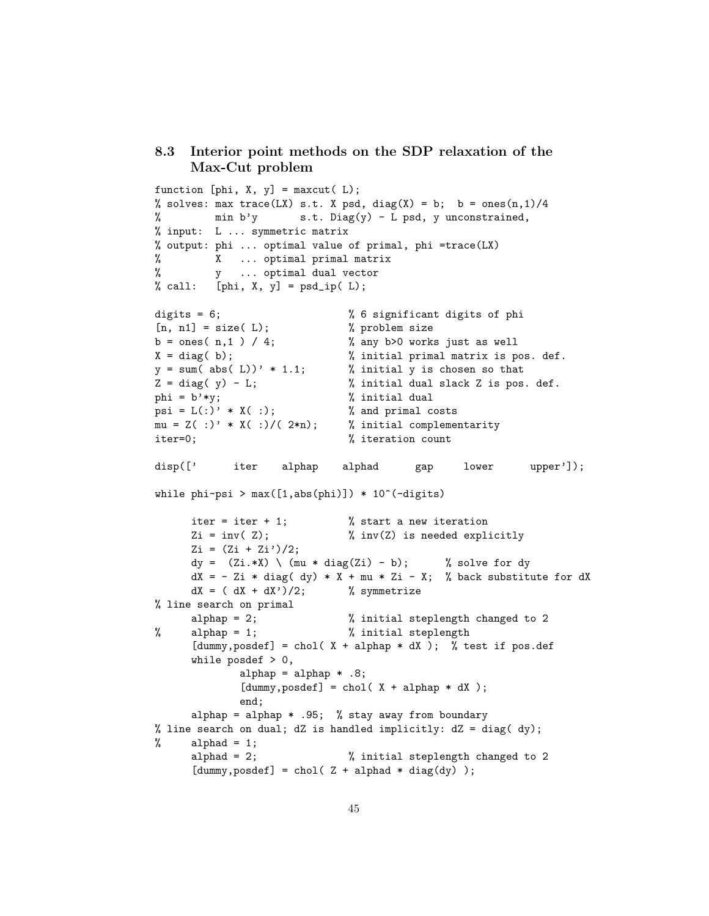## 8.3 Interior point methods on the SDP relaxation of the Max-Cut problem

```
function [phi, X, y] = maxcut( L);
% solves: max trace(LX) s.t. X psd, diag(X) = b;  b = ones(n,1)/4
%         min b'y       s.t. Diag(y) - L psd, y unconstrained,
% input:  L ... symmetric matrix
% output: phi ... optimal value of primal, phi =trace(LX)
%         X   ... optimal primal matrix
%         y   ... optimal dual vector
% call:   [phi, X, y] = psd_ip( L);

digits = 6;                      % 6 significant digits of phi
[n, n1] = size( L);              % problem size
b = ones( n,1 ) / 4;             % any b>0 works just as well
X = diag( b);                    % initial primal matrix is pos. def.
y = sum( abs( L))' * 1.1;        % initial y is chosen so that
Z = diag( y) - L;                % initial dual slack Z is pos. def.
phi = b'*y;                      % initial dual
psi = L(:)' * X( :);             % and primal costs
mu = Z( :)' * X( :)/( 2*n);      % initial complementarity
iter=0;                          % iteration count

disp(['      iter    alphap    alphad      gap     lower      upper']);

while phi-psi > max([1,abs(phi)]) * 10^(-digits)

      iter = iter + 1;           % start a new iteration
      Zi = inv( Z);              % inv(Z) is needed explicitly
      Zi = (Zi + Zi')/2;
      dy =  (Zi.*X) \ (mu * diag(Zi) - b);      % solve for dy
      dX = - Zi * diag( dy) * X + mu * Zi - X;  % back substitute for dX
      dX = ( dX + dX')/2;        % symmetrize
% line search on primal
      alphap = 2;                % initial steplength changed to 2
%     alphap = 1;                % initial steplength
      [dummy,posdef] = chol( X + alphap * dX );  % test if pos.def
      while posdef > 0,
              alphap = alphap * .8;
              [dummy,posdef] = chol( X + alphap * dX );
              end;
      alphap = alphap * .95;  % stay away from boundary
% line search on dual; dZ is handled implicitly: dZ = diag( dy);
%     alphad = 1;
      alphad = 2;                % initial steplength changed to 2
      [dummy,posdef] = chol( Z + alphad * diag(dy) );
```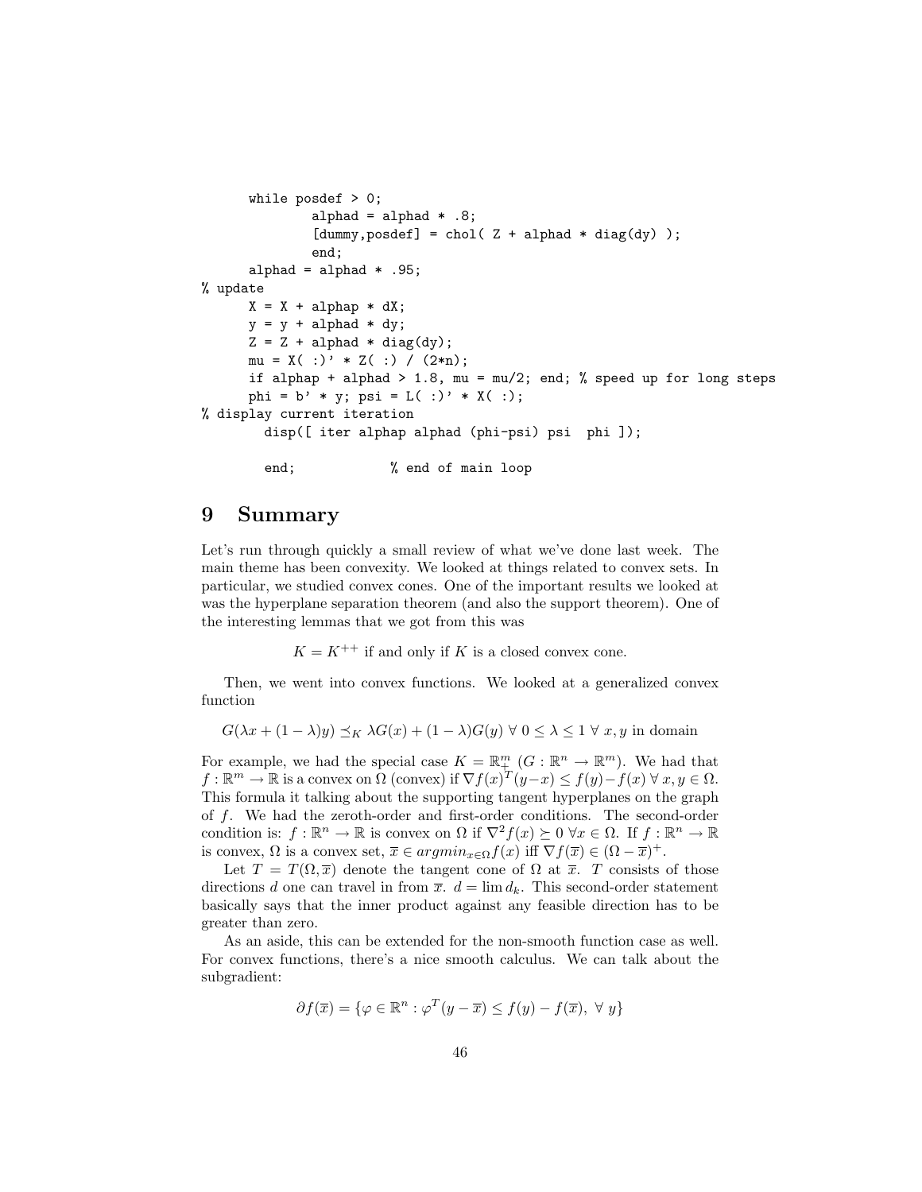```
      while posdef > 0;
              alphad = alphad * .8;
              [dummy,posdef] = chol( Z + alphad * diag(dy) );
              end;
      alphad = alphad * .95;
% update
      X = X + alphap * dX;
      y = y + alphad * dy;
      Z = Z + alphad * diag(dy);
      mu = X( :)' * Z( :) / (2*n);
      if alphap + alphad > 1.8, mu = mu/2; end; % speed up for long steps
      phi = b' * y; psi = L( :)' * X( :);
% display current iteration
        disp([ iter alphap alphad (phi-psi) psi  phi ]);

        end;            % end of main loop
```

# 9 Summary

Let's run through quickly a small review of what we've done last week. The main theme has been convexity. We looked at things related to convex sets. In particular, we studied convex cones. One of the important results we looked at was the hyperplane separation theorem (and also the support theorem). One of the interesting lemmas that we got from this was

$$K = K^{++} \text{ if and only if } K \text{ is a closed convex cone.}$$

Then, we went into convex functions. We looked at a generalized convex function

$$G(\lambda x + (1-\lambda)y) \preceq_K \lambda G(x) + (1-\lambda)G(y) \ \forall\ 0 \le \lambda \le 1\ \forall\ x, y \text{ in domain}$$

For example, we had the special case $K = \mathbb{R}^m_+$ ($G : \mathbb{R}^n \to \mathbb{R}^m$). We had that $f : \mathbb{R}^m \to \mathbb{R}$ is a convex on $\Omega$ (convex) if $\nabla f(x)^T (y - x) \le f(y) - f(x)\ \forall\ x, y \in \Omega$. This formula it talking about the supporting tangent hyperplanes on the graph of $f$. We had the zeroth-order and first-order conditions. The second-order condition is: $f : \mathbb{R}^n \to \mathbb{R}$ is convex on $\Omega$ if $\nabla^2 f(x) \succeq 0\ \forall x \in \Omega$. If $f : \mathbb{R}^n \to \mathbb{R}$ is convex, $\Omega$ is a convex set, $\overline{x} \in argmin_{x \in \Omega} f(x)$ iff $\nabla f(\overline{x}) \in (\Omega - \overline{x})^+$.

Let $T = T(\Omega, \overline{x})$ denote the tangent cone of $\Omega$ at $\overline{x}$. $T$ consists of those directions $d$ one can travel in from $\overline{x}$. $d = \lim d_k$. This second-order statement basically says that the inner product against any feasible direction has to be greater than zero.

As an aside, this can be extended for the non-smooth function case as well. For convex functions, there's a nice smooth calculus. We can talk about the subgradient:

$$\partial f(\overline{x}) = \{\varphi \in \mathbb{R}^n : \varphi^T (y - \overline{x}) \le f(y) - f(\overline{x}),\ \forall\ y\}$$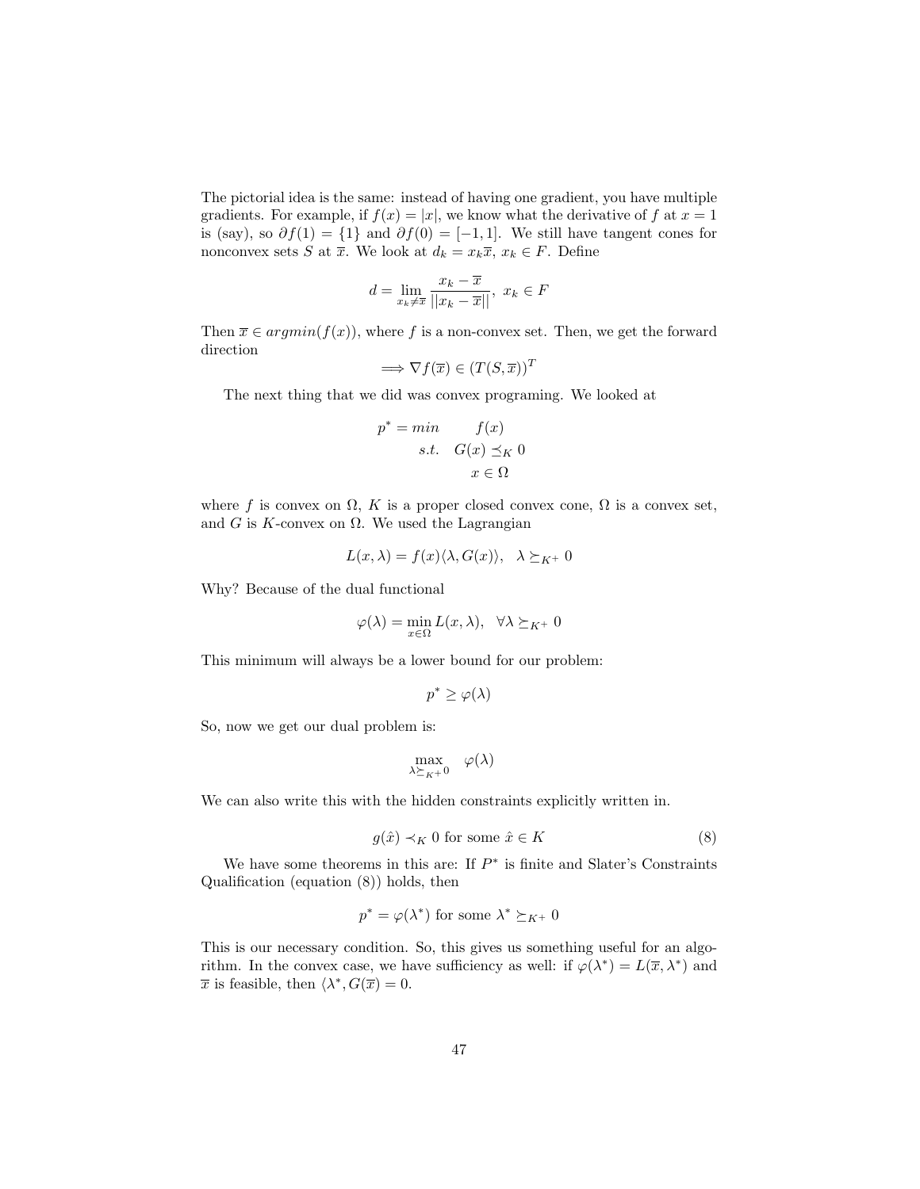The pictorial idea is the same: instead of having one gradient, you have multiple gradients. For example, if $f(x) = |x|$, we know what the derivative of $f$ at $x = 1$ is (say), so $\partial f(1) = \{1\}$ and $\partial f(0) = [-1, 1]$. We still have tangent cones for nonconvex sets $S$ at $\overline{x}$. We look at $d_k = x_k\overline{x}$, $x_k \in F$. Define

$$d = \lim_{x_k \neq \overline{x}} \frac{x_k - \overline{x}}{||x_k - \overline{x}||}, \; x_k \in F$$

Then $\overline{x} \in argmin(f(x))$, where $f$ is a non-convex set. Then, we get the forward direction

$$\implies \nabla f(\overline{x}) \in (T(S, \overline{x}))^T$$

The next thing that we did was convex programing. We looked at

$$\begin{aligned} p^* = min \quad & f(x) \\ s.t. \quad & G(x) \preceq_K 0 \\ & x \in \Omega \end{aligned}$$

where $f$ is convex on $\Omega$, $K$ is a proper closed convex cone, $\Omega$ is a convex set, and $G$ is $K$-convex on $\Omega$. We used the Lagrangian

$$L(x, \lambda) = f(x)\langle \lambda, G(x) \rangle, \quad \lambda \succeq_{K^+} 0$$

Why? Because of the dual functional

$$\varphi(\lambda) = \min_{x \in \Omega} L(x, \lambda), \quad \forall \lambda \succeq_{K^+} 0$$

This minimum will always be a lower bound for our problem:

$$p^* \geq \varphi(\lambda)$$

So, now we get our dual problem is:

$$\max_{\lambda \succeq_{K^+} 0} \quad \varphi(\lambda)$$

We can also write this with the hidden constraints explicitly written in.

$$g(\hat{x}) \prec_K 0 \text{ for some } \hat{x} \in K \tag{8}$$

We have some theorems in this are: If $P^*$ is finite and Slater's Constraints Qualification (equation (8)) holds, then

$$p^* = \varphi(\lambda^*) \text{ for some } \lambda^* \succeq_{K^+} 0$$

This is our necessary condition. So, this gives us something useful for an algorithm. In the convex case, we have sufficiency as well: if $\varphi(\lambda^*) = L(\overline{x}, \lambda^*)$ and $\overline{x}$ is feasible, then $\langle \lambda^*, G(\overline{x}) = 0$.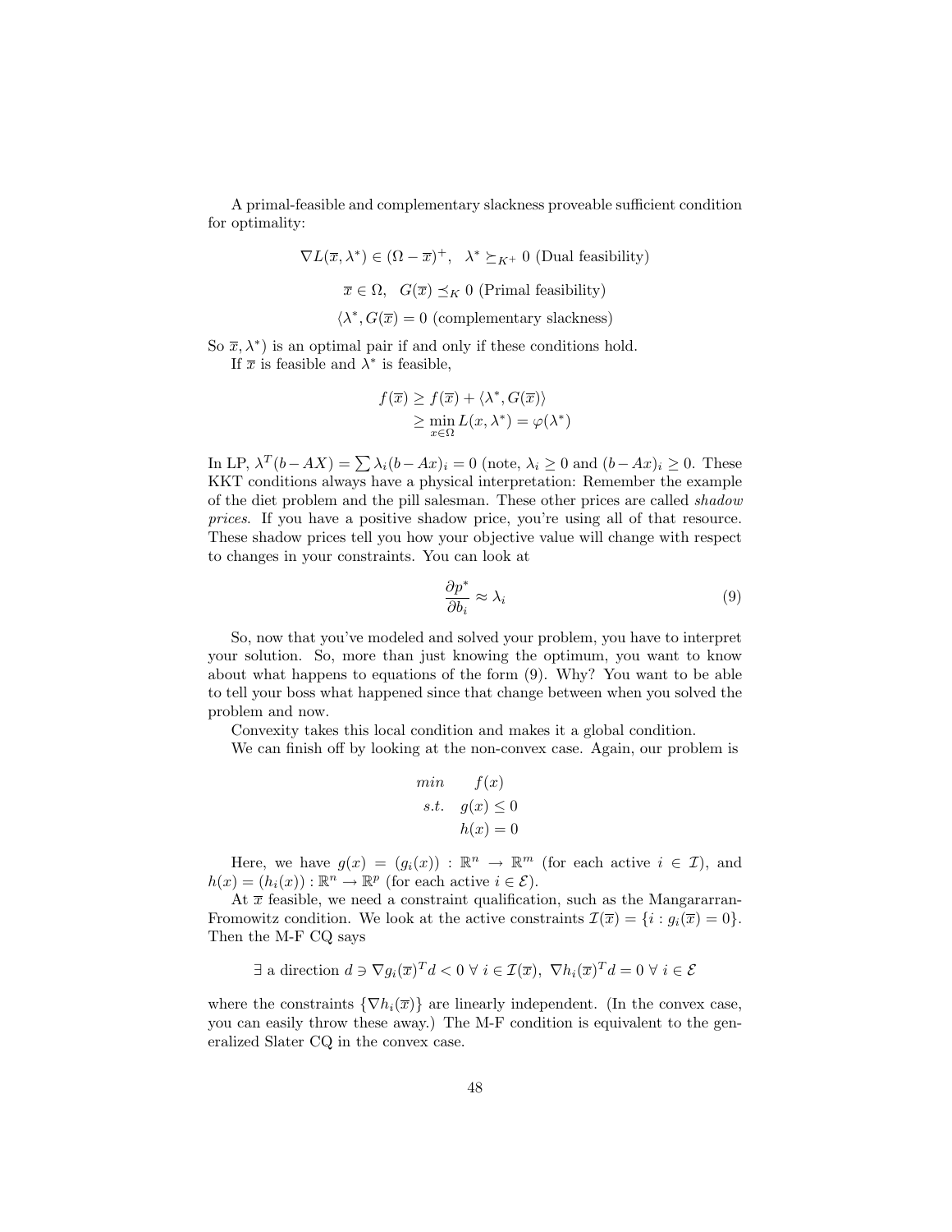A primal-feasible and complementary slackness proveable sufficient condition for optimality:

$$\nabla L(\overline{x}, \lambda^*) \in (\Omega - \overline{x})^+, \quad \lambda^* \succeq_{K^+} 0 \text{ (Dual feasibility)}$$

$$\overline{x} \in \Omega, \quad G(\overline{x}) \preceq_K 0 \text{ (Primal feasibility)}$$

$$\langle \lambda^*, G(\overline{x}) = 0 \text{ (complementary slackness)}$$

So $\overline{x}, \lambda^*)$ is an optimal pair if and only if these conditions hold.

If $\overline{x}$ is feasible and $\lambda^*$ is feasible,

$$\begin{aligned} f(\overline{x}) &\geq f(\overline{x}) + \langle \lambda^*, G(\overline{x}) \rangle \\ &\geq \min_{x \in \Omega} L(x, \lambda^*) = \varphi(\lambda^*) \end{aligned}$$

In LP, $\lambda^T(b - AX) = \sum \lambda_i (b - Ax)_i = 0$ (note, $\lambda_i \geq 0$ and $(b - Ax)_i \geq 0$. These KKT conditions always have a physical interpretation: Remember the example of the diet problem and the pill salesman. These other prices are called *shadow prices*. If you have a positive shadow price, you're using all of that resource. These shadow prices tell you how your objective value will change with respect to changes in your constraints. You can look at

$$\frac{\partial p^*}{\partial b_i} \approx \lambda_i \tag{9}$$

So, now that you've modeled and solved your problem, you have to interpret your solution. So, more than just knowing the optimum, you want to know about what happens to equations of the form (9). Why? You want to be able to tell your boss what happened since that change between when you solved the problem and now.

Convexity takes this local condition and makes it a global condition.

We can finish off by looking at the non-convex case. Again, our problem is

$$\begin{aligned} min \quad & f(x) \\ s.t. \quad & g(x) \leq 0 \\ & h(x) = 0 \end{aligned}$$

Here, we have $g(x) = (g_i(x)) : \mathbb{R}^n \to \mathbb{R}^m$ (for each active $i \in \mathcal{I}$), and $h(x) = (h_i(x)) : \mathbb{R}^n \to \mathbb{R}^p$ (for each active $i \in \mathcal{E}$).

At $\overline{x}$ feasible, we need a constraint qualification, such as the Mangararran-Fromowitz condition. We look at the active constraints $\mathcal{I}(\overline{x}) = \{i : g_i(\overline{x}) = 0\}$. Then the M-F CQ says

$$\exists \text{ a direction } d \ni \nabla g_i(\overline{x})^T d < 0 \ \forall \ i \in \mathcal{I}(\overline{x}), \ \nabla h_i(\overline{x})^T d = 0 \ \forall \ i \in \mathcal{E}$$

where the constraints $\{\nabla h_i(\overline{x})\}$ are linearly independent. (In the convex case, you can easily throw these away.) The M-F condition is equivalent to the generalized Slater CQ in the convex case.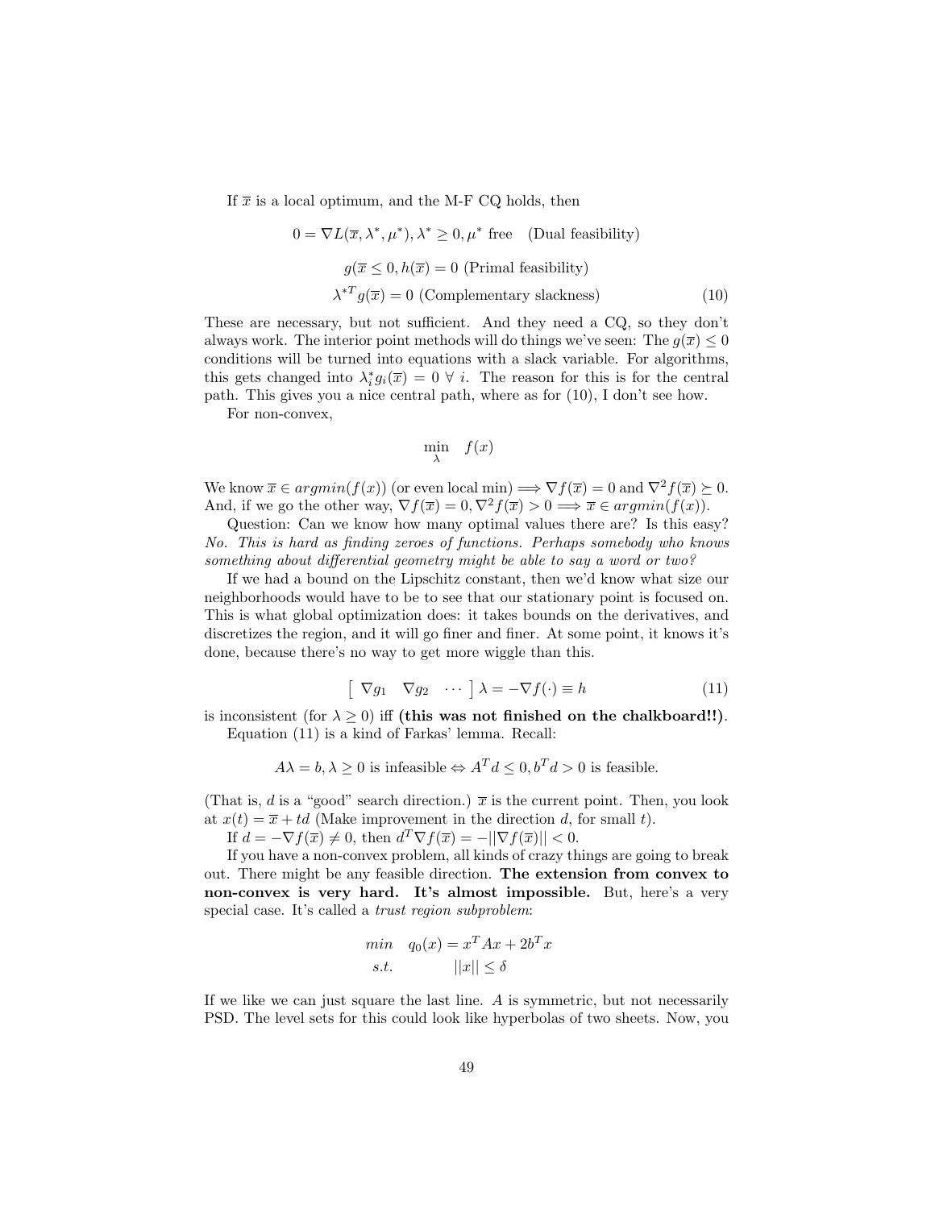If $\overline{x}$ is a local optimum, and the M-F CQ holds, then

$$0 = \nabla L(\overline{x}, \lambda^*, \mu^*), \lambda^* \geq 0, \mu^* \text{ free} \quad \text{(Dual feasibility)}$$

$$g(\overline{x} \leq 0, h(\overline{x}) = 0 \text{ (Primal feasibility)}$$

$$\lambda^{*T} g(\overline{x}) = 0 \text{ (Complementary slackness)} \tag{10}$$

These are necessary, but not sufficient. And they need a CQ, so they don't always work. The interior point methods will do things we've seen: The $g(\overline{x}) \leq 0$ conditions will be turned into equations with a slack variable. For algorithms, this gets changed into $\lambda_i^* g_i(\overline{x}) = 0 \; \forall \; i$. The reason for this is for the central path. This gives you a nice central path, where as for (10), I don't see how.

For non-convex,

$$\min_{\lambda} \quad f(x)$$

We know $\overline{x} \in argmin(f(x))$ (or even local min) $\Longrightarrow \nabla f(\overline{x}) = 0$ and $\nabla^2 f(\overline{x}) \succeq 0$. And, if we go the other way, $\nabla f(\overline{x}) = 0, \nabla^2 f(\overline{x}) > 0 \Longrightarrow \overline{x} \in argmin(f(x))$.

Question: Can we know how many optimal values there are? Is this easy? *No. This is hard as finding zeroes of functions. Perhaps somebody who knows something about differential geometry might be able to say a word or two?*

If we had a bound on the Lipschitz constant, then we'd know what size our neighborhoods would have to be to see that our stationary point is focused on. This is what global optimization does: it takes bounds on the derivatives, and discretizes the region, and it will go finer and finer. At some point, it knows it's done, because there's no way to get more wiggle than this.

$$\begin{bmatrix} \nabla g_1 & \nabla g_2 & \cdots \end{bmatrix} \lambda = -\nabla f(\cdot) \equiv h \tag{11}$$

is inconsistent (for $\lambda \geq 0$) iff **(this was not finished on the chalkboard!!)**.

Equation (11) is a kind of Farkas' lemma. Recall:

$$A\lambda = b, \lambda \geq 0 \text{ is infeasible} \Leftrightarrow A^T d \leq 0, b^T d > 0 \text{ is feasible.}$$

(That is, $d$ is a "good" search direction.) $\overline{x}$ is the current point. Then, you look at $x(t) = \overline{x} + td$ (Make improvement in the direction $d$, for small $t$).

If $d = -\nabla f(\overline{x}) \neq 0$, then $d^T \nabla f(\overline{x}) = -||\nabla f(\overline{x})|| < 0$.

If you have a non-convex problem, all kinds of crazy things are going to break out. There might be any feasible direction. **The extension from convex to non-convex is very hard. It's almost impossible.** But, here's a very special case. It's called a *trust region subproblem*:

$$\begin{aligned} min \quad & q_0(x) = x^T A x + 2b^T x \\ s.t. \quad & ||x|| \leq \delta \end{aligned}$$

If we like we can just square the last line. $A$ is symmetric, but not necessarily PSD. The level sets for this could look like hyperbolas of two sheets. Now, you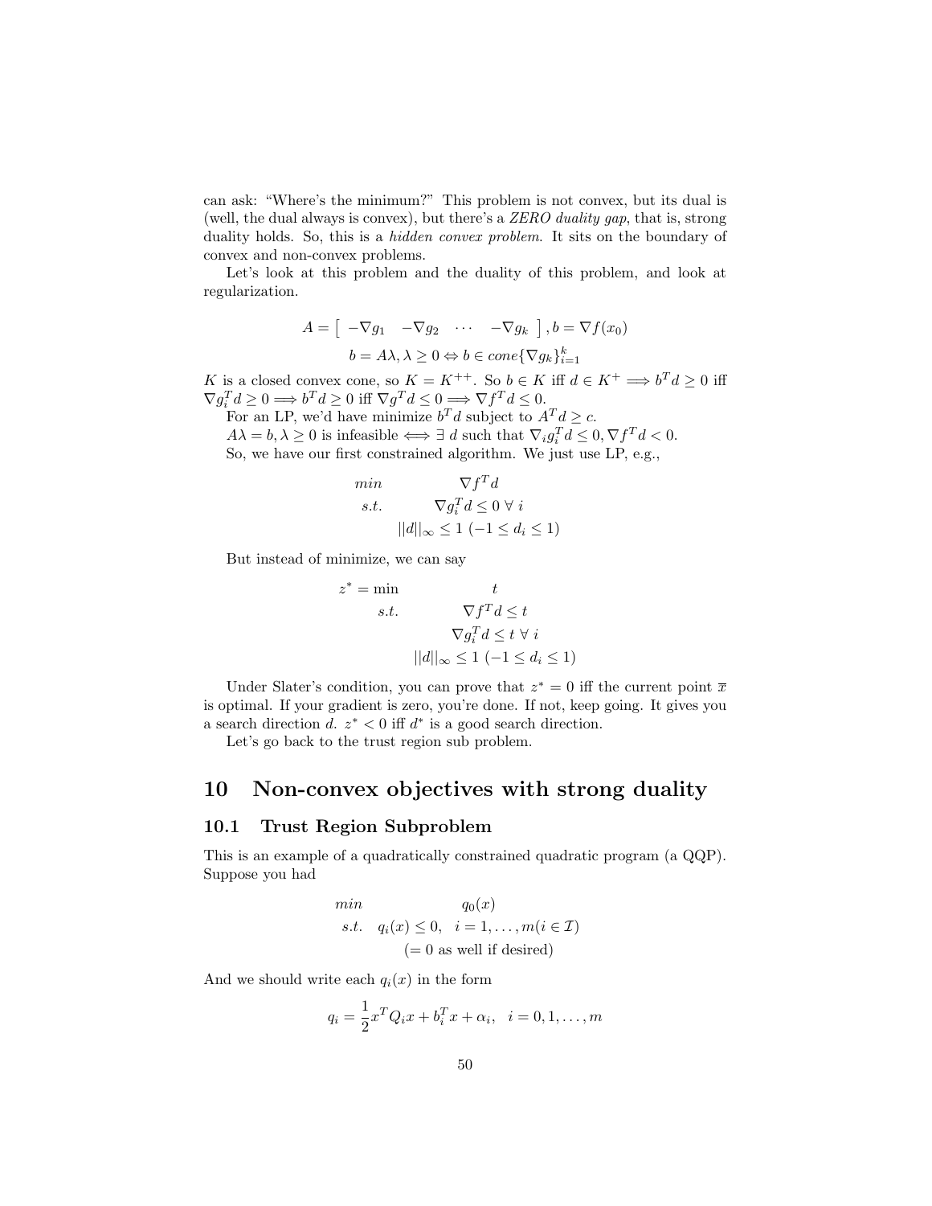can ask: "Where's the minimum?" This problem is not convex, but its dual is (well, the dual always is convex), but there's a *ZERO duality gap*, that is, strong duality holds. So, this is a *hidden convex problem*. It sits on the boundary of convex and non-convex problems.

Let's look at this problem and the duality of this problem, and look at regularization.

$$A = \begin{bmatrix} -\nabla g_1 & -\nabla g_2 & \cdots & -\nabla g_k \end{bmatrix}, b = \nabla f(x_0)$$
$$b = A\lambda, \lambda \geq 0 \Leftrightarrow b \in cone\{\nabla g_k\}_{i=1}^k$$

$K$ is a closed convex cone, so $K = K^{++}$. So $b \in K$ iff $d \in K^+ \Longrightarrow b^T d \geq 0$ iff $\nabla g_i^T d \geq 0 \Longrightarrow b^T d \geq 0$ iff $\nabla g^T d \leq 0 \Longrightarrow \nabla f^T d \leq 0$.

For an LP, we'd have minimize $b^T d$ subject to $A^T d \geq c$.

$A\lambda = b, \lambda \geq 0$ is infeasible $\iff \exists\ d$ such that $\nabla_i g_i^T d \leq 0, \nabla f^T d < 0$.

So, we have our first constrained algorithm. We just use LP, e.g.,

$$\begin{array}{ll} min & \nabla f^T d \\ s.t. & \nabla g_i^T d \leq 0\ \forall\ i \\ & ||d||_\infty \leq 1\ (-1 \leq d_i \leq 1) \end{array}$$

But instead of minimize, we can say

$$\begin{array}{rl} z^* = \min & t \\ s.t. & \nabla f^T d \leq t \\ & \nabla g_i^T d \leq t\ \forall\ i \\ & ||d||_\infty \leq 1\ (-1 \leq d_i \leq 1) \end{array}$$

Under Slater's condition, you can prove that $z^* = 0$ iff the current point $\overline{x}$ is optimal. If your gradient is zero, you're done. If not, keep going. It gives you a search direction $d$. $z^* < 0$ iff $d^*$ is a good search direction.

Let's go back to the trust region sub problem.

# 10 Non-convex objectives with strong duality

## 10.1 Trust Region Subproblem

This is an example of a quadratically constrained quadratic program (a QQP). Suppose you had

$$\begin{array}{ll} min & q_0(x) \\ s.t. & q_i(x) \leq 0, \quad i = 1, \ldots, m (i \in \mathcal{I}) \\ & (= 0 \text{ as well if desired}) \end{array}$$

And we should write each $q_i(x)$ in the form

$$q_i = \frac{1}{2} x^T Q_i x + b_i^T x + \alpha_i, \quad i = 0, 1, \ldots, m$$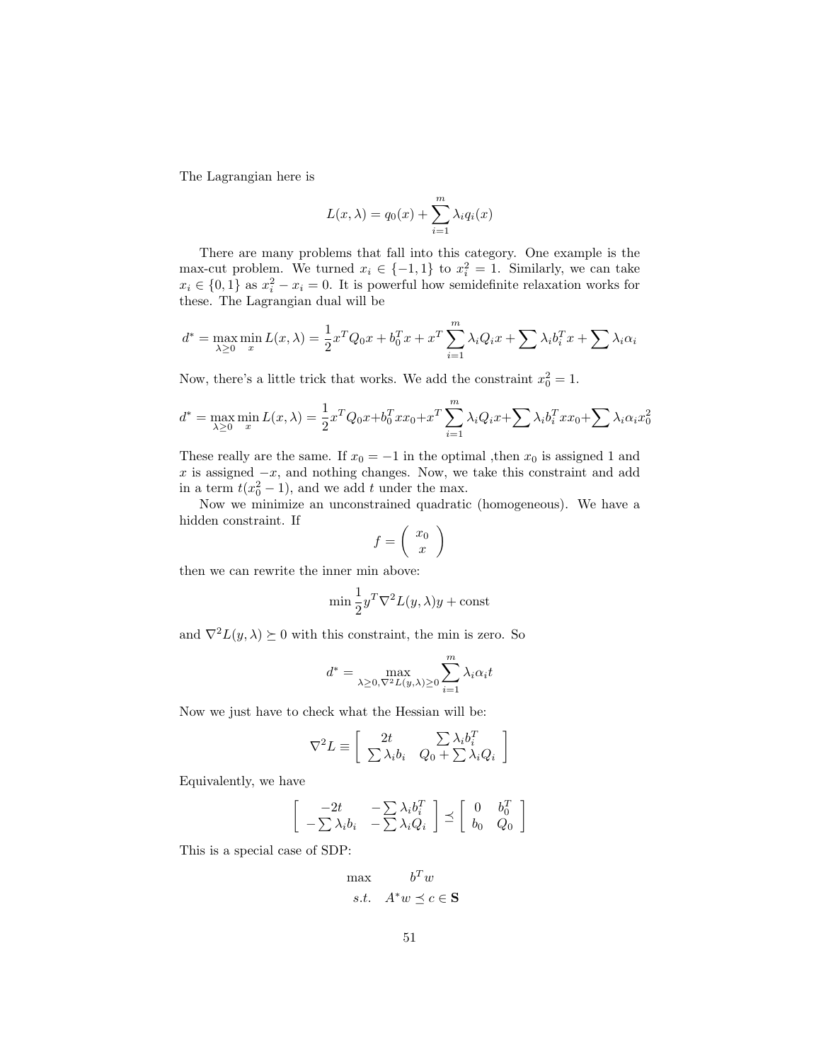The Lagrangian here is

$$L(x, \lambda) = q_0(x) + \sum_{i=1}^{m} \lambda_i q_i(x)$$

There are many problems that fall into this category. One example is the max-cut problem. We turned $x_i \in \{-1, 1\}$ to $x_i^2 = 1$. Similarly, we can take $x_i \in \{0, 1\}$ as $x_i^2 - x_i = 0$. It is powerful how semidefinite relaxation works for these. The Lagrangian dual will be

$$d^* = \max_{\lambda \geq 0} \min_x L(x, \lambda) = \frac{1}{2} x^T Q_0 x + b_0^T x + x^T \sum_{i=1}^{m} \lambda_i Q_i x + \sum \lambda_i b_i^T x + \sum \lambda_i \alpha_i$$

Now, there's a little trick that works. We add the constraint $x_0^2 = 1$.

$$d^* = \max_{\lambda \geq 0} \min_x L(x, \lambda) = \frac{1}{2} x^T Q_0 x + b_0^T x x_0 + x^T \sum_{i=1}^{m} \lambda_i Q_i x + \sum \lambda_i b_i^T x x_0 + \sum \lambda_i \alpha_i x_0^2$$

These really are the same. If $x_0 = -1$ in the optimal ,then $x_0$ is assigned 1 and $x$ is assigned $-x$, and nothing changes. Now, we take this constraint and add in a term $t(x_0^2 - 1)$, and we add $t$ under the max.

Now we minimize an unconstrained quadratic (homogeneous). We have a hidden constraint. If

$$f = \begin{pmatrix} x_0 \\ x \end{pmatrix}$$

then we can rewrite the inner min above:

$$\min \frac{1}{2} y^T \nabla^2 L(y, \lambda) y + \text{const}$$

and $\nabla^2 L(y, \lambda) \succeq 0$ with this constraint, the min is zero. So

$$d^* = \max_{\lambda \geq 0, \nabla^2 L(y, \lambda) \geq 0} \sum_{i=1}^{m} \lambda_i \alpha_i t$$

Now we just have to check what the Hessian will be:

$$\nabla^2 L \equiv \begin{bmatrix} 2t & \sum \lambda_i b_i^T \\ \sum \lambda_i b_i & Q_0 + \sum \lambda_i Q_i \end{bmatrix}$$

Equivalently, we have

$$\begin{bmatrix} -2t & -\sum \lambda_i b_i^T \\ -\sum \lambda_i b_i & -\sum \lambda_i Q_i \end{bmatrix} \preceq \begin{bmatrix} 0 & b_0^T \\ b_0 & Q_0 \end{bmatrix}$$

This is a special case of SDP:

$$\begin{aligned} \max \quad & b^T w \\ s.t. \quad & A^* w \preceq c \in \mathbf{S} \end{aligned}$$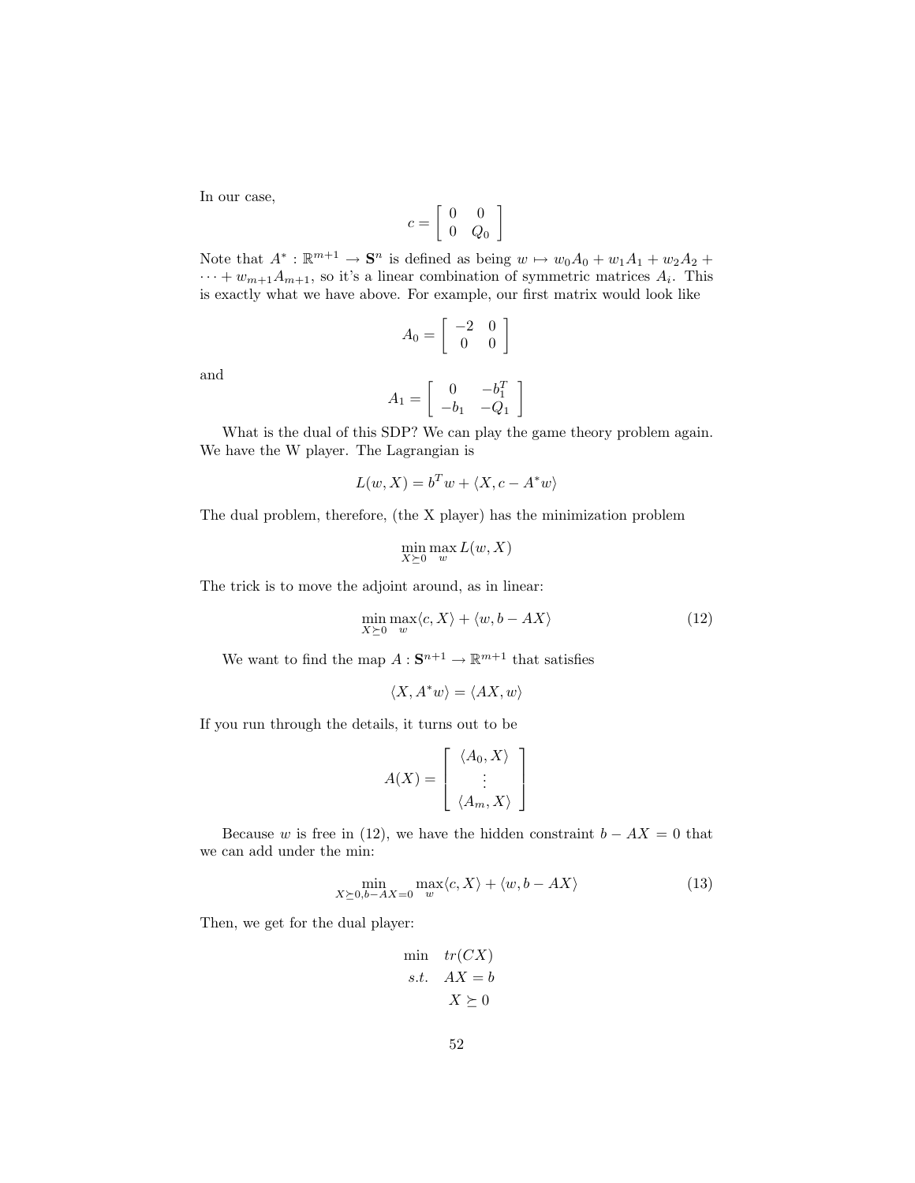In our case,

$$c = \begin{bmatrix} 0 & 0 \\ 0 & Q_0 \end{bmatrix}$$

Note that $A^* : \mathbb{R}^{m+1} \to \mathbf{S}^n$ is defined as being $w \mapsto w_0 A_0 + w_1 A_1 + w_2 A_2 + \cdots + w_{m+1} A_{m+1}$, so it's a linear combination of symmetric matrices $A_i$. This is exactly what we have above. For example, our first matrix would look like

$$A_0 = \begin{bmatrix} -2 & 0 \\ 0 & 0 \end{bmatrix}$$

and

$$A_1 = \begin{bmatrix} 0 & -b_1^T \\ -b_1 & -Q_1 \end{bmatrix}$$

What is the dual of this SDP? We can play the game theory problem again. We have the W player. The Lagrangian is

$$L(w, X) = b^T w + \langle X, c - A^* w \rangle$$

The dual problem, therefore, (the X player) has the minimization problem

$$\min_{X \succeq 0} \max_{w} L(w, X)$$

The trick is to move the adjoint around, as in linear:

$$\min_{X \succeq 0} \max_{w} \langle c, X \rangle + \langle w, b - AX \rangle \tag{12}$$

We want to find the map $A : \mathbf{S}^{n+1} \to \mathbb{R}^{m+1}$ that satisfies

$$\langle X, A^* w \rangle = \langle AX, w \rangle$$

If you run through the details, it turns out to be

$$A(X) = \begin{bmatrix} \langle A_0, X \rangle \\ \vdots \\ \langle A_m, X \rangle \end{bmatrix}$$

Because $w$ is free in (12), we have the hidden constraint $b - AX = 0$ that we can add under the min:

$$\min_{X \succeq 0, b - AX = 0} \max_{w} \langle c, X \rangle + \langle w, b - AX \rangle \tag{13}$$

Then, we get for the dual player:

$$\begin{aligned} \min \quad & tr(CX) \\ s.t. \quad & AX = b \\ & X \succeq 0 \end{aligned}$$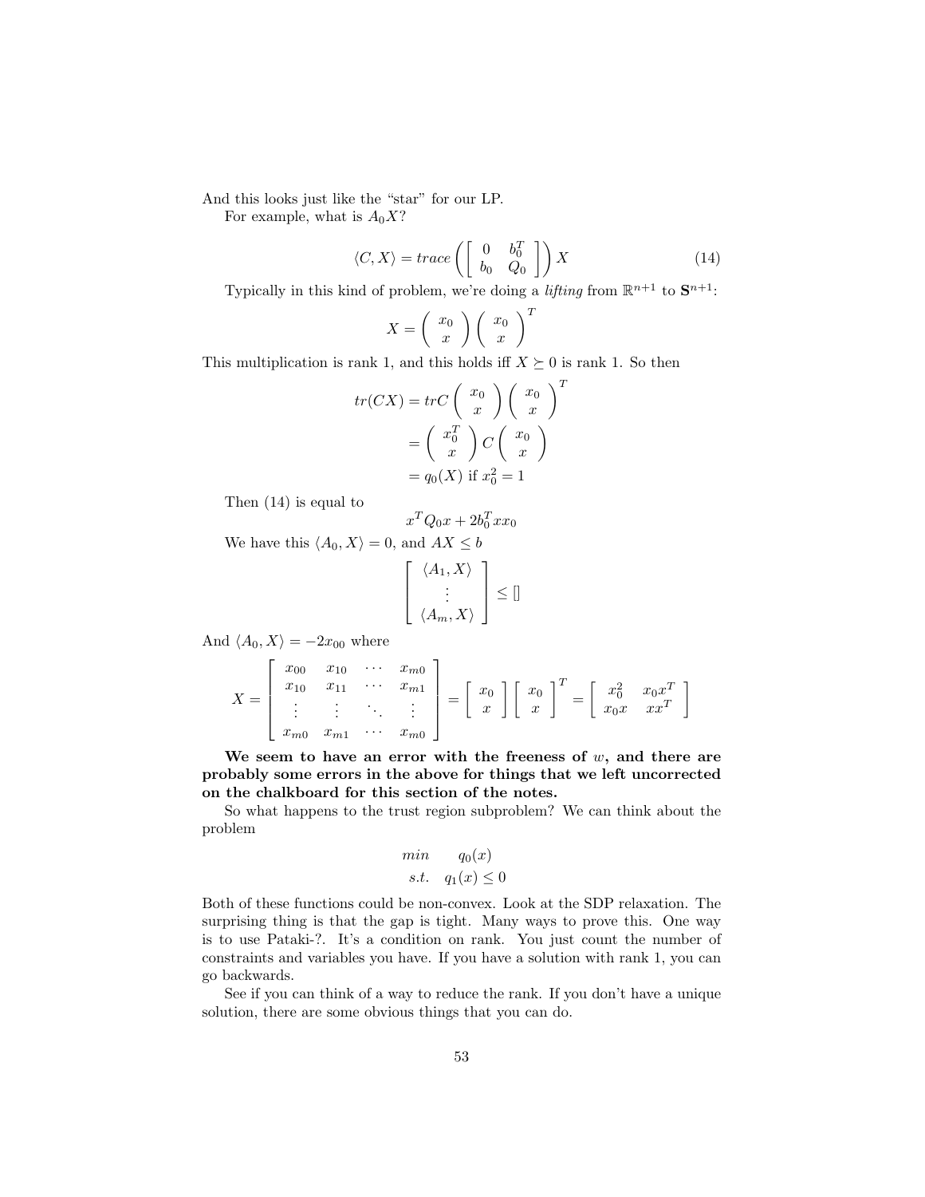And this looks just like the "star" for our LP.

For example, what is $A_0 X$?

$$\langle C, X\rangle = trace\left(\left[\begin{array}{cc} 0 & b_0^T \\ b_0 & Q_0 \end{array}\right]\right) X \tag{14}$$

Typically in this kind of problem, we're doing a *lifting* from $\mathbb{R}^{n+1}$ to $\mathbf{S}^{n+1}$:

$$X = \left(\begin{array}{c} x_0 \\ x \end{array}\right)\left(\begin{array}{c} x_0 \\ x \end{array}\right)^T$$

This multiplication is rank 1, and this holds iff $X \succeq 0$ is rank 1. So then

$$\begin{aligned}
tr(CX) &= trC\left(\begin{array}{c} x_0 \\ x \end{array}\right)\left(\begin{array}{c} x_0 \\ x \end{array}\right)^T \\
&= \left(\begin{array}{c} x_0^T \\ x \end{array}\right) C \left(\begin{array}{c} x_0 \\ x \end{array}\right) \\
&= q_0(X) \text{ if } x_0^2 = 1
\end{aligned}$$

Then (14) is equal to

$$x^T Q_0 x + 2b_0^T x x_0$$

We have this $\langle A_0, X\rangle = 0$, and $AX \leq b$

$$\left[\begin{array}{c} \langle A_1, X\rangle \\ \vdots \\ \langle A_m, X\rangle \end{array}\right] \leq []$$

And $\langle A_0, X\rangle = -2x_{00}$ where

$$X = \left[\begin{array}{cccc} x_{00} & x_{10} & \cdots & x_{m0} \\ x_{10} & x_{11} & \cdots & x_{m1} \\ \vdots & \vdots & \ddots & \vdots \\ x_{m0} & x_{m1} & \cdots & x_{m0} \end{array}\right] = \left[\begin{array}{c} x_0 \\ x \end{array}\right]\left[\begin{array}{c} x_0 \\ x \end{array}\right]^T = \left[\begin{array}{cc} x_0^2 & x_0 x^T \\ x_0 x & x x^T \end{array}\right]$$

**We seem to have an error with the freeness of $w$, and there are probably some errors in the above for things that we left uncorrected on the chalkboard for this section of the notes.**

So what happens to the trust region subproblem? We can think about the problem

$$\begin{array}{ll} min & q_0(x) \\ s.t. & q_1(x) \leq 0 \end{array}$$

Both of these functions could be non-convex. Look at the SDP relaxation. The surprising thing is that the gap is tight. Many ways to prove this. One way is to use Pataki-?. It's a condition on rank. You just count the number of constraints and variables you have. If you have a solution with rank 1, you can go backwards.

See if you can think of a way to reduce the rank. If you don't have a unique solution, there are some obvious things that you can do.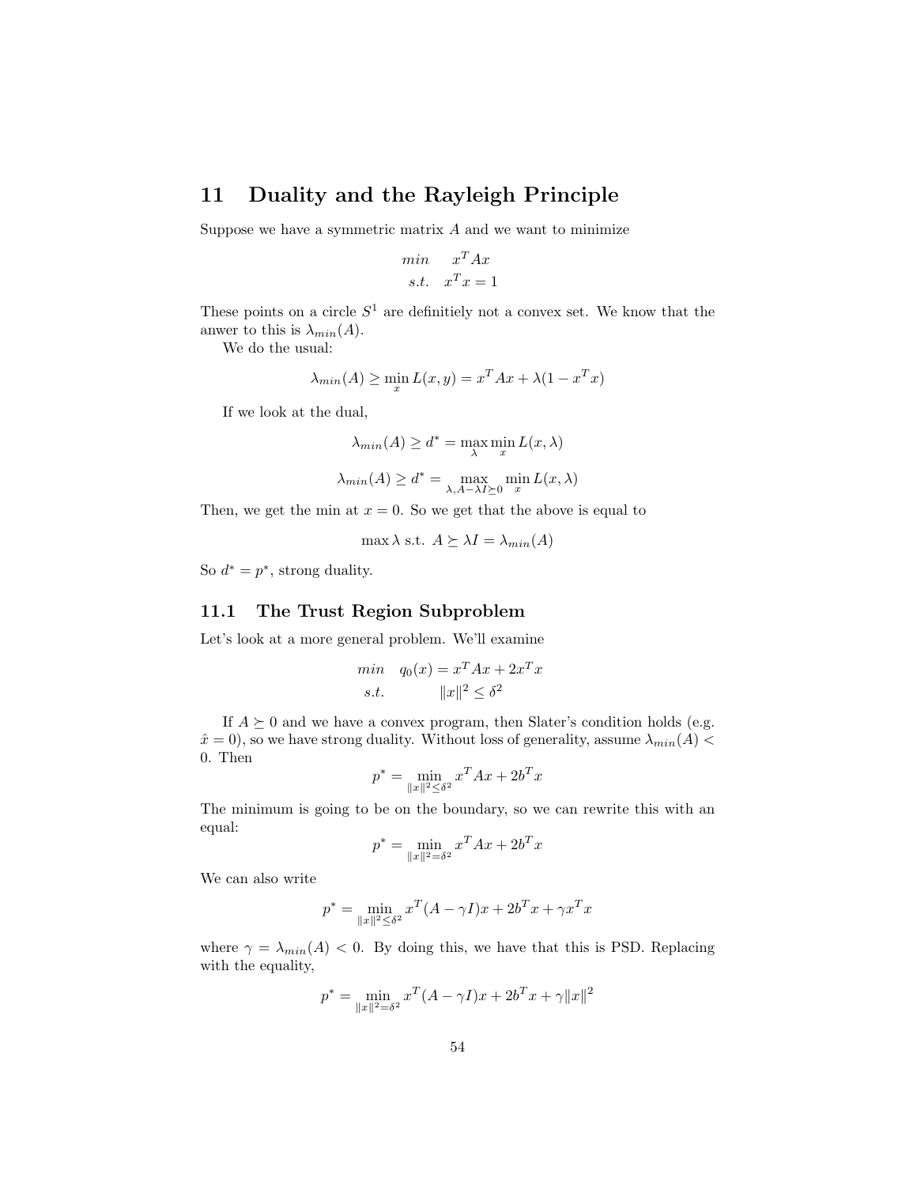# 11 Duality and the Rayleigh Principle

Suppose we have a symmetric matrix $A$ and we want to minimize

$$\begin{aligned} min \quad & x^T Ax \\ s.t. \quad & x^T x = 1 \end{aligned}$$

These points on a circle $S^1$ are definitiely not a convex set. We know that the anwer to this is $\lambda_{min}(A)$.

We do the usual:

$$\lambda_{min}(A) \geq \min_x L(x, y) = x^T Ax + \lambda(1 - x^T x)$$

If we look at the dual,

$$\lambda_{min}(A) \geq d^* = \max_\lambda \min_x L(x, \lambda)$$

$$\lambda_{min}(A) \geq d^* = \max_{\lambda, A - \lambda I \succeq 0} \min_x L(x, \lambda)$$

Then, we get the min at $x = 0$. So we get that the above is equal to

$$\max \lambda \text{ s.t. } A \succeq \lambda I = \lambda_{min}(A)$$

So $d^* = p^*$, strong duality.

## 11.1 The Trust Region Subproblem

Let's look at a more general problem. We'll examine

$$\begin{aligned} min \quad & q_0(x) = x^T Ax + 2x^T x \\ s.t. \quad & \|x\|^2 \leq \delta^2 \end{aligned}$$

If $A \succeq 0$ and we have a convex program, then Slater's condition holds (e.g. $\hat{x} = 0$), so we have strong duality. Without loss of generality, assume $\lambda_{min}(A) < 0$. Then

$$p^* = \min_{\|x\|^2 \leq \delta^2} x^T Ax + 2b^T x$$

The minimum is going to be on the boundary, so we can rewrite this with an equal:

$$p^* = \min_{\|x\|^2 = \delta^2} x^T Ax + 2b^T x$$

We can also write

$$p^* = \min_{\|x\|^2 \leq \delta^2} x^T (A - \gamma I)x + 2b^T x + \gamma x^T x$$

where $\gamma = \lambda_{min}(A) < 0$. By doing this, we have that this is PSD. Replacing with the equality,

$$p^* = \min_{\|x\|^2 = \delta^2} x^T (A - \gamma I)x + 2b^T x + \gamma \|x\|^2$$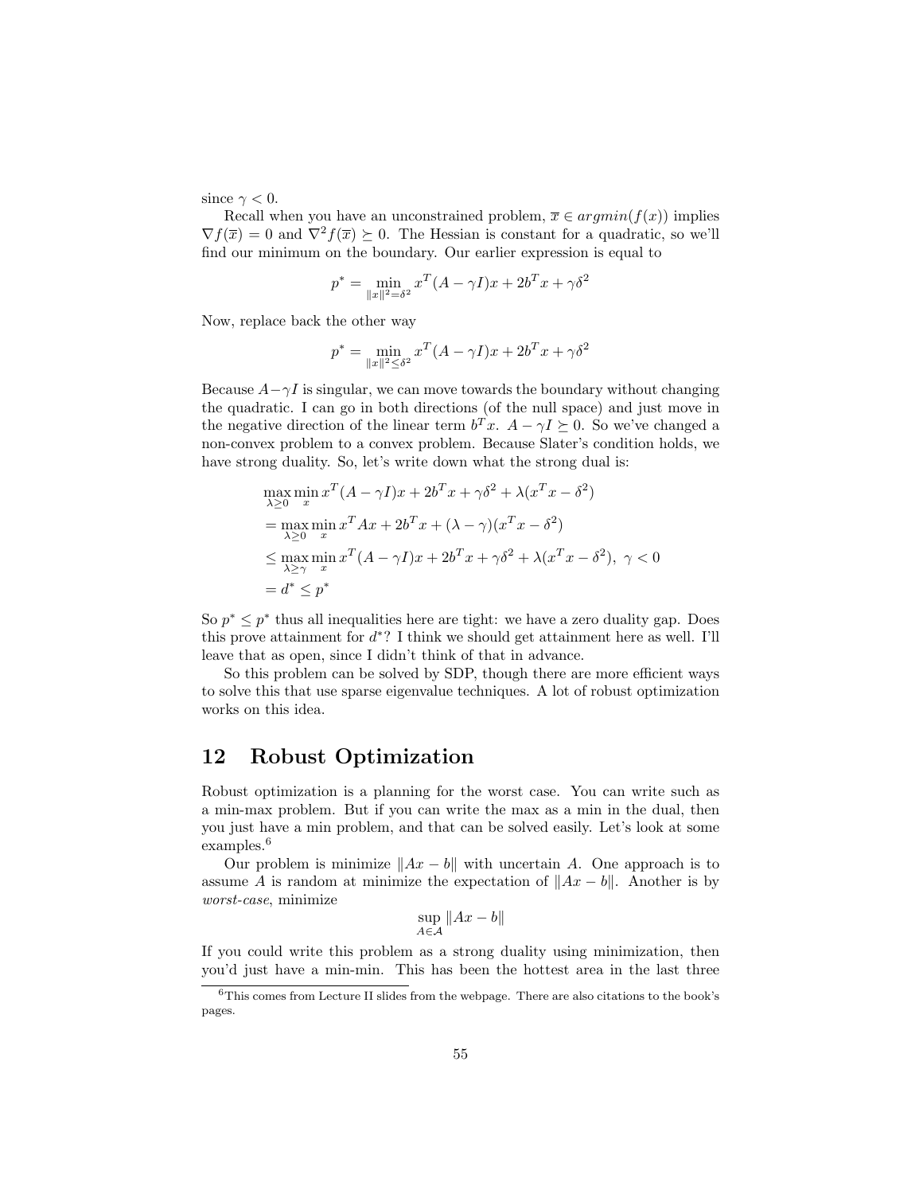since $\gamma < 0$.

Recall when you have an unconstrained problem, $\overline{x} \in argmin(f(x))$ implies $\nabla f(\overline{x}) = 0$ and $\nabla^2 f(\overline{x}) \succeq 0$. The Hessian is constant for a quadratic, so we'll find our minimum on the boundary. Our earlier expression is equal to

$$p^* = \min_{\|x\|^2=\delta^2} x^T(A - \gamma I)x + 2b^T x + \gamma\delta^2$$

Now, replace back the other way

$$p^* = \min_{\|x\|^2\leq\delta^2} x^T(A - \gamma I)x + 2b^T x + \gamma\delta^2$$

Because $A-\gamma I$ is singular, we can move towards the boundary without changing the quadratic. I can go in both directions (of the null space) and just move in the negative direction of the linear term $b^T x$. $A - \gamma I \succeq 0$. So we've changed a non-convex problem to a convex problem. Because Slater's condition holds, we have strong duality. So, let's write down what the strong dual is:

$$\begin{aligned}
&\max_{\lambda\geq 0} \min_x x^T(A-\gamma I)x + 2b^T x + \gamma\delta^2 + \lambda(x^T x - \delta^2) \\
&= \max_{\lambda\geq 0} \min_x x^T Ax + 2b^T x + (\lambda - \gamma)(x^T x - \delta^2) \\
&\leq \max_{\lambda\geq\gamma} \min_x x^T(A-\gamma I)x + 2b^T x + \gamma\delta^2 + \lambda(x^T x - \delta^2),\ \gamma < 0 \\
&= d^* \leq p^*
\end{aligned}$$

So $p^* \leq p^*$ thus all inequalities here are tight: we have a zero duality gap. Does this prove attainment for $d^*$? I think we should get attainment here as well. I'll leave that as open, since I didn't think of that in advance.

So this problem can be solved by SDP, though there are more efficient ways to solve this that use sparse eigenvalue techniques. A lot of robust optimization works on this idea.

# 12 Robust Optimization

Robust optimization is a planning for the worst case. You can write such as a min-max problem. But if you can write the max as a min in the dual, then you just have a min problem, and that can be solved easily. Let's look at some examples.[6]

Our problem is minimize $\|Ax - b\|$ with uncertain $A$. One approach is to assume $A$ is random at minimize the expectation of $\|Ax - b\|$. Another is by *worst-case*, minimize

$$\sup_{A\in\mathcal{A}} \|Ax - b\|$$

If you could write this problem as a strong duality using minimization, then you'd just have a min-min. This has been the hottest area in the last three

[6] This comes from Lecture II slides from the webpage. There are also citations to the book's pages.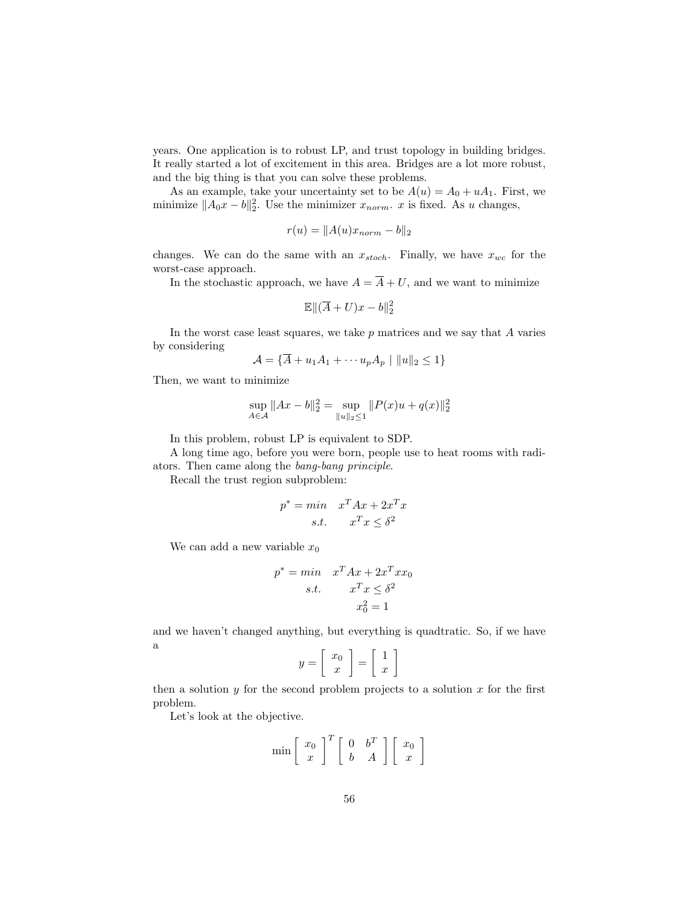years. One application is to robust LP, and trust topology in building bridges. It really started a lot of excitement in this area. Bridges are a lot more robust, and the big thing is that you can solve these problems.

As an example, take your uncertainty set to be $A(u) = A_0 + uA_1$. First, we minimize $\|A_0 x - b\|_2^2$. Use the minimizer $x_{norm}$. $x$ is fixed. As $u$ changes,

$$r(u) = \|A(u)x_{norm} - b\|_2$$

changes. We can do the same with an $x_{stoch}$. Finally, we have $x_{wc}$ for the worst-case approach.

In the stochastic approach, we have $A = \overline{A} + U$, and we want to minimize

$$\mathbb{E}\|(\overline{A} + U)x - b\|_2^2$$

In the worst case least squares, we take $p$ matrices and we say that $A$ varies by considering

$$\mathcal{A} = \{\overline{A} + u_1 A_1 + \cdots u_p A_p \mid \|u\|_2 \leq 1\}$$

Then, we want to minimize

$$\sup_{A \in \mathcal{A}} \|Ax - b\|_2^2 = \sup_{\|u\|_2 \leq 1} \|P(x)u + q(x)\|_2^2$$

In this problem, robust LP is equivalent to SDP.

A long time ago, before you were born, people use to heat rooms with radiators. Then came along the *bang-bang principle*.

Recall the trust region subproblem:

$$\begin{aligned} p^* = min \quad & x^T A x + 2x^T x \\ s.t. \quad & x^T x \leq \delta^2 \end{aligned}$$

We can add a new variable $x_0$

$$\begin{aligned} p^* = min \quad & x^T A x + 2x^T x x_0 \\ s.t. \quad & x^T x \leq \delta^2 \\ & x_0^2 = 1 \end{aligned}$$

and we haven't changed anything, but everything is quadtratic. So, if we have a

$$y = \begin{bmatrix} x_0 \\ x \end{bmatrix} = \begin{bmatrix} 1 \\ x \end{bmatrix}$$

then a solution $y$ for the second problem projects to a solution $x$ for the first problem.

Let's look at the objective.

$$\min \begin{bmatrix} x_0 \\ x \end{bmatrix}^T \begin{bmatrix} 0 & b^T \\ b & A \end{bmatrix} \begin{bmatrix} x_0 \\ x \end{bmatrix}$$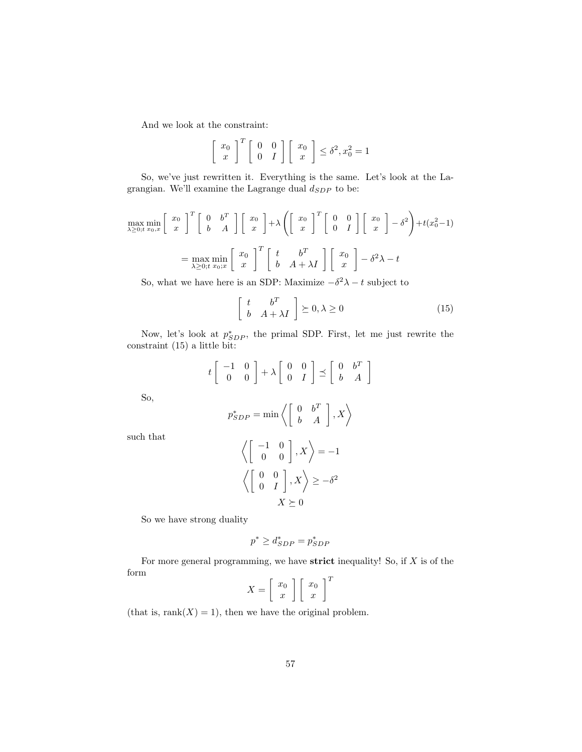And we look at the constraint:

$$\begin{bmatrix} x_0 \\ x \end{bmatrix}^T \begin{bmatrix} 0 & 0 \\ 0 & I \end{bmatrix} \begin{bmatrix} x_0 \\ x \end{bmatrix} \leq \delta^2, x_0^2 = 1$$

So, we've just rewritten it. Everything is the same. Let's look at the Lagrangian. We'll examine the Lagrange dual $d_{SDP}$ to be:

$$\max_{\lambda \geq 0; t} \min_{x_0, x} \begin{bmatrix} x_0 \\ x \end{bmatrix}^T \begin{bmatrix} 0 & b^T \\ b & A \end{bmatrix} \begin{bmatrix} x_0 \\ x \end{bmatrix} + \lambda \left( \begin{bmatrix} x_0 \\ x \end{bmatrix}^T \begin{bmatrix} 0 & 0 \\ 0 & I \end{bmatrix} \begin{bmatrix} x_0 \\ x \end{bmatrix} - \delta^2 \right) + t(x_0^2 - 1)$$

$$= \max_{\lambda \geq 0; t} \min_{x_0; x} \begin{bmatrix} x_0 \\ x \end{bmatrix}^T \begin{bmatrix} t & b^T \\ b & A + \lambda I \end{bmatrix} \begin{bmatrix} x_0 \\ x \end{bmatrix} - \delta^2 \lambda - t$$

So, what we have here is an SDP: Maximize $-\delta^2 \lambda - t$ subject to

$$\begin{bmatrix} t & b^T \\ b & A + \lambda I \end{bmatrix} \succeq 0, \lambda \geq 0 \tag{15}$$

Now, let's look at $p^*_{SDP}$, the primal SDP. First, let me just rewrite the constraint (15) a little bit:

$$t \begin{bmatrix} -1 & 0 \\ 0 & 0 \end{bmatrix} + \lambda \begin{bmatrix} 0 & 0 \\ 0 & I \end{bmatrix} \preceq \begin{bmatrix} 0 & b^T \\ b & A \end{bmatrix}$$

So,

$$p^*_{SDP} = \min \left\langle \begin{bmatrix} 0 & b^T \\ b & A \end{bmatrix}, X \right\rangle$$

such that

$$\left\langle \begin{bmatrix} -1 & 0 \\ 0 & 0 \end{bmatrix}, X \right\rangle = -1$$

$$\left\langle \begin{bmatrix} 0 & 0 \\ 0 & I \end{bmatrix}, X \right\rangle \geq -\delta^2$$

$$X \succeq 0$$

So we have strong duality

$$p^* \geq d^*_{SDP} = p^*_{SDP}$$

For more general programming, we have **strict** inequality! So, if $X$ is of the form

$$X = \begin{bmatrix} x_0 \\ x \end{bmatrix} \begin{bmatrix} x_0 \\ x \end{bmatrix}^T$$

(that is, $\text{rank}(X) = 1$), then we have the original problem.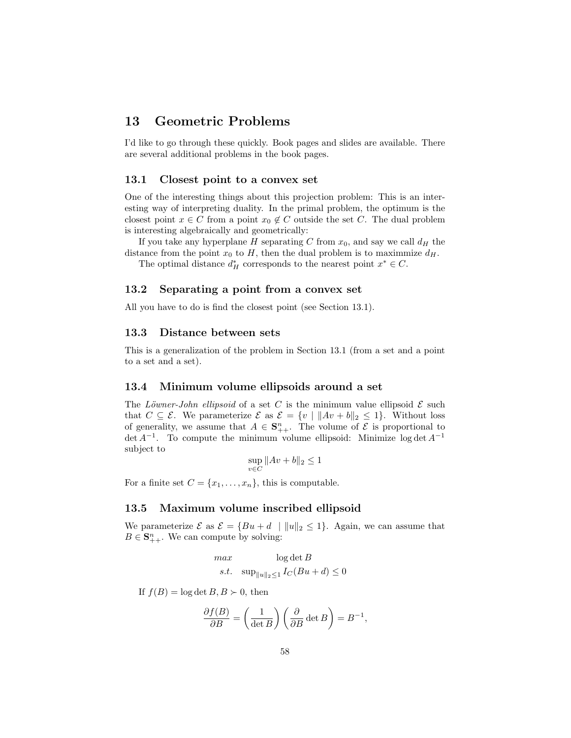# 13 Geometric Problems

I'd like to go through these quickly. Book pages and slides are available. There are several additional problems in the book pages.

## 13.1 Closest point to a convex set

One of the interesting things about this projection problem: This is an interesting way of interpreting duality. In the primal problem, the optimum is the closest point $x \in C$ from a point $x_0 \notin C$ outside the set $C$. The dual problem is interesting algebraically and geometrically:

If you take any hyperplane $H$ separating $C$ from $x_0$, and say we call $d_H$ the distance from the point $x_0$ to $H$, then the dual problem is to maximmize $d_H$.

The optimal distance $d_H^*$ corresponds to the nearest point $x^* \in C$.

## 13.2 Separating a point from a convex set

All you have to do is find the closest point (see Section 13.1).

## 13.3 Distance between sets

This is a generalization of the problem in Section 13.1 (from a set and a point to a set and a set).

## 13.4 Minimum volume ellipsoids around a set

The *Löwner-John ellipsoid* of a set $C$ is the minimum value ellipsoid $\mathcal{E}$ such that $C \subseteq \mathcal{E}$. We parameterize $\mathcal{E}$ as $\mathcal{E} = \{v \mid \|Av + b\|_2 \leq 1\}$. Without loss of generality, we assume that $A \in \mathbf{S}^n_{++}$. The volume of $\mathcal{E}$ is proportional to $\det A^{-1}$. To compute the minimum volume ellipsoid: Minimize $\log \det A^{-1}$ subject to

$$\sup_{v \in C} \|Av + b\|_2 \leq 1$$

For a finite set $C = \{x_1, \dots, x_n\}$, this is computable.

## 13.5 Maximum volume inscribed ellipsoid

We parameterize $\mathcal{E}$ as $\mathcal{E} = \{Bu + d \mid \|u\|_2 \leq 1\}$. Again, we can assume that $B \in \mathbf{S}^n_{++}$. We can compute by solving:

$$\begin{array}{ll} max & \log \det B \\ s.t. & \sup_{\|u\|_2 \leq 1} I_C(Bu + d) \leq 0 \end{array}$$

If $f(B) = \log \det B, B \succ 0$, then

$$\frac{\partial f(B)}{\partial B} = \left(\frac{1}{\det B}\right)\left(\frac{\partial}{\partial B} \det B\right) = B^{-1},$$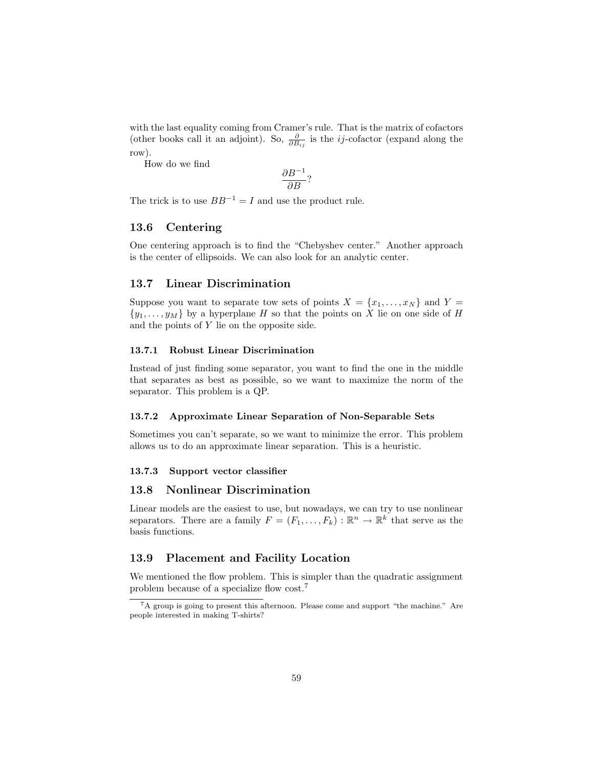with the last equality coming from Cramer's rule. That is the matrix of cofactors (other books call it an adjoint). So, $\frac{\partial}{\partial B_{ij}}$ is the $ij$-cofactor (expand along the row).

How do we find

$$\frac{\partial B^{-1}}{\partial B}?$$

The trick is to use $BB^{-1} = I$ and use the product rule.

## 13.6 Centering

One centering approach is to find the "Chebyshev center." Another approach is the center of ellipsoids. We can also look for an analytic center.

## 13.7 Linear Discrimination

Suppose you want to separate tow sets of points $X = \{x_1, \ldots, x_N\}$ and $Y = \{y_1, \ldots, y_M\}$ by a hyperplane $H$ so that the points on $X$ lie on one side of $H$ and the points of $Y$ lie on the opposite side.

### 13.7.1 Robust Linear Discrimination

Instead of just finding some separator, you want to find the one in the middle that separates as best as possible, so we want to maximize the norm of the separator. This problem is a QP.

### 13.7.2 Approximate Linear Separation of Non-Separable Sets

Sometimes you can't separate, so we want to minimize the error. This problem allows us to do an approximate linear separation. This is a heuristic.

### 13.7.3 Support vector classifier

## 13.8 Nonlinear Discrimination

Linear models are the easiest to use, but nowadays, we can try to use nonlinear separators. There are a family $F = (F_1, \ldots, F_k) : \mathbb{R}^n \to \mathbb{R}^k$ that serve as the basis functions.

## 13.9 Placement and Facility Location

We mentioned the flow problem. This is simpler than the quadratic assignment problem because of a specialize flow cost.[7]

[7] A group is going to present this afternoon. Please come and support "the machine." Are people interested in making T-shirts?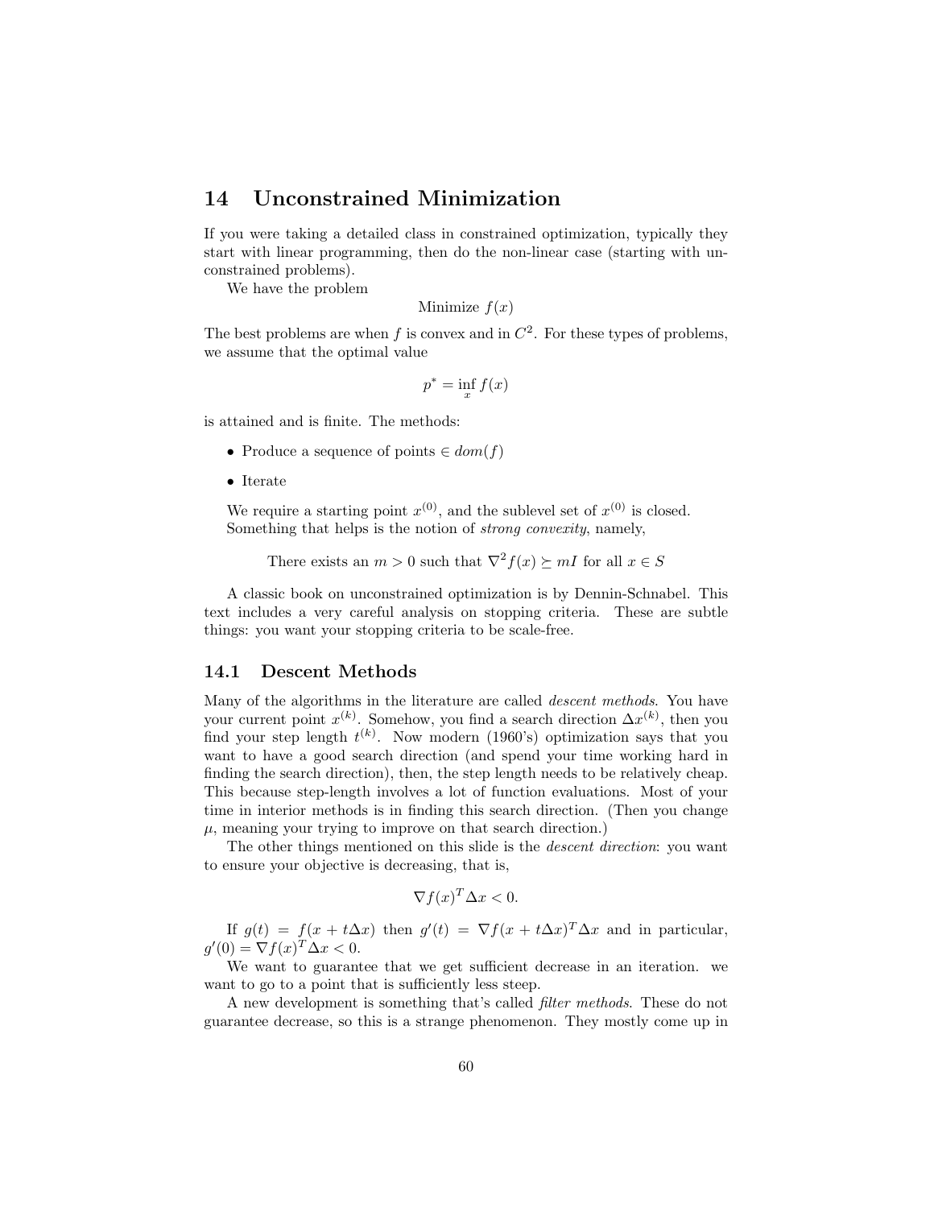# 14 Unconstrained Minimization

If you were taking a detailed class in constrained optimization, typically they start with linear programming, then do the non-linear case (starting with unconstrained problems).

We have the problem

$$\text{Minimize } f(x)$$

The best problems are when $f$ is convex and in $C^2$. For these types of problems, we assume that the optimal value

$$p^* = \inf_x f(x)$$

is attained and is finite. The methods:

- Produce a sequence of points $\in dom(f)$
- Iterate

We require a starting point $x^{(0)}$, and the sublevel set of $x^{(0)}$ is closed. Something that helps is the notion of *strong convexity*, namely,

$$\text{There exists an } m > 0 \text{ such that } \nabla^2 f(x) \succeq mI \text{ for all } x \in S$$

A classic book on unconstrained optimization is by Dennin-Schnabel. This text includes a very careful analysis on stopping criteria. These are subtle things: you want your stopping criteria to be scale-free.

## 14.1 Descent Methods

Many of the algorithms in the literature are called *descent methods*. You have your current point $x^{(k)}$. Somehow, you find a search direction $\Delta x^{(k)}$, then you find your step length $t^{(k)}$. Now modern (1960's) optimization says that you want to have a good search direction (and spend your time working hard in finding the search direction), then, the step length needs to be relatively cheap. This because step-length involves a lot of function evaluations. Most of your time in interior methods is in finding this search direction. (Then you change $\mu$, meaning your trying to improve on that search direction.)

The other things mentioned on this slide is the *descent direction*: you want to ensure your objective is decreasing, that is,

$$\nabla f(x)^T \Delta x < 0.$$

If $g(t) = f(x + t\Delta x)$ then $g'(t) = \nabla f(x + t\Delta x)^T \Delta x$ and in particular, $g'(0) = \nabla f(x)^T \Delta x < 0$.

We want to guarantee that we get sufficient decrease in an iteration. we want to go to a point that is sufficiently less steep.

A new development is something that's called *filter methods*. These do not guarantee decrease, so this is a strange phenomenon. They mostly come up in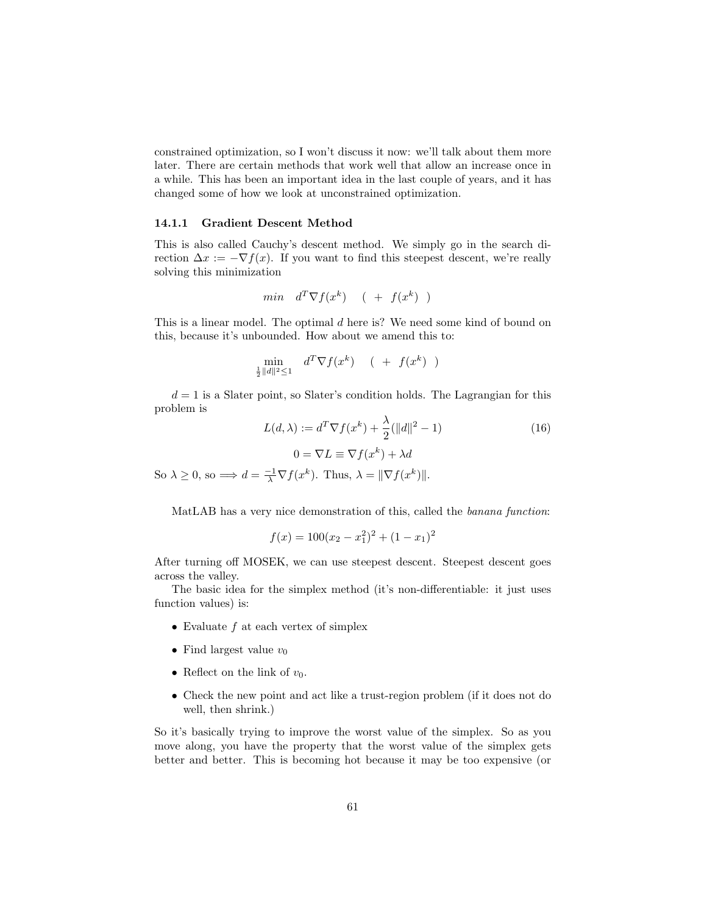constrained optimization, so I won't discuss it now: we'll talk about them more later. There are certain methods that work well that allow an increase once in a while. This has been an important idea in the last couple of years, and it has changed some of how we look at unconstrained optimization.

### 14.1.1 Gradient Descent Method

This is also called Cauchy's descent method. We simply go in the search direction $\Delta x := -\nabla f(x)$. If you want to find this steepest descent, we're really solving this minimization

$$min \quad d^T \nabla f(x^k) \quad ( \ + \ f(x^k) \ )$$

This is a linear model. The optimal $d$ here is? We need some kind of bound on this, because it's unbounded. How about we amend this to:

$$\min_{\frac{1}{2}\|d\|^2 \leq 1} \quad d^T \nabla f(x^k) \quad ( \ + \ f(x^k) \ )$$

$d = 1$ is a Slater point, so Slater's condition holds. The Lagrangian for this problem is

$$L(d, \lambda) := d^T \nabla f(x^k) + \frac{\lambda}{2}(\|d\|^2 - 1) \tag{16}$$

$$0 = \nabla L \equiv \nabla f(x^k) + \lambda d$$

So $\lambda \geq 0$, so $\implies d = \frac{-1}{\lambda} \nabla f(x^k)$. Thus, $\lambda = \|\nabla f(x^k)\|$.

MatLAB has a very nice demonstration of this, called the *banana function*:

$$f(x) = 100(x_2 - x_1^2)^2 + (1 - x_1)^2$$

After turning off MOSEK, we can use steepest descent. Steepest descent goes across the valley.

The basic idea for the simplex method (it's non-differentiable: it just uses function values) is:

- Evaluate $f$ at each vertex of simplex
- Find largest value $v_0$
- Reflect on the link of $v_0$.
- Check the new point and act like a trust-region problem (if it does not do well, then shrink.)

So it's basically trying to improve the worst value of the simplex. So as you move along, you have the property that the worst value of the simplex gets better and better. This is becoming hot because it may be too expensive (or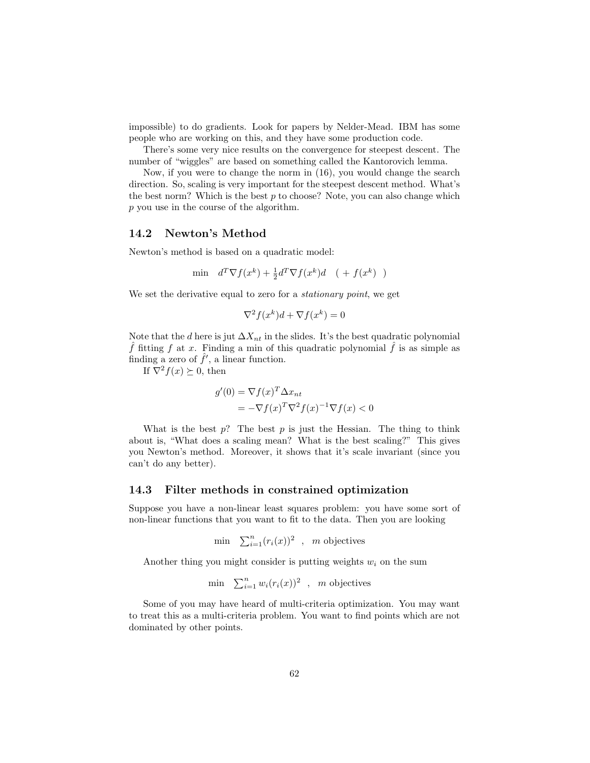impossible) to do gradients. Look for papers by Nelder-Mead. IBM has some people who are working on this, and they have some production code.

There's some very nice results on the convergence for steepest descent. The number of "wiggles" are based on something called the Kantorovich lemma.

Now, if you were to change the norm in (16), you would change the search direction. So, scaling is very important for the steepest descent method. What's the best norm? Which is the best $p$ to choose? Note, you can also change which $p$ you use in the course of the algorithm.

## 14.2 Newton's Method

Newton's method is based on a quadratic model:

$$\min \quad d^T \nabla f(x^k) + \tfrac{1}{2} d^T \nabla f(x^k) d \quad ( + f(x^k) \ )$$

We set the derivative equal to zero for a *stationary point*, we get

$$\nabla^2 f(x^k) d + \nabla f(x^k) = 0$$

Note that the $d$ here is jut $\Delta X_{nt}$ in the slides. It's the best quadratic polynomial $\hat{f}$ fitting $f$ at $x$. Finding a min of this quadratic polynomial $\hat{f}$ is as simple as finding a zero of $\hat{f}'$, a linear function.

If $\nabla^2 f(x) \succeq 0$, then

$$\begin{aligned} g'(0) &= \nabla f(x)^T \Delta x_{nt} \\ &= -\nabla f(x)^T \nabla^2 f(x)^{-1} \nabla f(x) < 0 \end{aligned}$$

What is the best $p$? The best $p$ is just the Hessian. The thing to think about is, "What does a scaling mean? What is the best scaling?" This gives you Newton's method. Moreover, it shows that it's scale invariant (since you can't do any better).

## 14.3 Filter methods in constrained optimization

Suppose you have a non-linear least squares problem: you have some sort of non-linear functions that you want to fit to the data. Then you are looking

$$\min \quad \sum_{i=1}^{n} (r_i(x))^2 \quad , \quad m \text{ objectives}$$

Another thing you might consider is putting weights $w_i$ on the sum

$$\min \quad \sum_{i=1}^{n} w_i (r_i(x))^2 \quad , \quad m \text{ objectives}$$

Some of you may have heard of multi-criteria optimization. You may want to treat this as a multi-criteria problem. You want to find points which are not dominated by other points.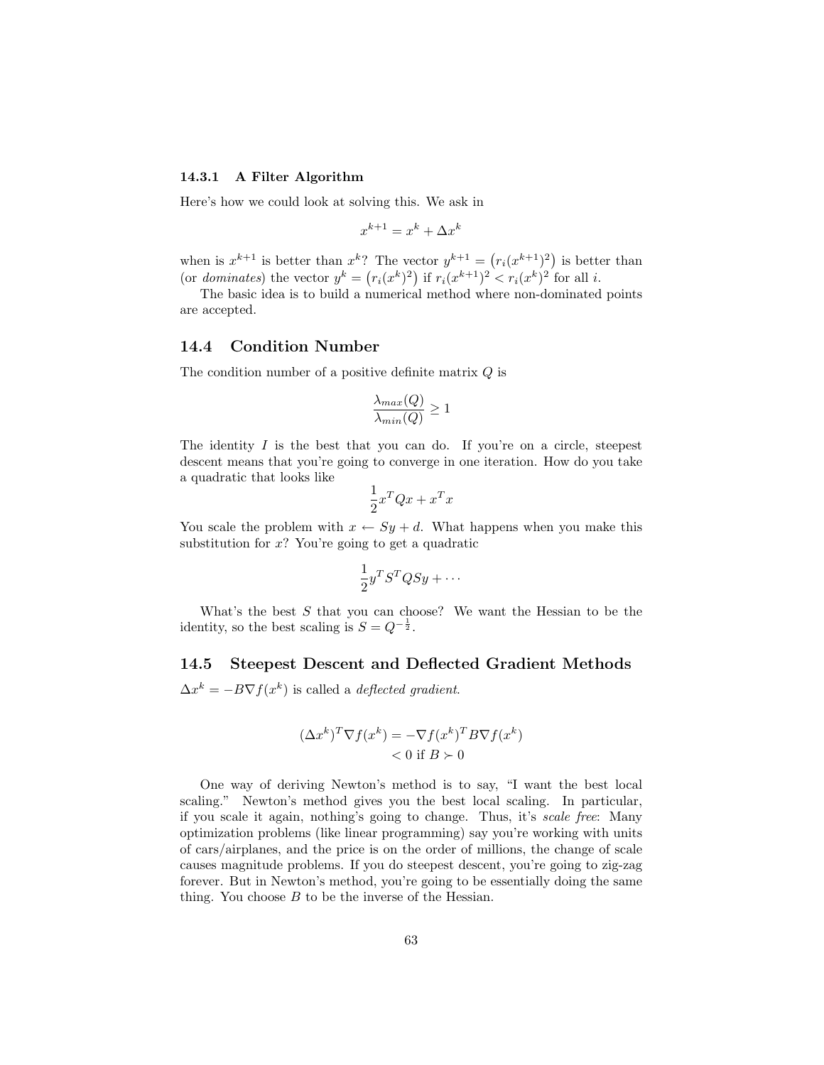### 14.3.1 A Filter Algorithm

Here's how we could look at solving this. We ask in

$$x^{k+1} = x^k + \Delta x^k$$

when is $x^{k+1}$ is better than $x^k$? The vector $y^{k+1} = \left(r_i(x^{k+1})^2\right)$ is better than (or *dominates*) the vector $y^k = \left(r_i(x^k)^2\right)$ if $r_i(x^{k+1})^2 < r_i(x^k)^2$ for all $i$.

The basic idea is to build a numerical method where non-dominated points are accepted.

## 14.4 Condition Number

The condition number of a positive definite matrix $Q$ is

$$\frac{\lambda_{max}(Q)}{\lambda_{min}(Q)} \geq 1$$

The identity $I$ is the best that you can do. If you're on a circle, steepest descent means that you're going to converge in one iteration. How do you take a quadratic that looks like

$$\frac{1}{2}x^T Q x + x^T x$$

You scale the problem with $x \leftarrow Sy + d$. What happens when you make this substitution for $x$? You're going to get a quadratic

$$\frac{1}{2}y^T S^T Q S y + \cdots$$

What's the best $S$ that you can choose? We want the Hessian to be the identity, so the best scaling is $S = Q^{-\frac{1}{2}}$.

## 14.5 Steepest Descent and Deflected Gradient Methods

$\Delta x^k = -B\nabla f(x^k)$ is called a *deflected gradient*.

$$\begin{aligned}
(\Delta x^k)^T \nabla f(x^k) &= -\nabla f(x^k)^T B \nabla f(x^k) \\
&< 0 \text{ if } B \succ 0
\end{aligned}$$

One way of deriving Newton's method is to say, "I want the best local scaling." Newton's method gives you the best local scaling. In particular, if you scale it again, nothing's going to change. Thus, it's *scale free*: Many optimization problems (like linear programming) say you're working with units of cars/airplanes, and the price is on the order of millions, the change of scale causes magnitude problems. If you do steepest descent, you're going to zig-zag forever. But in Newton's method, you're going to be essentially doing the same thing. You choose $B$ to be the inverse of the Hessian.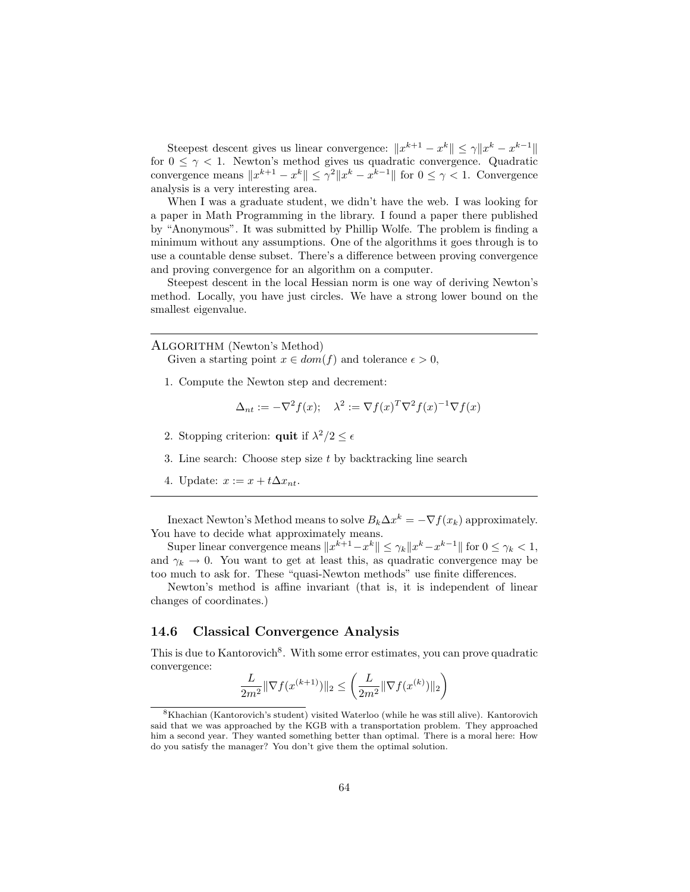Steepest descent gives us linear convergence: $\|x^{k+1} - x^k\| \leq \gamma \|x^k - x^{k-1}\|$ for $0 \leq \gamma < 1$. Newton's method gives us quadratic convergence. Quadratic convergence means $\|x^{k+1} - x^k\| \leq \gamma^2 \|x^k - x^{k-1}\|$ for $0 \leq \gamma < 1$. Convergence analysis is a very interesting area.

When I was a graduate student, we didn't have the web. I was looking for a paper in Math Programming in the library. I found a paper there published by "Anonymous". It was submitted by Phillip Wolfe. The problem is finding a minimum without any assumptions. One of the algorithms it goes through is to use a countable dense subset. There's a difference between proving convergence and proving convergence for an algorithm on a computer.

Steepest descent in the local Hessian norm is one way of deriving Newton's method. Locally, you have just circles. We have a strong lower bound on the smallest eigenvalue.

---

Algorithm (Newton's Method)

Given a starting point $x \in dom(f)$ and tolerance $\epsilon > 0$,

1. Compute the Newton step and decrement:

$$\Delta_{nt} := -\nabla^2 f(x); \quad \lambda^2 := \nabla f(x)^T \nabla^2 f(x)^{-1} \nabla f(x)$$

2. Stopping criterion: **quit** if $\lambda^2/2 \leq \epsilon$
3. Line search: Choose step size $t$ by backtracking line search
4. Update: $x := x + t\Delta x_{nt}$.

---

Inexact Newton's Method means to solve $B_k \Delta x^k = -\nabla f(x_k)$ approximately. You have to decide what approximately means.

Super linear convergence means $\|x^{k+1} - x^k\| \leq \gamma_k \|x^k - x^{k-1}\|$ for $0 \leq \gamma_k < 1$, and $\gamma_k \to 0$. You want to get at least this, as quadratic convergence may be too much to ask for. These "quasi-Newton methods" use finite differences.

Newton's method is affine invariant (that is, it is independent of linear changes of coordinates.)

## 14.6 Classical Convergence Analysis

This is due to Kantorovich[8]. With some error estimates, you can prove quadratic convergence:

$$\frac{L}{2m^2} \|\nabla f(x^{(k+1)})\|_2 \leq \left( \frac{L}{2m^2} \|\nabla f(x^{(k)})\|_2 \right)$$

[8] Khachian (Kantorovich's student) visited Waterloo (while he was still alive). Kantorovich said that we was approached by the KGB with a transportation problem. They approached him a second year. They wanted something better than optimal. There is a moral here: How do you satisfy the manager? You don't give them the optimal solution.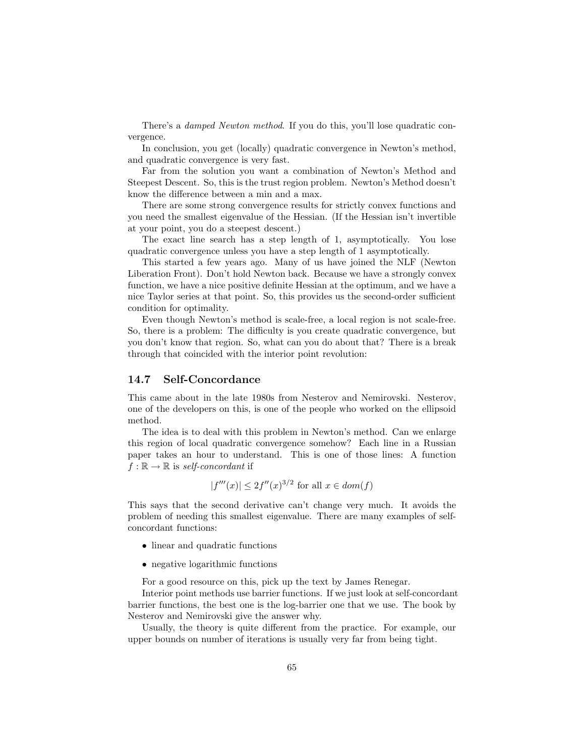There's a *damped Newton method*. If you do this, you'll lose quadratic convergence.

In conclusion, you get (locally) quadratic convergence in Newton's method, and quadratic convergence is very fast.

Far from the solution you want a combination of Newton's Method and Steepest Descent. So, this is the trust region problem. Newton's Method doesn't know the difference between a min and a max.

There are some strong convergence results for strictly convex functions and you need the smallest eigenvalue of the Hessian. (If the Hessian isn't invertible at your point, you do a steepest descent.)

The exact line search has a step length of 1, asymptotically. You lose quadratic convergence unless you have a step length of 1 asymptotically.

This started a few years ago. Many of us have joined the NLF (Newton Liberation Front). Don't hold Newton back. Because we have a strongly convex function, we have a nice positive definite Hessian at the optimum, and we have a nice Taylor series at that point. So, this provides us the second-order sufficient condition for optimality.

Even though Newton's method is scale-free, a local region is not scale-free. So, there is a problem: The difficulty is you create quadratic convergence, but you don't know that region. So, what can you do about that? There is a break through that coincided with the interior point revolution:

## 14.7 Self-Concordance

This came about in the late 1980s from Nesterov and Nemirovski. Nesterov, one of the developers on this, is one of the people who worked on the ellipsoid method.

The idea is to deal with this problem in Newton's method. Can we enlarge this region of local quadratic convergence somehow? Each line in a Russian paper takes an hour to understand. This is one of those lines: A function $f : \mathbb{R} \to \mathbb{R}$ is *self-concordant* if

$$|f'''(x)| \leq 2f''(x)^{3/2} \text{ for all } x \in dom(f)$$

This says that the second derivative can't change very much. It avoids the problem of needing this smallest eigenvalue. There are many examples of self-concordant functions:

- linear and quadratic functions
- negative logarithmic functions

For a good resource on this, pick up the text by James Renegar.

Interior point methods use barrier functions. If we just look at self-concordant barrier functions, the best one is the log-barrier one that we use. The book by Nesterov and Nemirovski give the answer why.

Usually, the theory is quite different from the practice. For example, our upper bounds on number of iterations is usually very far from being tight.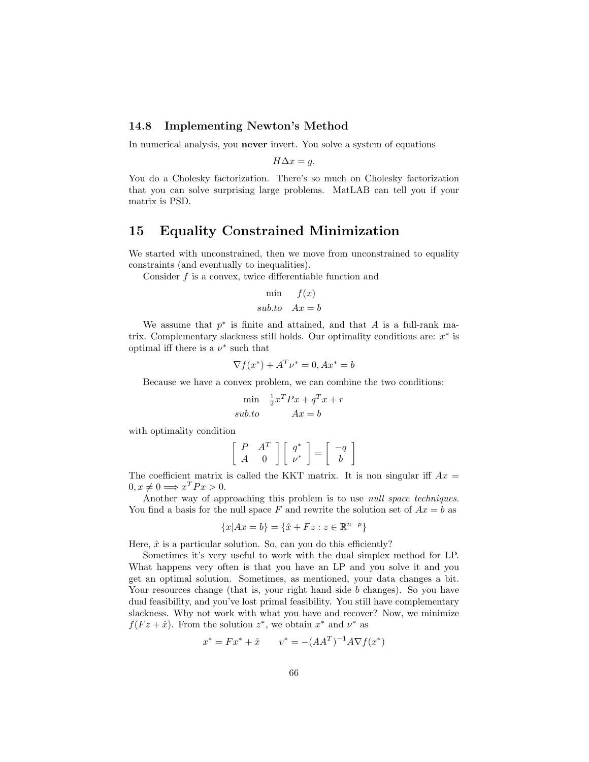### 14.8 Implementing Newton's Method

In numerical analysis, you **never** invert. You solve a system of equations

$$H\Delta x = g.$$

You do a Cholesky factorization. There's so much on Cholesky factorization that you can solve surprising large problems. MatLAB can tell you if your matrix is PSD.

# 15 Equality Constrained Minimization

We started with unconstrained, then we move from unconstrained to equality constraints (and eventually to inequalities).

Consider $f$ is a convex, twice differentiable function and

$$\begin{array}{rc} \min & f(x) \\ sub.to & Ax = b \end{array}$$

We assume that $p^*$ is finite and attained, and that $A$ is a full-rank matrix. Complementary slackness still holds. Our optimality conditions are: $x^*$ is optimal iff there is a $\nu^*$ such that

$$\nabla f(x^*) + A^T \nu^* = 0, Ax^* = b$$

Because we have a convex problem, we can combine the two conditions:

$$\begin{array}{rc} \min & \frac{1}{2}x^T P x + q^T x + r \\ sub.to & Ax = b \end{array}$$

with optimality condition

$$\begin{bmatrix} P & A^T \\ A & 0 \end{bmatrix} \begin{bmatrix} q^* \\ \nu^* \end{bmatrix} = \begin{bmatrix} -q \\ b \end{bmatrix}$$

The coefficient matrix is called the KKT matrix. It is non singular iff $Ax = 0, x \neq 0 \Longrightarrow x^T P x > 0$.

Another way of approaching this problem is to use *null space techniques*. You find a basis for the null space $F$ and rewrite the solution set of $Ax = b$ as

$$\{x | Ax = b\} = \{\hat{x} + Fz : z \in \mathbb{R}^{n-p}\}$$

Here, $\hat{x}$ is a particular solution. So, can you do this efficiently?

Sometimes it's very useful to work with the dual simplex method for LP. What happens very often is that you have an LP and you solve it and you get an optimal solution. Sometimes, as mentioned, your data changes a bit. Your resources change (that is, your right hand side $b$ changes). So you have dual feasibility, and you've lost primal feasibility. You still have complementary slackness. Why not work with what you have and recover? Now, we minimize $f(Fz + \hat{x})$. From the solution $z^*$, we obtain $x^*$ and $\nu^*$ as

$$x^* = Fx^* + \hat{x} \qquad v^* = -(AA^T)^{-1} A \nabla f(x^*)$$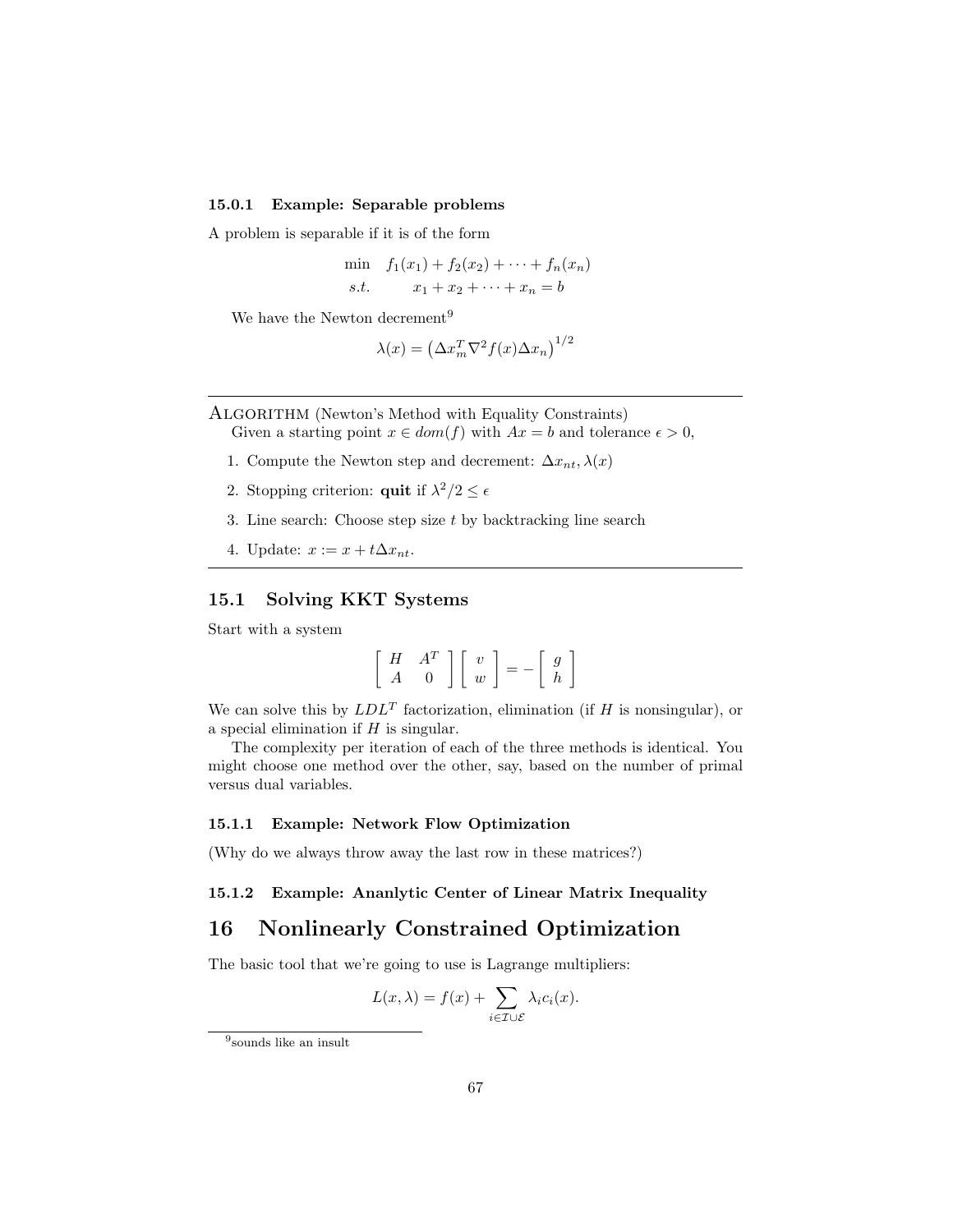#### 15.0.1 Example: Separable problems

A problem is separable if it is of the form

$$\begin{array}{ll} \min & f_1(x_1) + f_2(x_2) + \cdots + f_n(x_n) \\ s.t. & x_1 + x_2 + \cdots + x_n = b \end{array}$$

We have the Newton decrement[9]

$$\lambda(x) = \left(\Delta x_m^T \nabla^2 f(x) \Delta x_n\right)^{1/2}$$

---

ALGORITHM (Newton's Method with Equality Constraints)
Given a starting point $x \in dom(f)$ with $Ax = b$ and tolerance $\epsilon > 0$,

1. Compute the Newton step and decrement: $\Delta x_{nt}, \lambda(x)$
2. Stopping criterion: **quit** if $\lambda^2/2 \leq \epsilon$
3. Line search: Choose step size $t$ by backtracking line search
4. Update: $x := x + t\Delta x_{nt}$.

---

### 15.1 Solving KKT Systems

Start with a system

$$\begin{bmatrix} H & A^T \\ A & 0 \end{bmatrix} \begin{bmatrix} v \\ w \end{bmatrix} = - \begin{bmatrix} g \\ h \end{bmatrix}$$

We can solve this by $LDL^T$ factorization, elimination (if $H$ is nonsingular), or a special elimination if $H$ is singular.

The complexity per iteration of each of the three methods is identical. You might choose one method over the other, say, based on the number of primal versus dual variables.

#### 15.1.1 Example: Network Flow Optimization

(Why do we always throw away the last row in these matrices?)

#### 15.1.2 Example: Ananlytic Center of Linear Matrix Inequality

## 16 Nonlinearly Constrained Optimization

The basic tool that we're going to use is Lagrange multipliers:

$$L(x, \lambda) = f(x) + \sum_{i \in \mathcal{I} \cup \mathcal{E}} \lambda_i c_i(x).$$

[9] sounds like an insult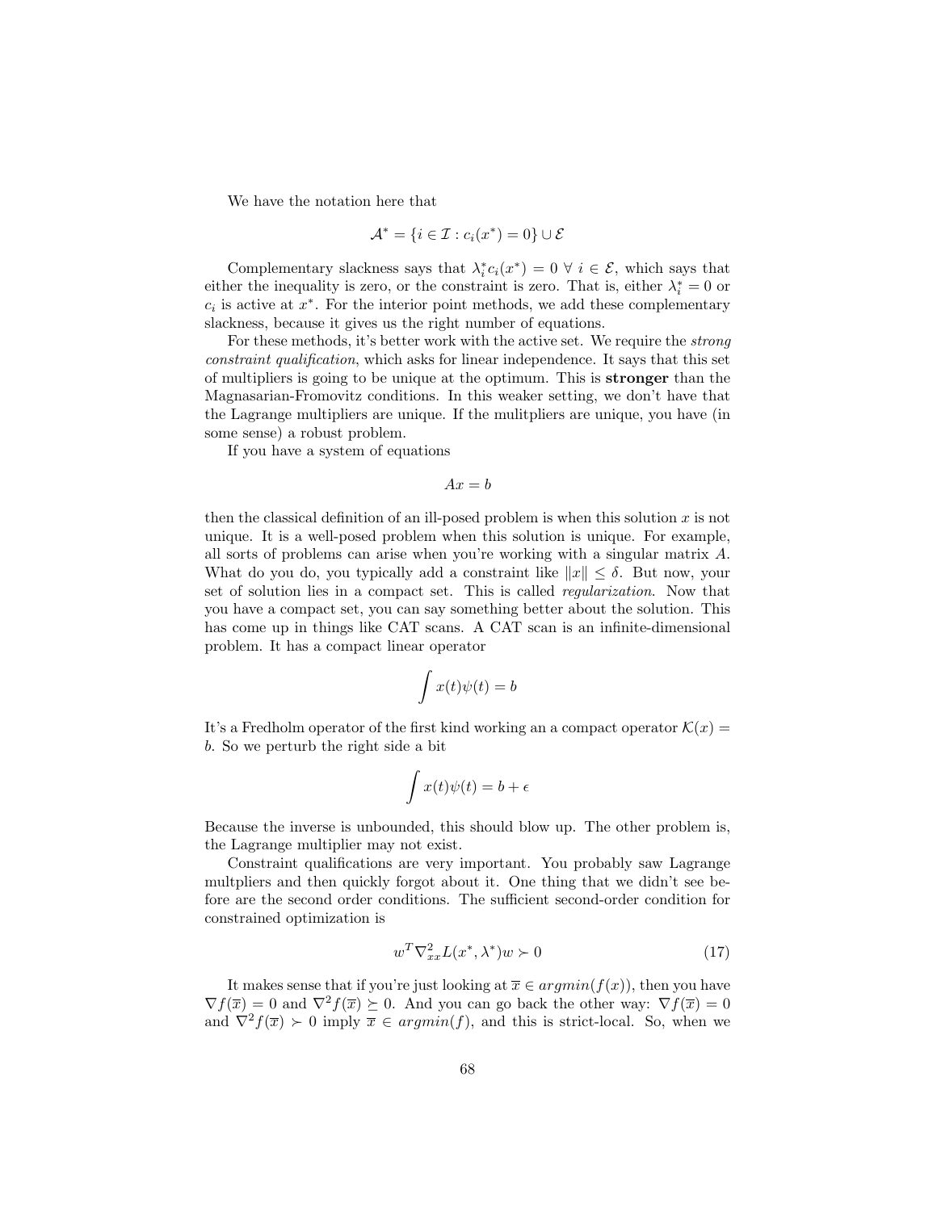We have the notation here that

$$\mathcal{A}^* = \{i \in \mathcal{I} : c_i(x^*) = 0\} \cup \mathcal{E}$$

Complementary slackness says that $\lambda_i^* c_i(x^*) = 0 \ \forall \ i \in \mathcal{E}$, which says that either the inequality is zero, or the constraint is zero. That is, either $\lambda_i^* = 0$ or $c_i$ is active at $x^*$. For the interior point methods, we add these complementary slackness, because it gives us the right number of equations.

For these methods, it's better work with the active set. We require the *strong constraint qualification*, which asks for linear independence. It says that this set of multipliers is going to be unique at the optimum. This is **stronger** than the Magnasarian-Fromovitz conditions. In this weaker setting, we don't have that the Lagrange multipliers are unique. If the mulitpliers are unique, you have (in some sense) a robust problem.

If you have a system of equations

$$Ax = b$$

then the classical definition of an ill-posed problem is when this solution $x$ is not unique. It is a well-posed problem when this solution is unique. For example, all sorts of problems can arise when you're working with a singular matrix $A$. What do you do, you typically add a constraint like $\|x\| \leq \delta$. But now, your set of solution lies in a compact set. This is called *regularization*. Now that you have a compact set, you can say something better about the solution. This has come up in things like CAT scans. A CAT scan is an infinite-dimensional problem. It has a compact linear operator

$$\int x(t)\psi(t) = b$$

It's a Fredholm operator of the first kind working an a compact operator $\mathcal{K}(x) = b$. So we perturb the right side a bit

$$\int x(t)\psi(t) = b + \epsilon$$

Because the inverse is unbounded, this should blow up. The other problem is, the Lagrange multiplier may not exist.

Constraint qualifications are very important. You probably saw Lagrange multpliers and then quickly forgot about it. One thing that we didn't see before are the second order conditions. The sufficient second-order condition for constrained optimization is

$$w^T \nabla^2_{xx} L(x^*, \lambda^*) w \succ 0 \tag{17}$$

It makes sense that if you're just looking at $\overline{x} \in argmin(f(x))$, then you have $\nabla f(\overline{x}) = 0$ and $\nabla^2 f(\overline{x}) \succeq 0$. And you can go back the other way: $\nabla f(\overline{x}) = 0$ and $\nabla^2 f(\overline{x}) \succ 0$ imply $\overline{x} \in argmin(f)$, and this is strict-local. So, when we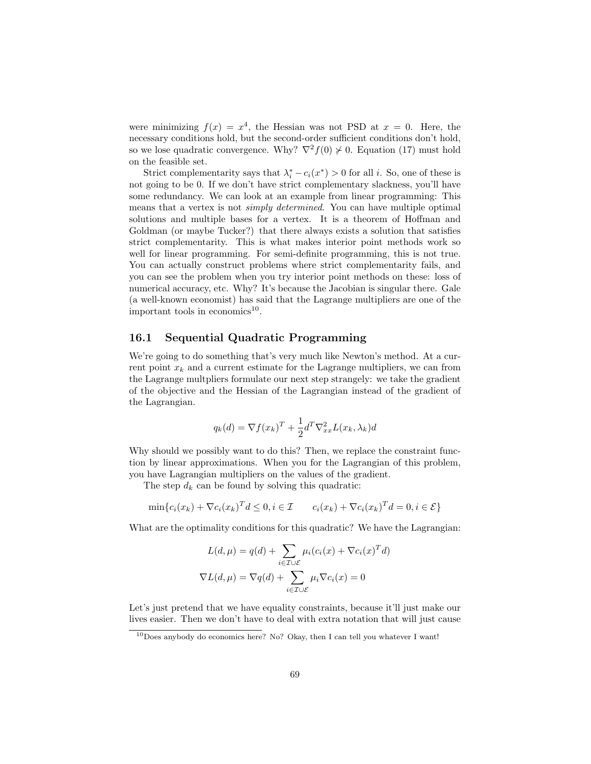were minimizing $f(x) = x^4$, the Hessian was not PSD at $x = 0$. Here, the necessary conditions hold, but the second-order sufficient conditions don't hold, so we lose quadratic convergence. Why? $\nabla^2 f(0) \not\succ 0$. Equation (17) must hold on the feasible set.

Strict complementarity says that $\lambda_i^* - c_i(x^*) > 0$ for all $i$. So, one of these is not going to be 0. If we don't have strict complementary slackness, you'll have some redundancy. We can look at an example from linear programming: This means that a vertex is not *simply determined*. You can have multiple optimal solutions and multiple bases for a vertex. It is a theorem of Hoffman and Goldman (or maybe Tucker?) that there always exists a solution that satisfies strict complementarity. This is what makes interior point methods work so well for linear programming. For semi-definite programming, this is not true. You can actually construct problems where strict complementarity fails, and you can see the problem when you try interior point methods on these: loss of numerical accuracy, etc. Why? It's because the Jacobian is singular there. Gale (a well-known economist) has said that the Lagrange multipliers are one of the important tools in economics[10].

## 16.1 Sequential Quadratic Programming

We're going to do something that's very much like Newton's method. At a current point $x_k$ and a current estimate for the Lagrange multipliers, we can from the Lagrange multpliers formulate our next step strangely: we take the gradient of the objective and the Hessian of the Lagrangian instead of the gradient of the Lagrangian.

$$q_k(d) = \nabla f(x_k)^T + \frac{1}{2} d^T \nabla^2_{xx} L(x_k, \lambda_k) d$$

Why should we possibly want to do this? Then, we replace the constraint function by linear approximations. When you for the Lagrangian of this problem, you have Lagrangian multipliers on the values of the gradient.

The step $d_k$ can be found by solving this quadratic:

$$\min\{c_i(x_k) + \nabla c_i(x_k)^T d \leq 0, i \in \mathcal{I} \qquad c_i(x_k) + \nabla c_i(x_k)^T d = 0, i \in \mathcal{E}\}$$

What are the optimality conditions for this quadratic? We have the Lagrangian:

$$L(d, \mu) = q(d) + \sum_{i \in \mathcal{I} \cup \mathcal{E}} \mu_i (c_i(x) + \nabla c_i(x)^T d)$$

$$\nabla L(d, \mu) = \nabla q(d) + \sum_{i \in \mathcal{I} \cup \mathcal{E}} \mu_i \nabla c_i(x) = 0$$

Let's just pretend that we have equality constraints, because it'll just make our lives easier. Then we don't have to deal with extra notation that will just cause

[10] Does anybody do economics here? No? Okay, then I can tell you whatever I want!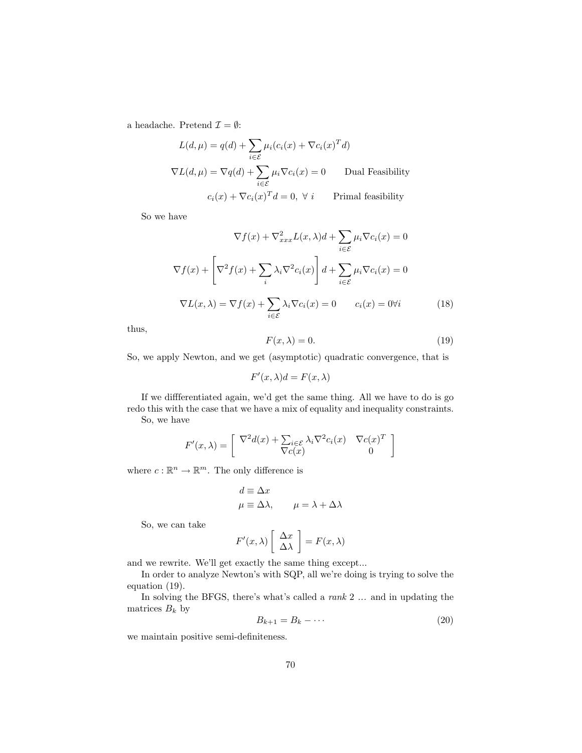a headache. Pretend $\mathcal{I} = \emptyset$:

$$
\begin{aligned}
L(d, \mu) &= q(d) + \sum_{i \in \mathcal{E}} \mu_i (c_i(x) + \nabla c_i(x)^T d) \\
\nabla L(d, \mu) &= \nabla q(d) + \sum_{i \in \mathcal{E}} \mu_i \nabla c_i(x) = 0 \qquad \text{Dual Feasibility} \\
& c_i(x) + \nabla c_i(x)^T d = 0, \ \forall \ i \qquad \text{Primal feasibility}
\end{aligned}
$$

So we have

$$
\nabla f(x) + \nabla^2_{xxx} L(x, \lambda) d + \sum_{i \in \mathcal{E}} \mu_i \nabla c_i(x) = 0
$$

$$
\nabla f(x) + \left[ \nabla^2 f(x) + \sum_i \lambda_i \nabla^2 c_i(x) \right] d + \sum_{i \in \mathcal{E}} \mu_i \nabla c_i(x) = 0
$$

$$
\nabla L(x, \lambda) = \nabla f(x) + \sum_{i \in \mathcal{E}} \lambda_i \nabla c_i(x) = 0 \qquad c_i(x) = 0 \forall i \tag{18}
$$

thus,

$$
F(x, \lambda) = 0. \tag{19}
$$

So, we apply Newton, and we get (asymptotic) quadratic convergence, that is

$$
F'(x, \lambda) d = F(x, \lambda)
$$

If we diffferentiated again, we'd get the same thing. All we have to do is go redo this with the case that we have a mix of equality and inequality constraints.

So, we have

$$
F'(x, \lambda) = \begin{bmatrix} \nabla^2 d(x) + \sum_{i \in \mathcal{E}} \lambda_i \nabla^2 c_i(x) & \nabla c(x)^T \\ \nabla c(x) & 0 \end{bmatrix}
$$

where $c : \mathbb{R}^n \to \mathbb{R}^m$. The only difference is

$$
\begin{aligned}
d &\equiv \Delta x \\
\mu &\equiv \Delta \lambda, \qquad \mu = \lambda + \Delta \lambda
\end{aligned}
$$

So, we can take

$$
F'(x, \lambda) \begin{bmatrix} \Delta x \\ \Delta \lambda \end{bmatrix} = F(x, \lambda)
$$

and we rewrite. We'll get exactly the same thing except...

In order to analyze Newton's with SQP, all we're doing is trying to solve the equation (19).

In solving the BFGS, there's what's called a *rank* 2 ... and in updating the matrices $B_k$ by

$$
B_{k+1} = B_k - \cdots \tag{20}
$$

we maintain positive semi-definiteness.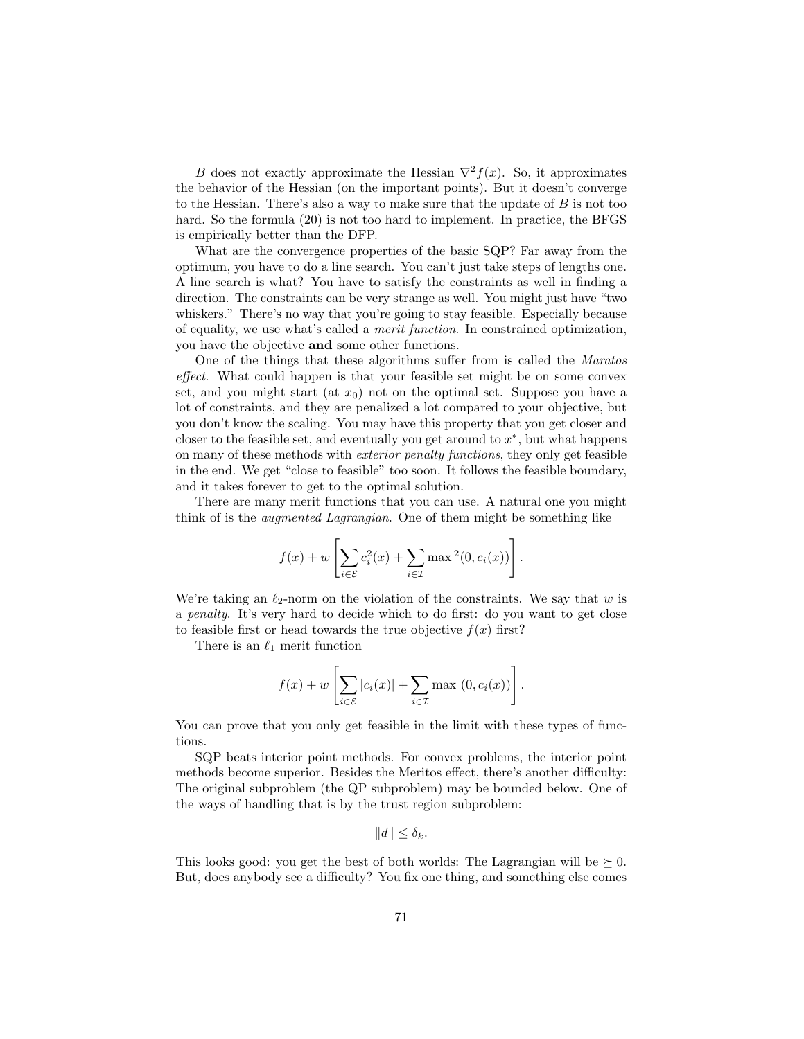$B$ does not exactly approximate the Hessian $\nabla^2 f(x)$. So, it approximates the behavior of the Hessian (on the important points). But it doesn't converge to the Hessian. There's also a way to make sure that the update of $B$ is not too hard. So the formula (20) is not too hard to implement. In practice, the BFGS is empirically better than the DFP.

What are the convergence properties of the basic SQP? Far away from the optimum, you have to do a line search. You can't just take steps of lengths one. A line search is what? You have to satisfy the constraints as well in finding a direction. The constraints can be very strange as well. You might just have "two whiskers." There's no way that you're going to stay feasible. Especially because of equality, we use what's called a *merit function*. In constrained optimization, you have the objective **and** some other functions.

One of the things that these algorithms suffer from is called the *Maratos effect*. What could happen is that your feasible set might be on some convex set, and you might start (at $x_0$) not on the optimal set. Suppose you have a lot of constraints, and they are penalized a lot compared to your objective, but you don't know the scaling. You may have this property that you get closer and closer to the feasible set, and eventually you get around to $x^*$, but what happens on many of these methods with *exterior penalty functions*, they only get feasible in the end. We get "close to feasible" too soon. It follows the feasible boundary, and it takes forever to get to the optimal solution.

There are many merit functions that you can use. A natural one you might think of is the *augmented Lagrangian*. One of them might be something like

$$f(x) + w\left[\sum_{i\in\mathcal{E}} c_i^2(x) + \sum_{i\in\mathcal{I}} \max{}^2(0, c_i(x))\right].$$

We're taking an $\ell_2$-norm on the violation of the constraints. We say that $w$ is a *penalty*. It's very hard to decide which to do first: do you want to get close to feasible first or head towards the true objective $f(x)$ first?

There is an $\ell_1$ merit function

$$f(x) + w\left[\sum_{i\in\mathcal{E}} |c_i(x)| + \sum_{i\in\mathcal{I}} \max\,(0, c_i(x))\right].$$

You can prove that you only get feasible in the limit with these types of functions.

SQP beats interior point methods. For convex problems, the interior point methods become superior. Besides the Meritos effect, there's another difficulty: The original subproblem (the QP subproblem) may be bounded below. One of the ways of handling that is by the trust region subproblem:

$$\|d\| \leq \delta_k.$$

This looks good: you get the best of both worlds: The Lagrangian will be $\succeq 0$. But, does anybody see a difficulty? You fix one thing, and something else comes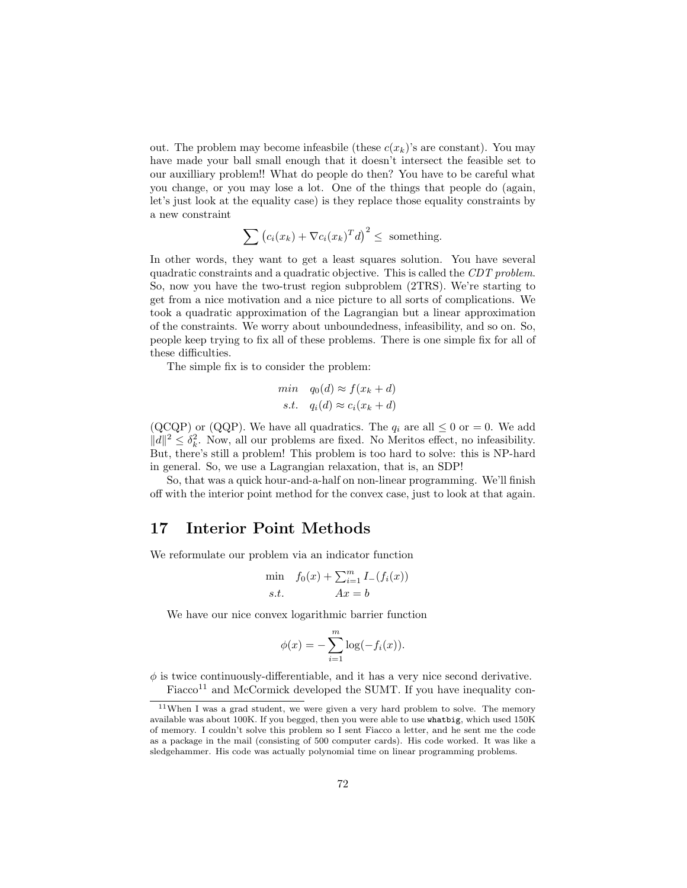out. The problem may become infeasbile (these $c(x_k)$'s are constant). You may have made your ball small enough that it doesn't intersect the feasible set to our auxilliary problem!! What do people do then? You have to be careful what you change, or you may lose a lot. One of the things that people do (again, let's just look at the equality case) is they replace those equality constraints by a new constraint

$$\sum \left(c_i(x_k) + \nabla c_i(x_k)^T d\right)^2 \leq \text{ something.}$$

In other words, they want to get a least squares solution. You have several quadratic constraints and a quadratic objective. This is called the *CDT problem*. So, now you have the two-trust region subproblem (2TRS). We're starting to get from a nice motivation and a nice picture to all sorts of complications. We took a quadratic approximation of the Lagrangian but a linear approximation of the constraints. We worry about unboundedness, infeasibility, and so on. So, people keep trying to fix all of these problems. There is one simple fix for all of these difficulties.

The simple fix is to consider the problem:

$$\begin{array}{rl} min & q_0(d) \approx f(x_k + d) \\ s.t. & q_i(d) \approx c_i(x_k + d) \end{array}$$

(QCQP) or (QQP). We have all quadratics. The $q_i$ are all $\leq 0$ or $= 0$. We add $\|d\|^2 \leq \delta_k^2$. Now, all our problems are fixed. No Meritos effect, no infeasibility. But, there's still a problem! This problem is too hard to solve: this is NP-hard in general. So, we use a Lagrangian relaxation, that is, an SDP!

So, that was a quick hour-and-a-half on non-linear programming. We'll finish off with the interior point method for the convex case, just to look at that again.

# 17 Interior Point Methods

We reformulate our problem via an indicator function

$$\begin{array}{rl} \min & f_0(x) + \sum_{i=1}^m I_-(f_i(x)) \\ s.t. & Ax = b \end{array}$$

We have our nice convex logarithmic barrier function

$$\phi(x) = -\sum_{i=1}^{m} \log(-f_i(x)).$$

$\phi$ is twice continuously-differentiable, and it has a very nice second derivative.

Fiacco[11] and McCormick developed the SUMT. If you have inequality con-

[11] When I was a grad student, we were given a very hard problem to solve. The memory available was about 100K. If you begged, then you were able to use `whatbig`, which used 150K of memory. I couldn't solve this problem so I sent Fiacco a letter, and he sent me the code as a package in the mail (consisting of 500 computer cards). His code worked. It was like a sledgehammer. His code was actually polynomial time on linear programming problems.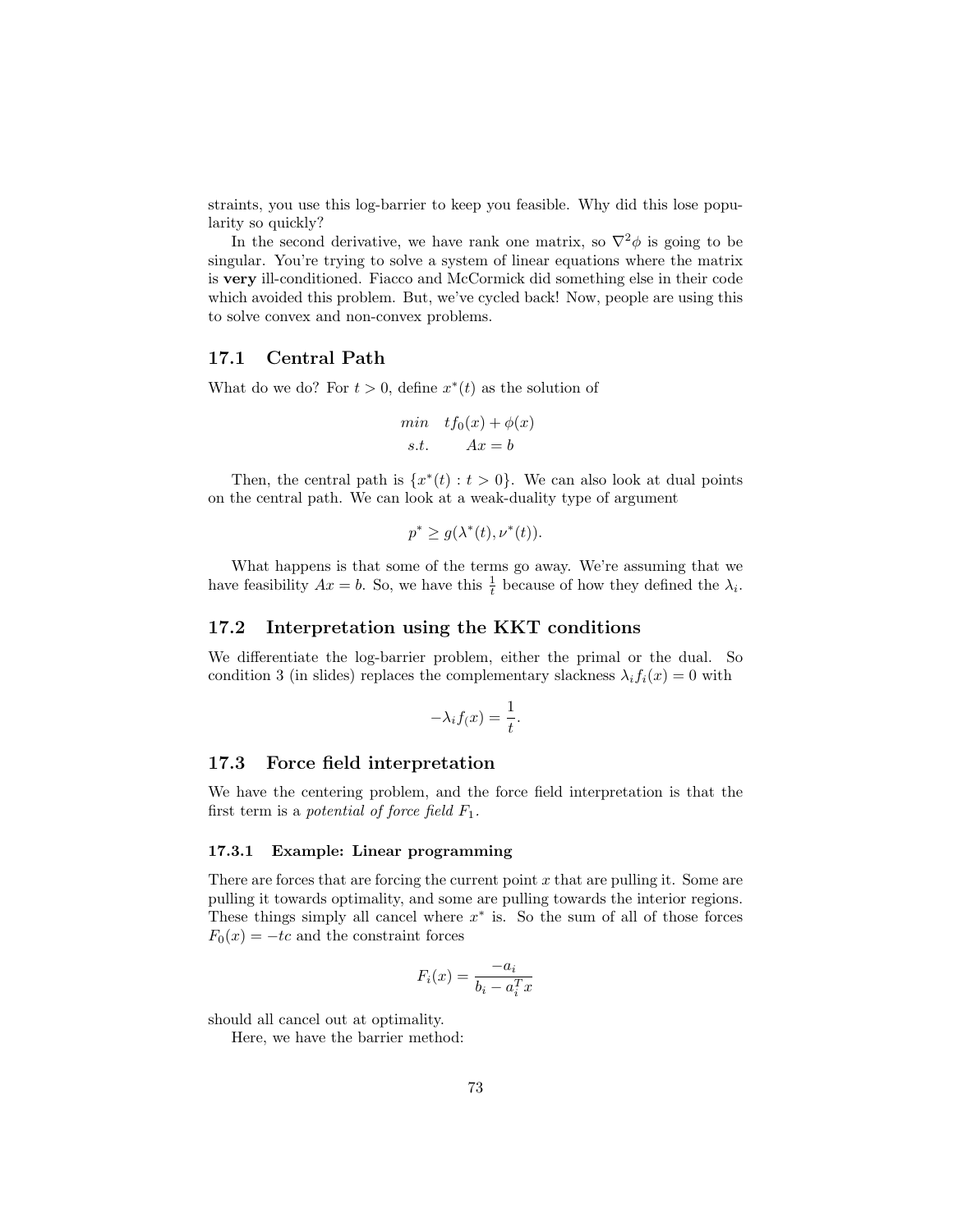straints, you use this log-barrier to keep you feasible. Why did this lose popularity so quickly?

In the second derivative, we have rank one matrix, so $\nabla^2 \phi$ is going to be singular. You're trying to solve a system of linear equations where the matrix is **very** ill-conditioned. Fiacco and McCormick did something else in their code which avoided this problem. But, we've cycled back! Now, people are using this to solve convex and non-convex problems.

## 17.1 Central Path

What do we do? For $t > 0$, define $x^*(t)$ as the solution of

$$\begin{array}{ll} min & tf_0(x) + \phi(x) \\ s.t. & Ax = b \end{array}$$

Then, the central path is $\{x^*(t) : t > 0\}$. We can also look at dual points on the central path. We can look at a weak-duality type of argument

$$p^* \geq g(\lambda^*(t), \nu^*(t)).$$

What happens is that some of the terms go away. We're assuming that we have feasibility $Ax = b$. So, we have this $\frac{1}{t}$ because of how they defined the $\lambda_i$.

## 17.2 Interpretation using the KKT conditions

We differentiate the log-barrier problem, either the primal or the dual. So condition 3 (in slides) replaces the complementary slackness $\lambda_i f_i(x) = 0$ with

$$-\lambda_i f_(x) = \frac{1}{t}.$$

## 17.3 Force field interpretation

We have the centering problem, and the force field interpretation is that the first term is a *potential of force field* $F_1$.

### 17.3.1 Example: Linear programming

There are forces that are forcing the current point $x$ that are pulling it. Some are pulling it towards optimality, and some are pulling towards the interior regions. These things simply all cancel where $x^*$ is. So the sum of all of those forces $F_0(x) = -tc$ and the constraint forces

$$F_i(x) = \frac{-a_i}{b_i - a_i^T x}$$

should all cancel out at optimality.

Here, we have the barrier method: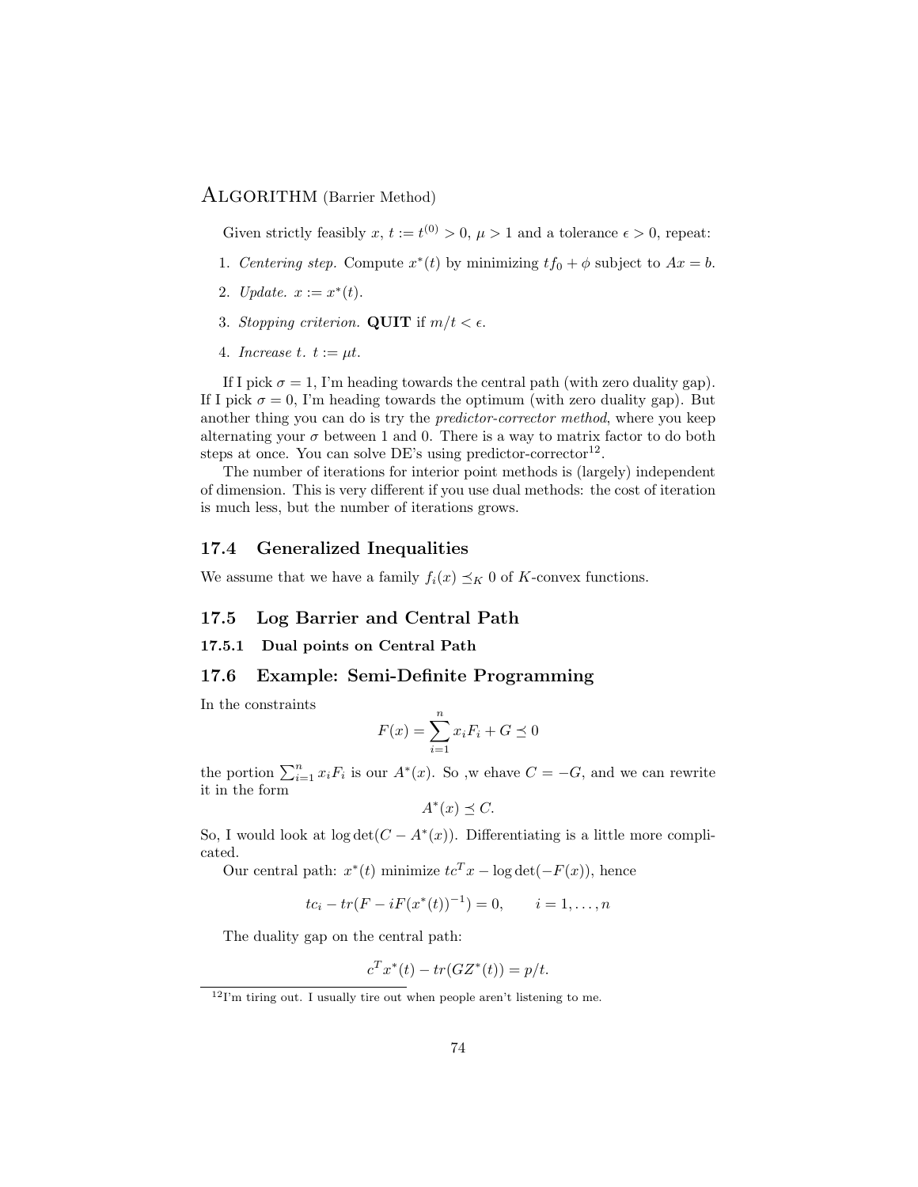Algorithm (Barrier Method)

Given strictly feasibly $x$, $t := t^{(0)} > 0$, $\mu > 1$ and a tolerance $\epsilon > 0$, repeat:

1. *Centering step.* Compute $x^*(t)$ by minimizing $tf_0 + \phi$ subject to $Ax = b$.
2. *Update.* $x := x^*(t)$.
3. *Stopping criterion.* **QUIT** if $m/t < \epsilon$.
4. *Increase t.* $t := \mu t$.

If I pick $\sigma = 1$, I'm heading towards the central path (with zero duality gap). If I pick $\sigma = 0$, I'm heading towards the optimum (with zero duality gap). But another thing you can do is try the *predictor-corrector method*, where you keep alternating your $\sigma$ between 1 and 0. There is a way to matrix factor to do both steps at once. You can solve DE's using predictor-corrector[12].

The number of iterations for interior point methods is (largely) independent of dimension. This is very different if you use dual methods: the cost of iteration is much less, but the number of iterations grows.

## 17.4 Generalized Inequalities

We assume that we have a family $f_i(x) \preceq_K 0$ of $K$-convex functions.

## 17.5 Log Barrier and Central Path

### 17.5.1 Dual points on Central Path

## 17.6 Example: Semi-Definite Programming

In the constraints

$$F(x) = \sum_{i=1}^{n} x_i F_i + G \preceq 0$$

the portion $\sum_{i=1}^{n} x_i F_i$ is our $A^*(x)$. So ,w ehave $C = -G$, and we can rewrite it in the form

$$A^*(x) \preceq C.$$

So, I would look at $\log\det(C - A^*(x))$. Differentiating is a little more complicated.

Our central path: $x^*(t)$ minimize $tc^T x - \log\det(-F(x))$, hence

$$tc_i - tr(F - iF(x^*(t))^{-1}) = 0, \qquad i = 1, \ldots, n$$

The duality gap on the central path:

$$c^T x^*(t) - tr(GZ^*(t)) = p/t.$$

[12] I'm tiring out. I usually tire out when people aren't listening to me.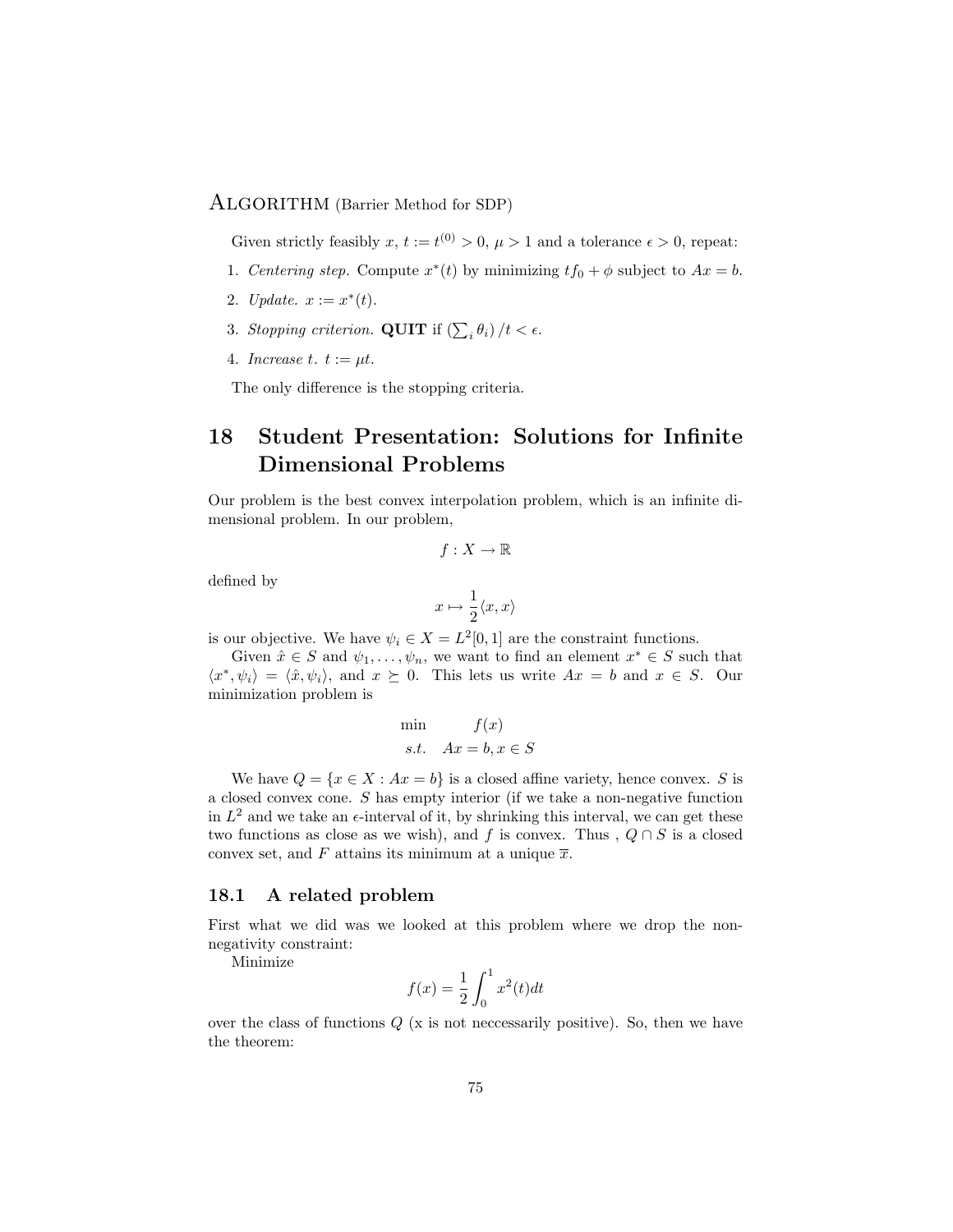Algorithm (Barrier Method for SDP)

Given strictly feasibly $x$, $t := t^{(0)} > 0$, $\mu > 1$ and a tolerance $\epsilon > 0$, repeat:

1. *Centering step.* Compute $x^*(t)$ by minimizing $tf_0 + \phi$ subject to $Ax = b$.
2. *Update.* $x := x^*(t)$.
3. *Stopping criterion.* **QUIT** if $\left(\sum_i \theta_i\right)/t < \epsilon$.
4. *Increase t.* $t := \mu t$.

The only difference is the stopping criteria.

# 18 Student Presentation: Solutions for Infinite Dimensional Problems

Our problem is the best convex interpolation problem, which is an infinite dimensional problem. In our problem,

$$f : X \to \mathbb{R}$$

defined by

$$x \mapsto \frac{1}{2}\langle x, x\rangle$$

is our objective. We have $\psi_i \in X = L^2[0,1]$ are the constraint functions.

Given $\hat{x} \in S$ and $\psi_1, \ldots, \psi_n$, we want to find an element $x^* \in S$ such that $\langle x^*, \psi_i\rangle = \langle \hat{x}, \psi_i\rangle$, and $x \succeq 0$. This lets us write $Ax = b$ and $x \in S$. Our minimization problem is

$$\begin{array}{rl} \min & f(x) \\ s.t. & Ax = b, x \in S \end{array}$$

We have $Q = \{x \in X : Ax = b\}$ is a closed affine variety, hence convex. $S$ is a closed convex cone. $S$ has empty interior (if we take a non-negative function in $L^2$ and we take an $\epsilon$-interval of it, by shrinking this interval, we can get these two functions as close as we wish), and $f$ is convex. Thus , $Q \cap S$ is a closed convex set, and $F$ attains its minimum at a unique $\overline{x}$.

## 18.1 A related problem

First what we did was we looked at this problem where we drop the non-negativity constraint:

Minimize

$$f(x) = \frac{1}{2}\int_0^1 x^2(t)dt$$

over the class of functions $Q$ (x is not neccessarily positive). So, then we have the theorem: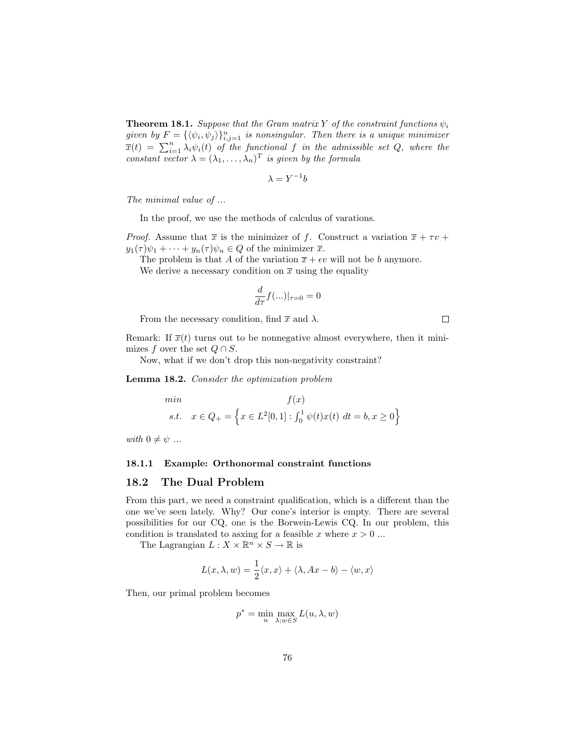**Theorem 18.1.** *Suppose that the Gram matrix $Y$ of the constraint functions $\psi_i$ given by $F = \{\langle \psi_i, \psi_j \rangle\}_{i,j=1}^n$ is nonsingular. Then there is a unique minimizer $\overline{x}(t) = \sum_{i=1}^n \lambda_i \psi_i(t)$ of the functional $f$ in the admissible set $Q$, where the constant vector $\lambda = (\lambda_1, \ldots, \lambda_n)^T$ is given by the formula*

$$\lambda = Y^{-1} b$$

*The minimal value of ...*

In the proof, we use the methods of calculus of varations.

*Proof.* Assume that $\overline{x}$ is the minimizer of $f$. Construct a variation $\overline{x} + \tau v + y_1(\tau)\psi_1 + \cdots + y_n(\tau)\psi_n \in Q$ of the minimizer $\overline{x}$.

The problem is that $A$ of the variation $\overline{x} + \epsilon v$ will not be $b$ anymore.

We derive a necessary condition on $\overline{x}$ using the equality

$$\frac{d}{d\tau} f(...)|_{\tau=0} = 0$$

From the necessary condition, find $\overline{x}$ and $\lambda$. $\square$

Remark: If $\overline{x}(t)$ turns out to be nonnegative almost everywhere, then it minimizes $f$ over the set $Q \cap S$.

Now, what if we don't drop this non-negativity constraint?

**Lemma 18.2.** *Consider the optimization problem*

$$\begin{array}{ll} min & f(x) \\ s.t. & x \in Q_+ = \left\{ x \in L^2[0,1] : \int_0^1 \psi(t)x(t)\ dt = b, x \geq 0 \right\} \end{array}$$

*with $0 \neq \psi$ ...*

### 18.1.1 Example: Orthonormal constraint functions

## 18.2 The Dual Problem

From this part, we need a constraint qualification, which is a different than the one we've seen lately. Why? Our cone's interior is empty. There are several possibilities for our CQ, one is the Borwein-Lewis CQ. In our problem, this condition is translated to asxing for a feasible $x$ where $x > 0$ ...

The Lagrangian $L : X \times \mathbb{R}^n \times S \to \mathbb{R}$ is

$$L(x, \lambda, w) = \frac{1}{2}\langle x, x \rangle + \langle \lambda, Ax - b \rangle - \langle w, x \rangle$$

Then, our primal problem becomes

$$p^* = \min_u \max_{\lambda; w \in S} L(u, \lambda, w)$$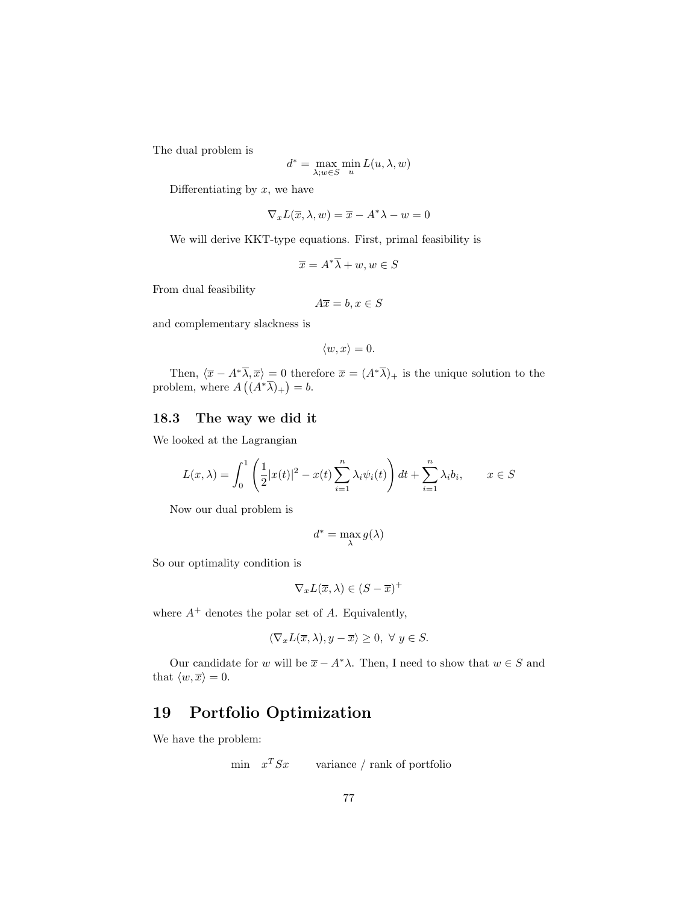The dual problem is

$$d^* = \max_{\lambda; w \in S} \min_{u} L(u, \lambda, w)$$

Differentiating by $x$, we have

$$\nabla_x L(\overline{x}, \lambda, w) = \overline{x} - A^*\lambda - w = 0$$

We will derive KKT-type equations. First, primal feasibility is

$$\overline{x} = A^*\overline{\lambda} + w, w \in S$$

From dual feasibility

$$A\overline{x} = b, x \in S$$

and complementary slackness is

$$\langle w, x \rangle = 0.$$

Then, $\langle \overline{x} - A^*\overline{\lambda}, \overline{x} \rangle = 0$ therefore $\overline{x} = (A^*\overline{\lambda})_+$ is the unique solution to the problem, where $A\left((A^*\overline{\lambda})_+\right) = b$.

### 18.3 The way we did it

We looked at the Lagrangian

$$L(x, \lambda) = \int_0^1 \left( \frac{1}{2}|x(t)|^2 - x(t) \sum_{i=1}^n \lambda_i \psi_i(t) \right) dt + \sum_{i=1}^n \lambda_i b_i, \qquad x \in S$$

Now our dual problem is

$$d^* = \max_{\lambda} g(\lambda)$$

So our optimality condition is

$$\nabla_x L(\overline{x}, \lambda) \in (S - \overline{x})^+$$

where $A^+$ denotes the polar set of $A$. Equivalently,

$$\langle \nabla_x L(\overline{x}, \lambda), y - \overline{x} \rangle \geq 0, \ \forall \ y \in S.$$

Our candidate for $w$ will be $\overline{x} - A^*\lambda$. Then, I need to show that $w \in S$ and that $\langle w, \overline{x} \rangle = 0$.

## 19 Portfolio Optimization

We have the problem:

$$\min \quad x^T S x \qquad \text{variance / rank of portfolio}$$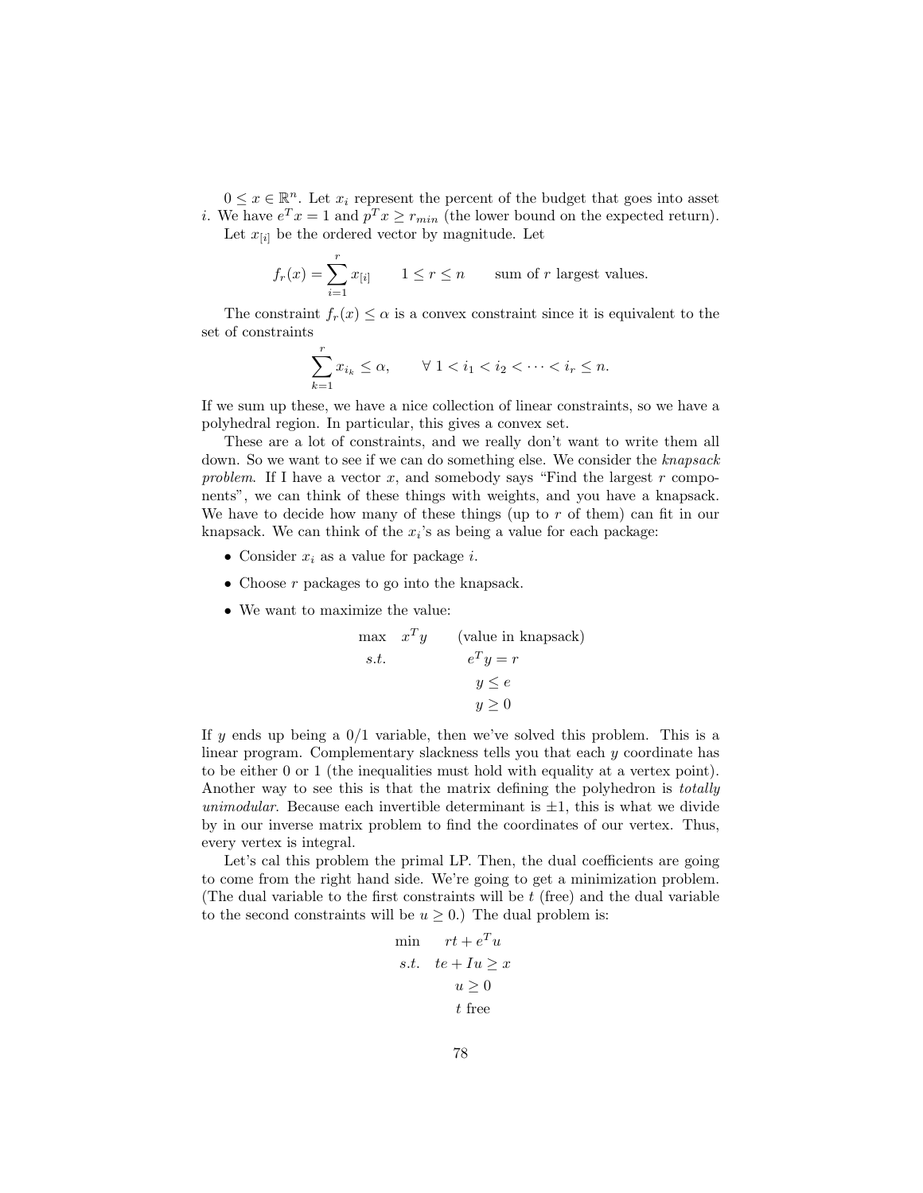$0 \leq x \in \mathbb{R}^n$. Let $x_i$ represent the percent of the budget that goes into asset $i$. We have $e^T x = 1$ and $p^T x \geq r_{min}$ (the lower bound on the expected return).

Let $x_{[i]}$ be the ordered vector by magnitude. Let

$$f_r(x) = \sum_{i=1}^{r} x_{[i]} \qquad 1 \leq r \leq n \qquad \text{sum of } r \text{ largest values.}$$

The constraint $f_r(x) \leq \alpha$ is a convex constraint since it is equivalent to the set of constraints

$$\sum_{k=1}^{r} x_{i_k} \leq \alpha, \qquad \forall\ 1 < i_1 < i_2 < \cdots < i_r \leq n.$$

If we sum up these, we have a nice collection of linear constraints, so we have a polyhedral region. In particular, this gives a convex set.

These are a lot of constraints, and we really don't want to write them all down. So we want to see if we can do something else. We consider the *knapsack problem*. If I have a vector $x$, and somebody says "Find the largest $r$ components", we can think of these things with weights, and you have a knapsack. We have to decide how many of these things (up to $r$ of them) can fit in our knapsack. We can think of the $x_i$'s as being a value for each package:

- Consider $x_i$ as a value for package $i$.
- Choose $r$ packages to go into the knapsack.
- We want to maximize the value:

$$\begin{aligned} \max \quad & x^T y \qquad \text{(value in knapsack)} \\ s.t. \quad & e^T y = r \\ & y \leq e \\ & y \geq 0 \end{aligned}$$

If $y$ ends up being a $0/1$ variable, then we've solved this problem. This is a linear program. Complementary slackness tells you that each $y$ coordinate has to be either 0 or 1 (the inequalities must hold with equality at a vertex point). Another way to see this is that the matrix defining the polyhedron is *totally unimodular*. Because each invertible determinant is $\pm 1$, this is what we divide by in our inverse matrix problem to find the coordinates of our vertex. Thus, every vertex is integral.

Let's cal this problem the primal LP. Then, the dual coefficients are going to come from the right hand side. We're going to get a minimization problem. (The dual variable to the first constraints will be $t$ (free) and the dual variable to the second constraints will be $u \geq 0$.) The dual problem is:

$$\begin{aligned} \min \quad & rt + e^T u \\ s.t. \quad & te + Iu \geq x \\ & u \geq 0 \\ & t \text{ free} \end{aligned}$$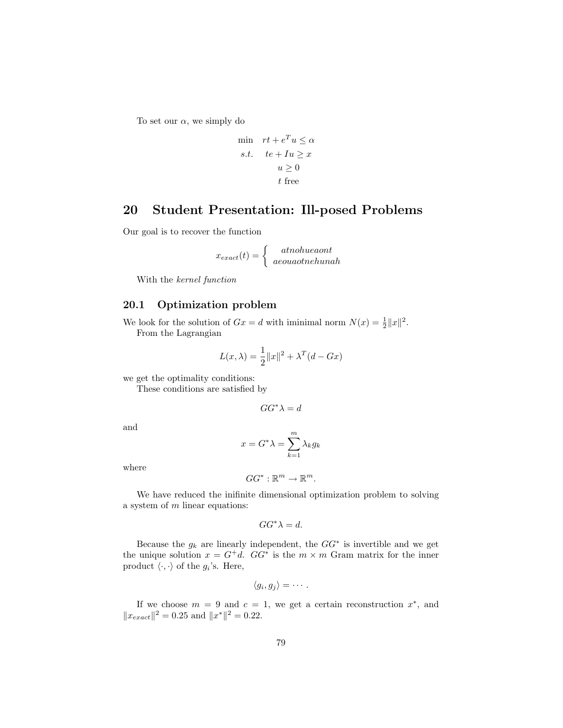To set our $\alpha$, we simply do

$$
\begin{aligned}
\min \quad & rt + e^T u \leq \alpha \\
s.t. \quad & te + Iu \geq x \\
& u \geq 0 \\
& t \text{ free}
\end{aligned}
$$

# 20 Student Presentation: Ill-posed Problems

Our goal is to recover the function

$$
x_{exact}(t) = \begin{cases} atnohueaont \\ aeouaotnehunah \end{cases}
$$

With the *kernel function*

## 20.1 Optimization problem

We look for the solution of $Gx = d$ with iminimal norm $N(x) = \frac{1}{2}\|x\|^2$.

From the Lagrangian

$$
L(x, \lambda) = \frac{1}{2}\|x\|^2 + \lambda^T(d - Gx)
$$

we get the optimality conditions:

These conditions are satisfied by

$$
GG^*\lambda = d
$$

and

$$
x = G^*\lambda = \sum_{k=1}^{m} \lambda_k g_k
$$

where

$$
GG^* : \mathbb{R}^m \to \mathbb{R}^m.
$$

We have reduced the inifinite dimensional optimization problem to solving a system of $m$ linear equations:

$$
GG^*\lambda = d.
$$

Because the $g_k$ are linearly independent, the $GG^*$ is invertible and we get the unique solution $x = G^+d$. $GG^*$ is the $m \times m$ Gram matrix for the inner product $\langle \cdot, \cdot \rangle$ of the $g_i$'s. Here,

$$
\langle g_i, g_j \rangle = \cdots .
$$

If we choose $m = 9$ and $c = 1$, we get a certain reconstruction $x^*$, and $\|x_{exact}\|^2 = 0.25$ and $\|x^*\|^2 = 0.22$.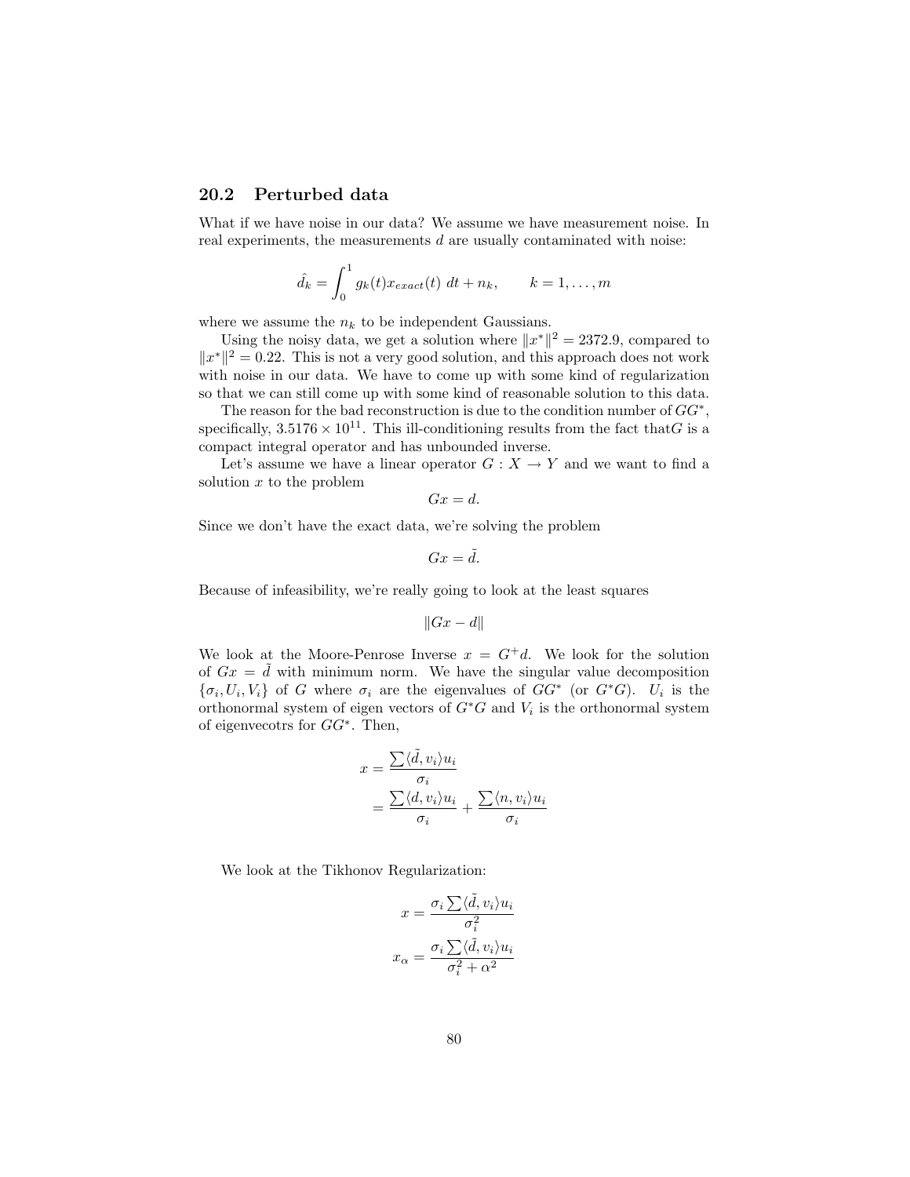## 20.2 Perturbed data

What if we have noise in our data? We assume we have measurement noise. In real experiments, the measurements $d$ are usually contaminated with noise:

$$\hat{d}_k = \int_0^1 g_k(t) x_{exact}(t)\ dt + n_k, \qquad k = 1, \ldots, m$$

where we assume the $n_k$ to be independent Gaussians.

Using the noisy data, we get a solution where $\|x^*\|^2 = 2372.9$, compared to $\|x^*\|^2 = 0.22$. This is not a very good solution, and this approach does not work with noise in our data. We have to come up with some kind of regularization so that we can still come up with some kind of reasonable solution to this data.

The reason for the bad reconstruction is due to the condition number of $GG^*$, specifically, $3.5176 \times 10^{11}$. This ill-conditioning results from the fact that$G$ is a compact integral operator and has unbounded inverse.

Let's assume we have a linear operator $G : X \to Y$ and we want to find a solution $x$ to the problem

$$Gx = d.$$

Since we don't have the exact data, we're solving the problem

$$Gx = \tilde{d}.$$

Because of infeasibility, we're really going to look at the least squares

$$\|Gx - d\|$$

We look at the Moore-Penrose Inverse $x = G^+ d$. We look for the solution of $Gx = \tilde{d}$ with minimum norm. We have the singular value decomposition $\{\sigma_i, U_i, V_i\}$ of $G$ where $\sigma_i$ are the eigenvalues of $GG^*$ (or $G^*G$). $U_i$ is the orthonormal system of eigen vectors of $G^*G$ and $V_i$ is the orthonormal system of eigenvecotrs for $GG^*$. Then,

$$\begin{aligned} x &= \frac{\sum \langle \tilde{d}, v_i \rangle u_i}{\sigma_i} \\ &= \frac{\sum \langle d, v_i \rangle u_i}{\sigma_i} + \frac{\sum \langle n, v_i \rangle u_i}{\sigma_i} \end{aligned}$$

We look at the Tikhonov Regularization:

$$\begin{aligned} x &= \frac{\sigma_i \sum \langle \tilde{d}, v_i \rangle u_i}{\sigma_i^2} \\ x_\alpha &= \frac{\sigma_i \sum \langle \tilde{d}, v_i \rangle u_i}{\sigma_i^2 + \alpha^2} \end{aligned}$$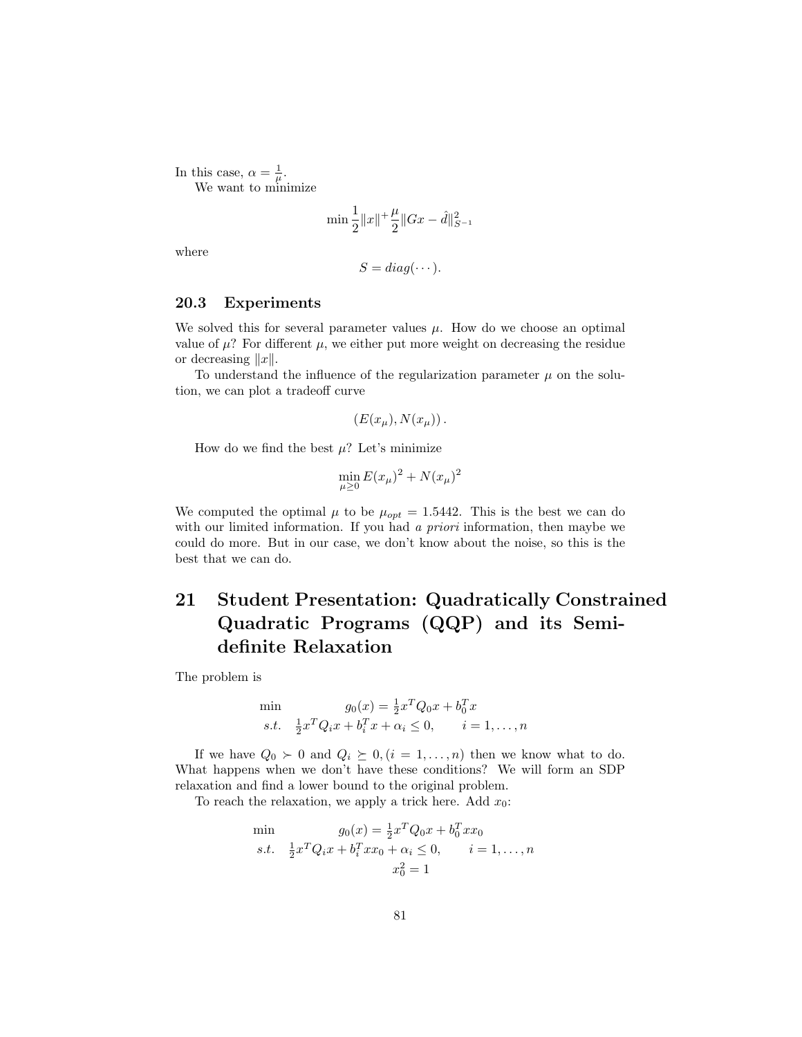In this case, $\alpha = \frac{1}{\mu}$.

We want to minimize

$$\min \frac{1}{2}\|x\|^{+}\frac{\mu}{2}\|Gx - \hat{d}\|^2_{S^{-1}}$$

where

$$S = diag(\cdots).$$

### 20.3 Experiments

We solved this for several parameter values $\mu$. How do we choose an optimal value of $\mu$? For different $\mu$, we either put more weight on decreasing the residue or decreasing $\|x\|$.

To understand the influence of the regularization parameter $\mu$ on the solution, we can plot a tradeoff curve

$$\left(E(x_\mu), N(x_\mu)\right).$$

How do we find the best $\mu$? Let's minimize

$$\min_{\mu \geq 0} E(x_\mu)^2 + N(x_\mu)^2$$

We computed the optimal $\mu$ to be $\mu_{opt} = 1.5442$. This is the best we can do with our limited information. If you had *a priori* information, then maybe we could do more. But in our case, we don't know about the noise, so this is the best that we can do.

## 21 Student Presentation: Quadratically Constrained Quadratic Programs (QQP) and its Semidefinite Relaxation

The problem is

$$\begin{array}{ll} \min & g_0(x) = \frac{1}{2}x^T Q_0 x + b_0^T x \\ s.t. & \frac{1}{2}x^T Q_i x + b_i^T x + \alpha_i \leq 0, \qquad i = 1, \ldots, n \end{array}$$

If we have $Q_0 \succ 0$ and $Q_i \succeq 0, (i = 1, \ldots, n)$ then we know what to do. What happens when we don't have these conditions? We will form an SDP relaxation and find a lower bound to the original problem.

To reach the relaxation, we apply a trick here. Add $x_0$:

$$\begin{array}{ll} \min & g_0(x) = \frac{1}{2}x^T Q_0 x + b_0^T x x_0 \\ s.t. & \frac{1}{2}x^T Q_i x + b_i^T x x_0 + \alpha_i \leq 0, \qquad i = 1, \ldots, n \\ & x_0^2 = 1 \end{array}$$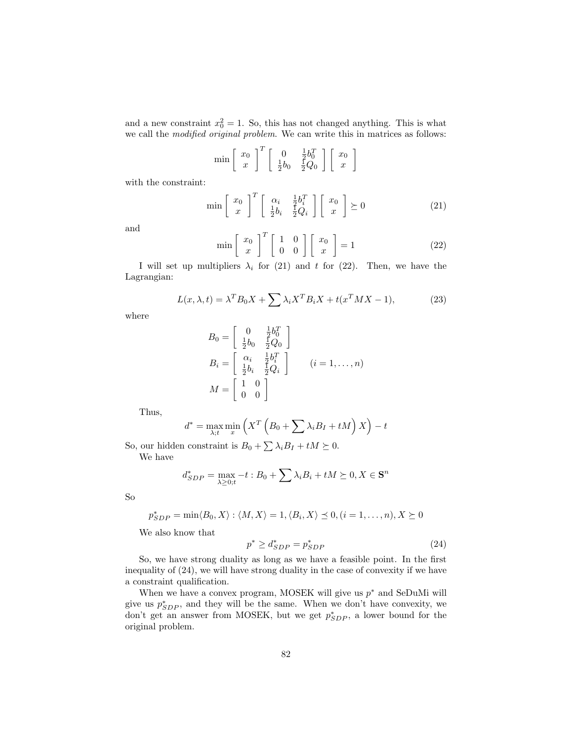and a new constraint $x_0^2 = 1$. So, this has not changed anything. This is what we call the *modified original problem*. We can write this in matrices as follows:

$$\min \begin{bmatrix} x_0 \\ x \end{bmatrix}^T \begin{bmatrix} 0 & \frac{1}{2}b_0^T \\ \frac{1}{2}b_0 & \frac{1}{2}Q_0 \end{bmatrix} \begin{bmatrix} x_0 \\ x \end{bmatrix}$$

with the constraint:

$$\min \begin{bmatrix} x_0 \\ x \end{bmatrix}^T \begin{bmatrix} \alpha_i & \frac{1}{2}b_i^T \\ \frac{1}{2}b_i & \frac{1}{2}Q_i \end{bmatrix} \begin{bmatrix} x_0 \\ x \end{bmatrix} \succeq 0 \tag{21}$$

and

$$\min \begin{bmatrix} x_0 \\ x \end{bmatrix}^T \begin{bmatrix} 1 & 0 \\ 0 & 0 \end{bmatrix} \begin{bmatrix} x_0 \\ x \end{bmatrix} = 1 \tag{22}$$

I will set up multipliers $\lambda_i$ for (21) and $t$ for (22). Then, we have the Lagrangian:

$$L(x, \lambda, t) = \lambda^T B_0 X + \sum \lambda_i X^T B_i X + t(x^T M X - 1), \tag{23}$$

where

$$B_0 = \begin{bmatrix} 0 & \frac{1}{2}b_0^T \\ \frac{1}{2}b_0 & \frac{1}{2}Q_0 \end{bmatrix}$$

$$B_i = \begin{bmatrix} \alpha_i & \frac{1}{2}b_i^T \\ \frac{1}{2}b_i & \frac{1}{2}Q_i \end{bmatrix} \qquad (i = 1, \ldots, n)$$

$$M = \begin{bmatrix} 1 & 0 \\ 0 & 0 \end{bmatrix}$$

Thus,

$$d^* = \max_{\lambda;t} \min_x \left( X^T \left( B_0 + \sum \lambda_i B_I + tM \right) X \right) - t$$

So, our hidden constraint is $B_0 + \sum \lambda_i B_I + tM \succeq 0$.

We have

$$d^*_{SDP} = \max_{\lambda \geq 0;t} -t : B_0 + \sum \lambda_i B_i + tM \succeq 0, X \in \mathbf{S}^n$$

So

$$p^*_{SDP} = \min \langle B_0, X \rangle : \langle M, X \rangle = 1, \langle B_i, X \rangle \preceq 0, (i = 1, \ldots, n), X \succeq 0$$

We also know that

$$p^* \geq d^*_{SDP} = p^*_{SDP} \tag{24}$$

So, we have strong duality as long as we have a feasible point. In the first inequality of (24), we will have strong duality in the case of convexity if we have a constraint qualification.

When we have a convex program, MOSEK will give us $p^*$ and SeDuMi will give us $p^*_{SDP}$, and they will be the same. When we don't have convexity, we don't get an answer from MOSEK, but we get $p^*_{SDP}$, a lower bound for the original problem.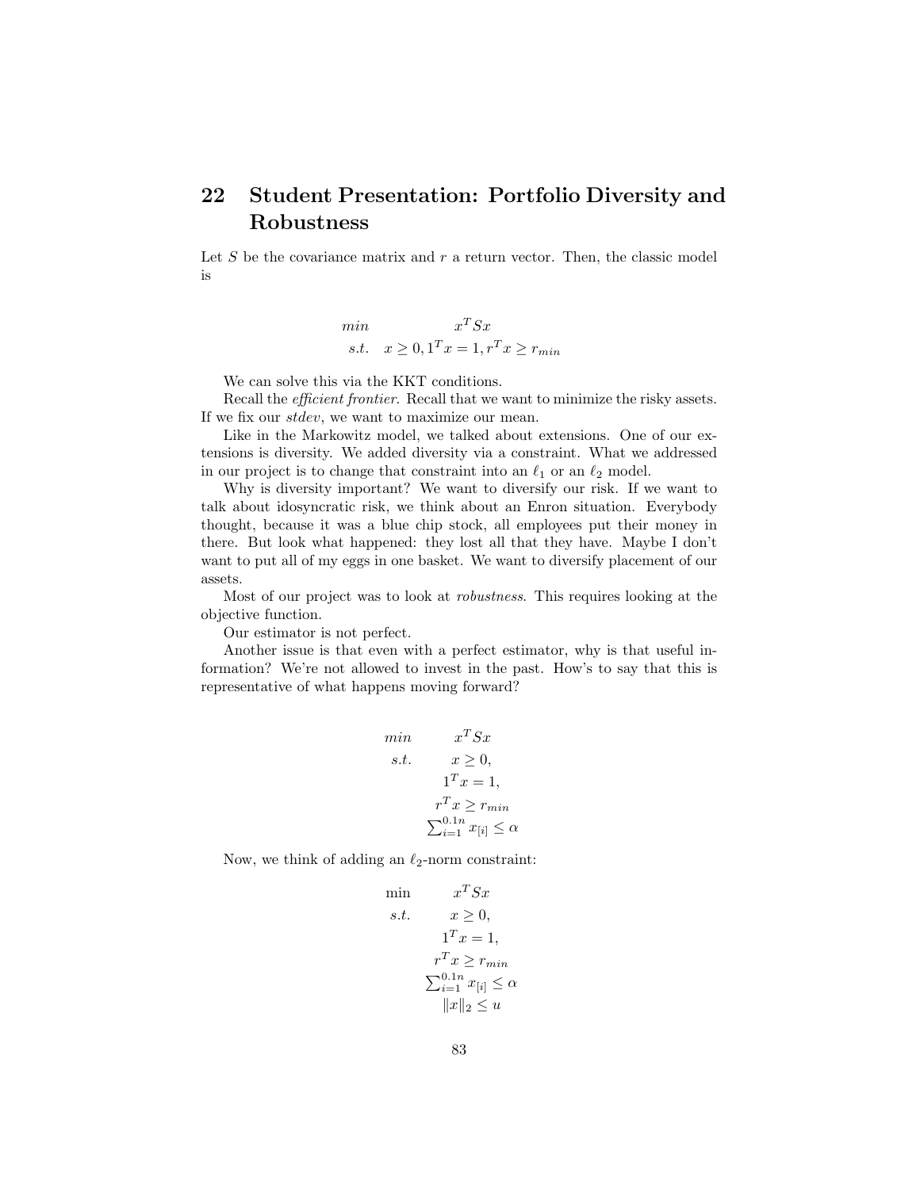# 22 Student Presentation: Portfolio Diversity and Robustness

Let $S$ be the covariance matrix and $r$ a return vector. Then, the classic model is

$$
\begin{array}{rc}
min & x^T S x \\
s.t. & x \geq 0, 1^T x = 1, r^T x \geq r_{min}
\end{array}
$$

We can solve this via the KKT conditions.

Recall the *efficient frontier*. Recall that we want to minimize the risky assets. If we fix our *stdev*, we want to maximize our mean.

Like in the Markowitz model, we talked about extensions. One of our extensions is diversity. We added diversity via a constraint. What we addressed in our project is to change that constraint into an $\ell_1$ or an $\ell_2$ model.

Why is diversity important? We want to diversify our risk. If we want to talk about idosyncratic risk, we think about an Enron situation. Everybody thought, because it was a blue chip stock, all employees put their money in there. But look what happened: they lost all that they have. Maybe I don't want to put all of my eggs in one basket. We want to diversify placement of our assets.

Most of our project was to look at *robustness*. This requires looking at the objective function.

Our estimator is not perfect.

Another issue is that even with a perfect estimator, why is that useful information? We're not allowed to invest in the past. How's to say that this is representative of what happens moving forward?

$$
\begin{array}{rc}
min & x^T S x \\
s.t. & x \geq 0, \\
 & 1^T x = 1, \\
 & r^T x \geq r_{min} \\
 & \sum_{i=1}^{0.1n} x_{[i]} \leq \alpha
\end{array}
$$

Now, we think of adding an $\ell_2$-norm constraint:

$$
\begin{array}{rc}
\min & x^T S x \\
s.t. & x \geq 0, \\
 & 1^T x = 1, \\
 & r^T x \geq r_{min} \\
 & \sum_{i=1}^{0.1n} x_{[i]} \leq \alpha \\
 & \|x\|_2 \leq u
\end{array}
$$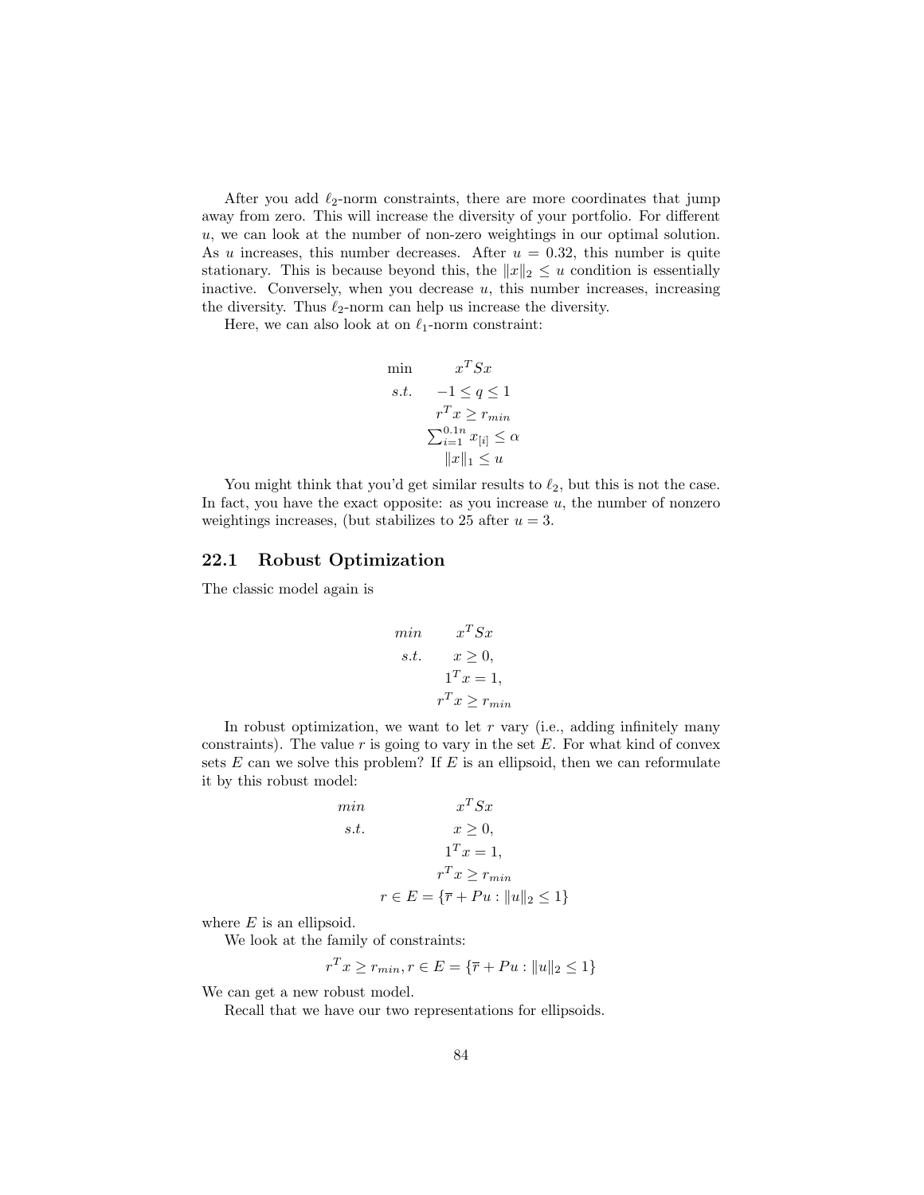After you add $\ell_2$-norm constraints, there are more coordinates that jump away from zero. This will increase the diversity of your portfolio. For different $u$, we can look at the number of non-zero weightings in our optimal solution. As $u$ increases, this number decreases. After $u = 0.32$, this number is quite stationary. This is because beyond this, the $\|x\|_2 \leq u$ condition is essentially inactive. Conversely, when you decrease $u$, this number increases, increasing the diversity. Thus $\ell_2$-norm can help us increase the diversity.

Here, we can also look at on $\ell_1$-norm constraint:

$$
\begin{aligned}
\min \quad & x^T S x \\
s.t. \quad & -1 \leq q \leq 1 \\
& r^T x \geq r_{min} \\
& \textstyle\sum_{i=1}^{0.1n} x_{[i]} \leq \alpha \\
& \|x\|_1 \leq u
\end{aligned}
$$

You might think that you'd get similar results to $\ell_2$, but this is not the case. In fact, you have the exact opposite: as you increase $u$, the number of nonzero weightings increases, (but stabilizes to 25 after $u = 3$.

## 22.1 Robust Optimization

The classic model again is

$$
\begin{aligned}
min \quad & x^T S x \\
s.t. \quad & x \geq 0, \\
& 1^T x = 1, \\
& r^T x \geq r_{min}
\end{aligned}
$$

In robust optimization, we want to let $r$ vary (i.e., adding infinitely many constraints). The value $r$ is going to vary in the set $E$. For what kind of convex sets $E$ can we solve this problem? If $E$ is an ellipsoid, then we can reformulate it by this robust model:

$$
\begin{aligned}
min \quad & x^T S x \\
s.t. \quad & x \geq 0, \\
& 1^T x = 1, \\
& r^T x \geq r_{min} \\
& r \in E = \{\overline{r} + Pu : \|u\|_2 \leq 1\}
\end{aligned}
$$

where $E$ is an ellipsoid.

We look at the family of constraints:

$$
r^T x \geq r_{min}, r \in E = \{\overline{r} + Pu : \|u\|_2 \leq 1\}
$$

We can get a new robust model.

Recall that we have our two representations for ellipsoids.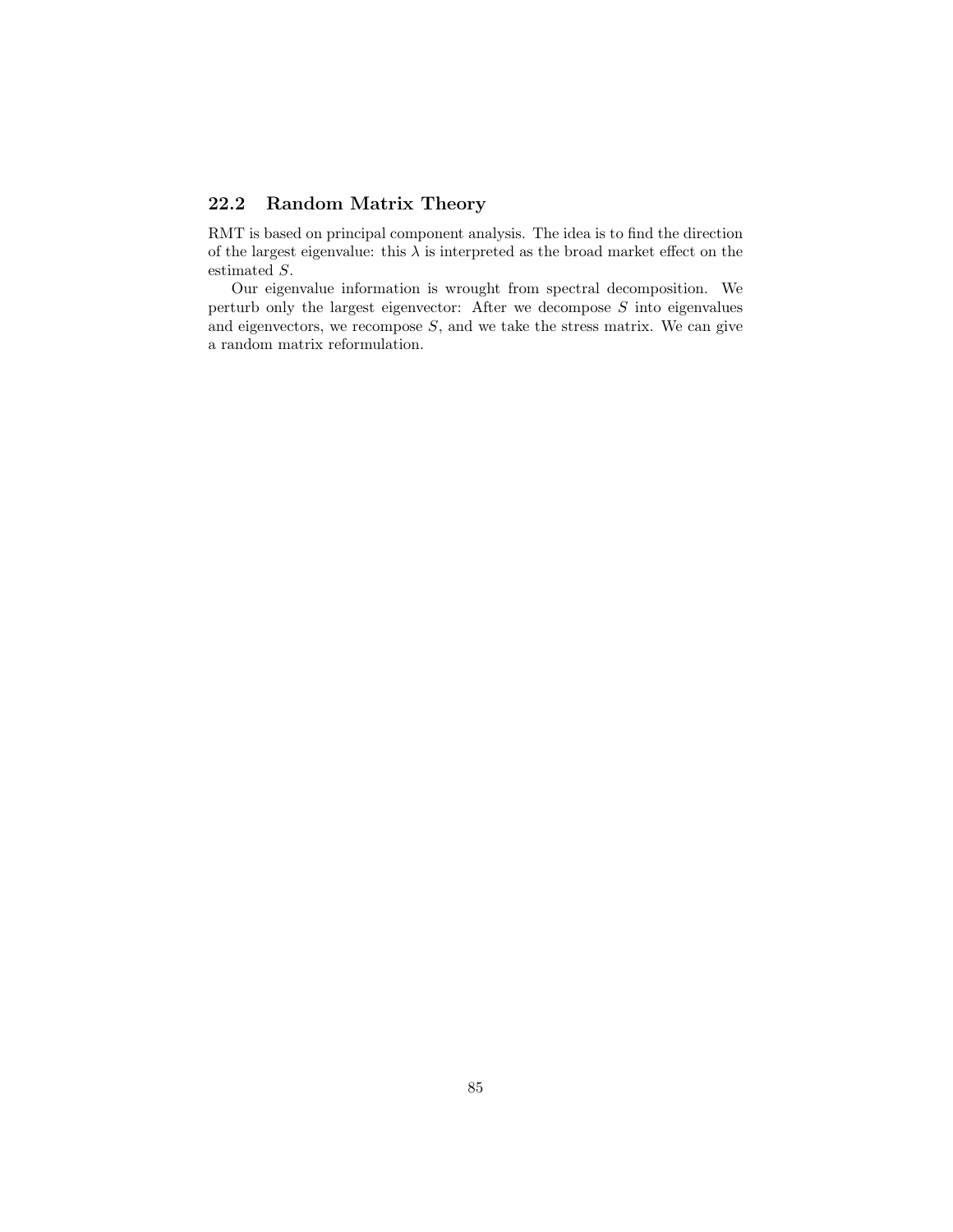## 22.2 Random Matrix Theory

RMT is based on principal component analysis. The idea is to find the direction of the largest eigenvalue: this $\lambda$ is interpreted as the broad market effect on the estimated $S$.

Our eigenvalue information is wrought from spectral decomposition. We perturb only the largest eigenvector: After we decompose $S$ into eigenvalues and eigenvectors, we recompose $S$, and we take the stress matrix. We can give a random matrix reformulation.